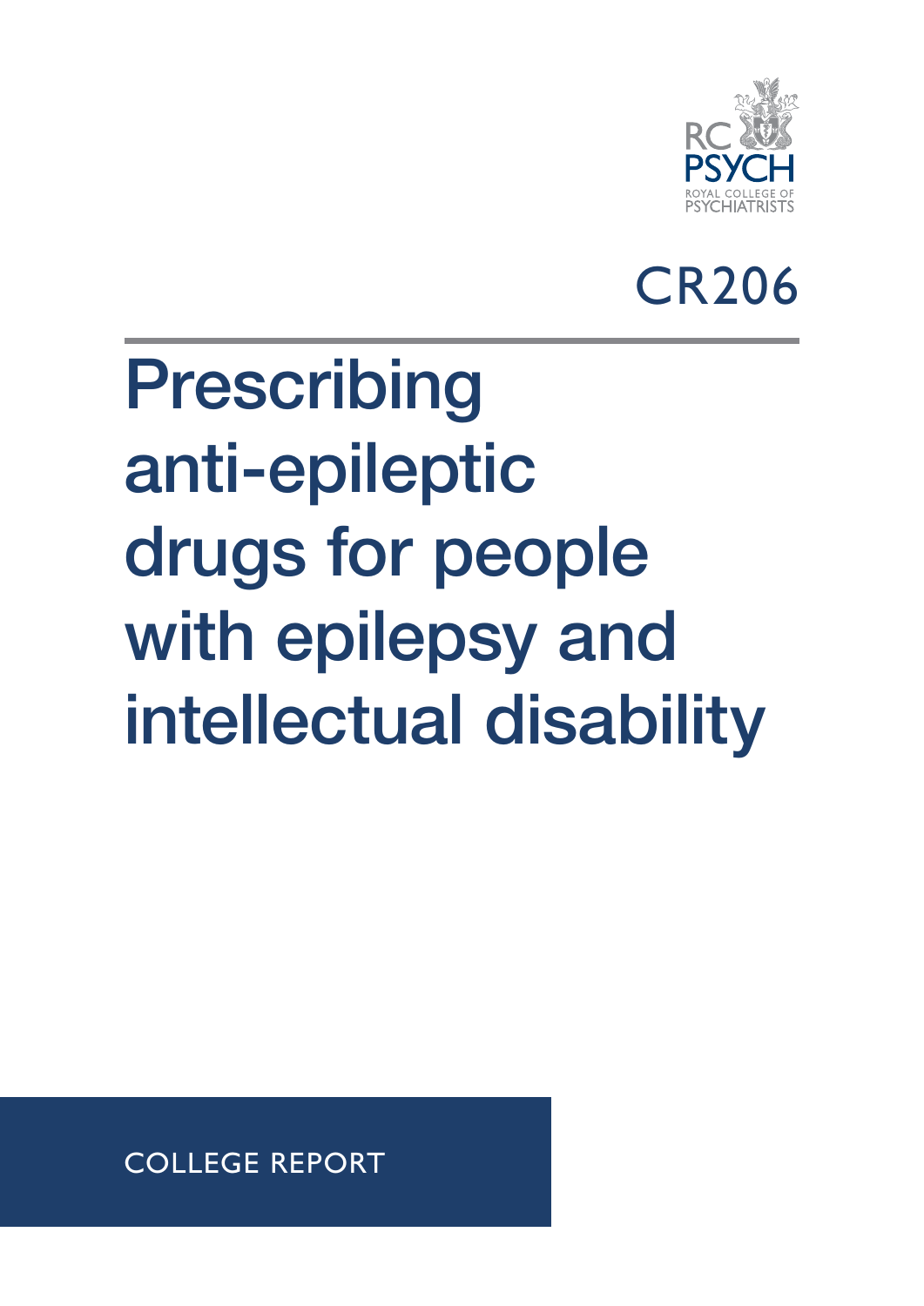RC PSYCH
ROYAL COLLEGE OF PSYCHIATRISTS

CR206

# Prescribing anti-epileptic drugs for people with epilepsy and intellectual disability

COLLEGE REPORT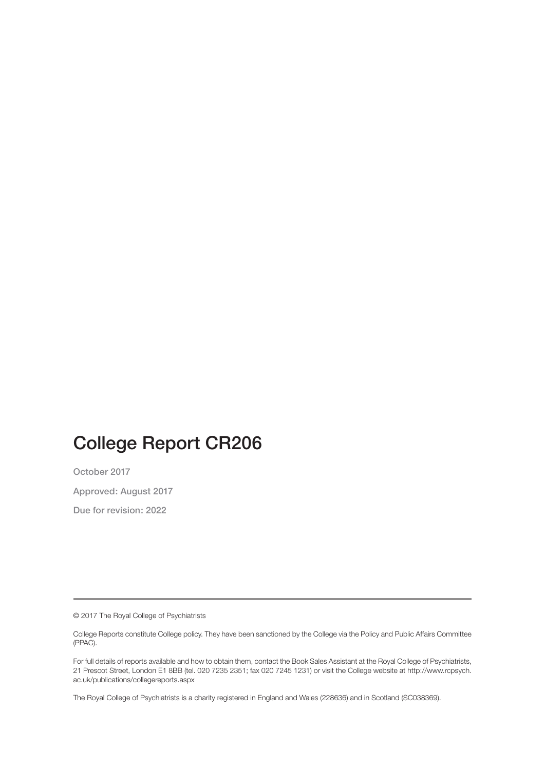# College Report CR206

October 2017

Approved: August 2017

Due for revision: 2022

---

© 2017 The Royal College of Psychiatrists

College Reports constitute College policy. They have been sanctioned by the College via the Policy and Public Affairs Committee (PPAC).

For full details of reports available and how to obtain them, contact the Book Sales Assistant at the Royal College of Psychiatrists, 21 Prescot Street, London E1 8BB (tel. 020 7235 2351; fax 020 7245 1231) or visit the College website at http://www.rcpsych.ac.uk/publications/collegereports.aspx

The Royal College of Psychiatrists is a charity registered in England and Wales (228636) and in Scotland (SC038369).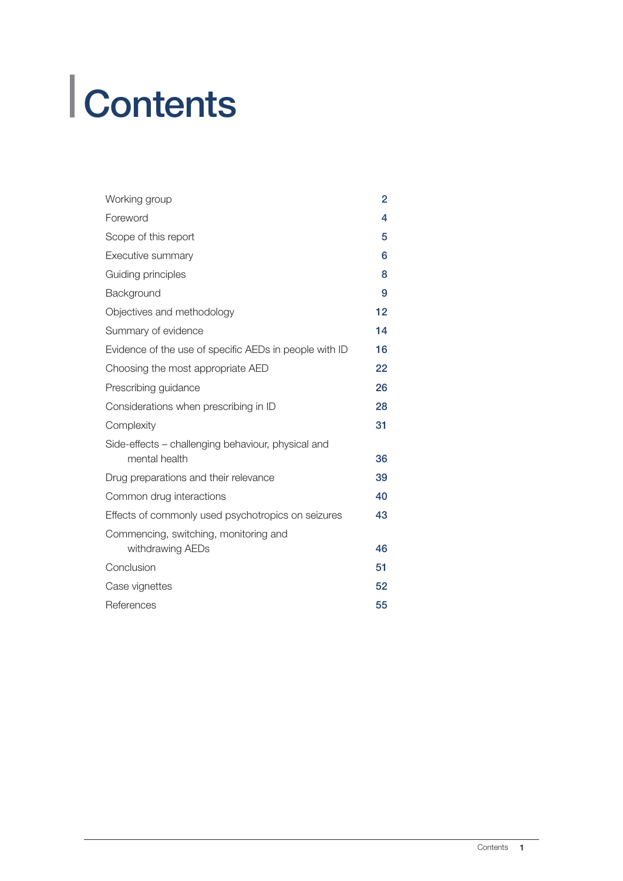# Contents

| | |
|---|---|
| Working group | 2 |
| Foreword | 4 |
| Scope of this report | 5 |
| Executive summary | 6 |
| Guiding principles | 8 |
| Background | 9 |
| Objectives and methodology | 12 |
| Summary of evidence | 14 |
| Evidence of the use of specific AEDs in people with ID | 16 |
| Choosing the most appropriate AED | 22 |
| Prescribing guidance | 26 |
| Considerations when prescribing in ID | 28 |
| Complexity | 31 |
| Side-effects – challenging behaviour, physical and mental health | 36 |
| Drug preparations and their relevance | 39 |
| Common drug interactions | 40 |
| Effects of commonly used psychotropics on seizures | 43 |
| Commencing, switching, monitoring and withdrawing AEDs | 46 |
| Conclusion | 51 |
| Case vignettes | 52 |
| References | 55 |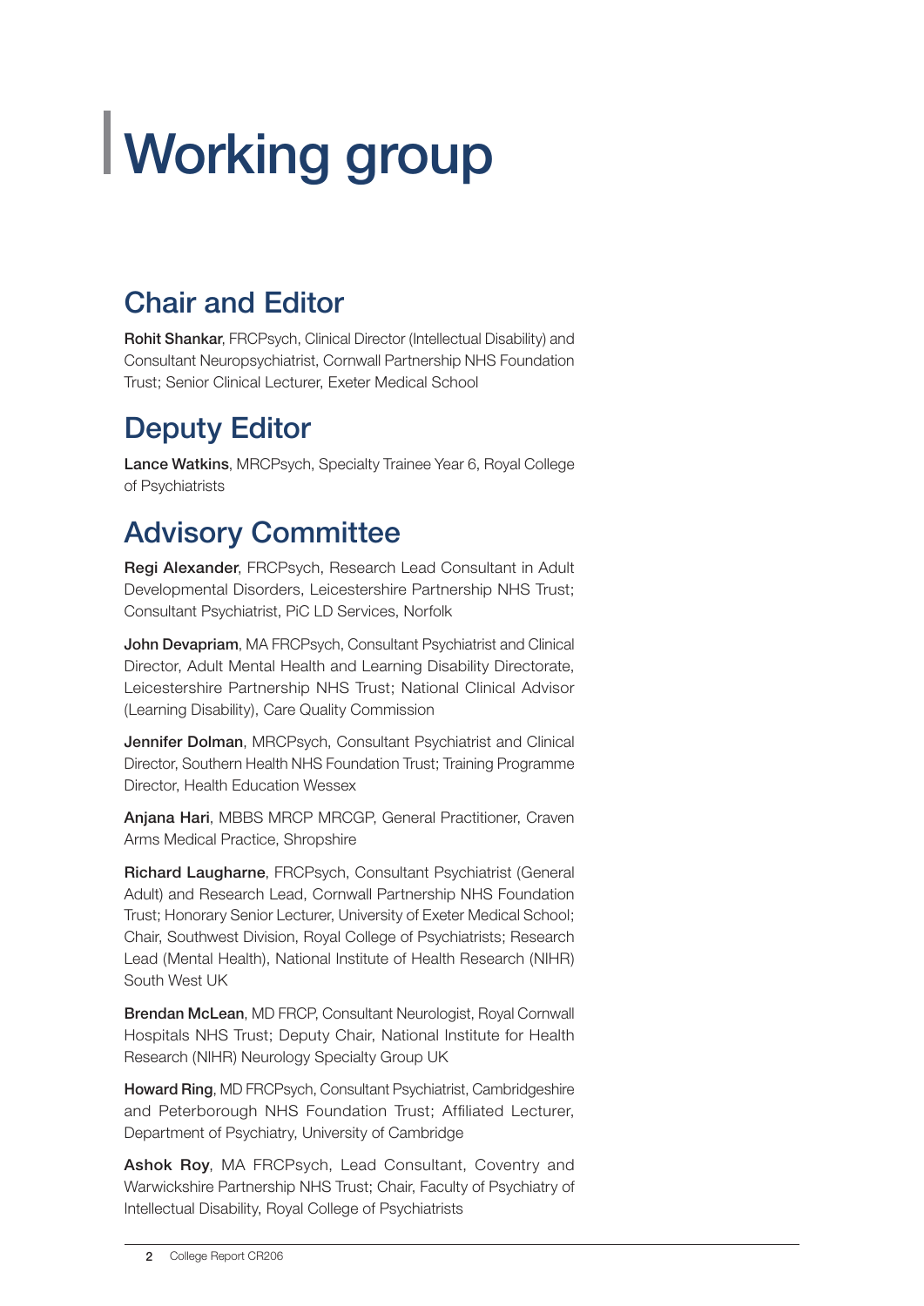# Working group

## Chair and Editor

**Rohit Shankar**, FRCPsych, Clinical Director (Intellectual Disability) and Consultant Neuropsychiatrist, Cornwall Partnership NHS Foundation Trust; Senior Clinical Lecturer, Exeter Medical School

## Deputy Editor

**Lance Watkins**, MRCPsych, Specialty Trainee Year 6, Royal College of Psychiatrists

## Advisory Committee

**Regi Alexander**, FRCPsych, Research Lead Consultant in Adult Developmental Disorders, Leicestershire Partnership NHS Trust; Consultant Psychiatrist, PiC LD Services, Norfolk

**John Devapriam**, MA FRCPsych, Consultant Psychiatrist and Clinical Director, Adult Mental Health and Learning Disability Directorate, Leicestershire Partnership NHS Trust; National Clinical Advisor (Learning Disability), Care Quality Commission

**Jennifer Dolman**, MRCPsych, Consultant Psychiatrist and Clinical Director, Southern Health NHS Foundation Trust; Training Programme Director, Health Education Wessex

**Anjana Hari**, MBBS MRCP MRCGP, General Practitioner, Craven Arms Medical Practice, Shropshire

**Richard Laugharne**, FRCPsych, Consultant Psychiatrist (General Adult) and Research Lead, Cornwall Partnership NHS Foundation Trust; Honorary Senior Lecturer, University of Exeter Medical School; Chair, Southwest Division, Royal College of Psychiatrists; Research Lead (Mental Health), National Institute of Health Research (NIHR) South West UK

**Brendan McLean**, MD FRCP, Consultant Neurologist, Royal Cornwall Hospitals NHS Trust; Deputy Chair, National Institute for Health Research (NIHR) Neurology Specialty Group UK

**Howard Ring**, MD FRCPsych, Consultant Psychiatrist, Cambridgeshire and Peterborough NHS Foundation Trust; Affiliated Lecturer, Department of Psychiatry, University of Cambridge

**Ashok Roy**, MA FRCPsych, Lead Consultant, Coventry and Warwickshire Partnership NHS Trust; Chair, Faculty of Psychiatry of Intellectual Disability, Royal College of Psychiatrists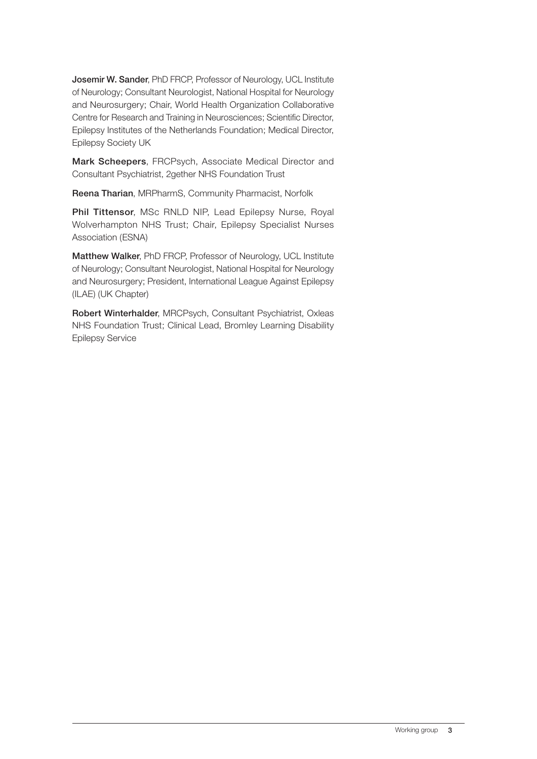**Josemir W. Sander**, PhD FRCP, Professor of Neurology, UCL Institute of Neurology; Consultant Neurologist, National Hospital for Neurology and Neurosurgery; Chair, World Health Organization Collaborative Centre for Research and Training in Neurosciences; Scientific Director, Epilepsy Institutes of the Netherlands Foundation; Medical Director, Epilepsy Society UK

**Mark Scheepers**, FRCPsych, Associate Medical Director and Consultant Psychiatrist, 2gether NHS Foundation Trust

**Reena Tharian**, MRPharmS, Community Pharmacist, Norfolk

**Phil Tittensor**, MSc RNLD NIP, Lead Epilepsy Nurse, Royal Wolverhampton NHS Trust; Chair, Epilepsy Specialist Nurses Association (ESNA)

**Matthew Walker**, PhD FRCP, Professor of Neurology, UCL Institute of Neurology; Consultant Neurologist, National Hospital for Neurology and Neurosurgery; President, International League Against Epilepsy (ILAE) (UK Chapter)

**Robert Winterhalder**, MRCPsych, Consultant Psychiatrist, Oxleas NHS Foundation Trust; Clinical Lead, Bromley Learning Disability Epilepsy Service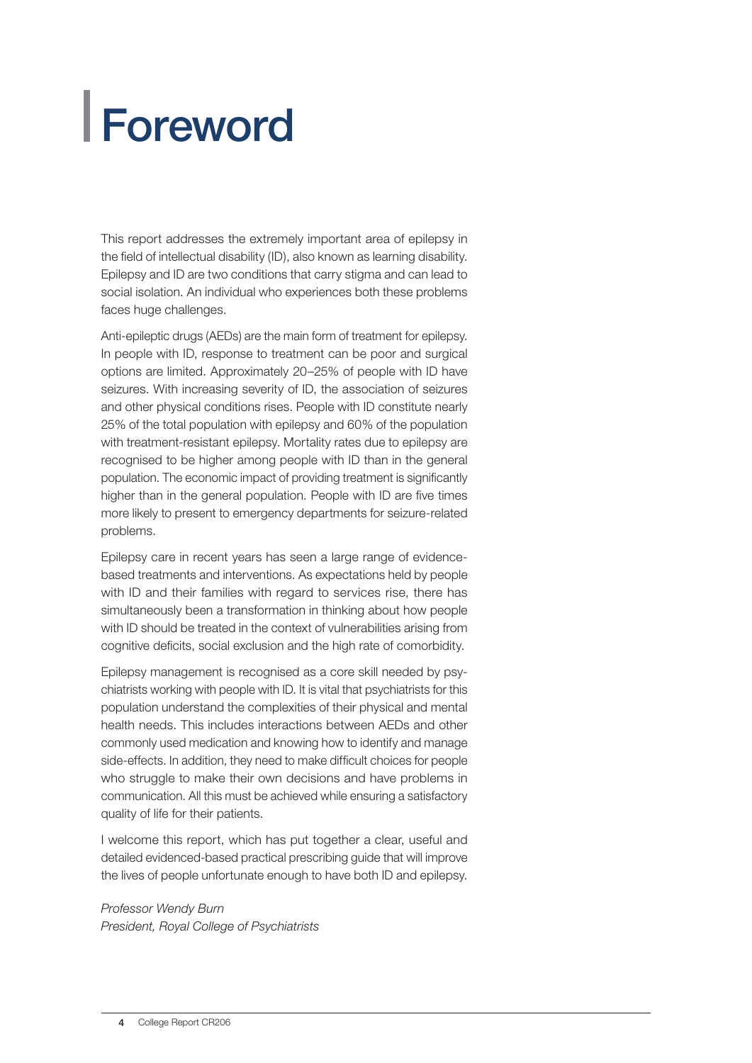# Foreword

This report addresses the extremely important area of epilepsy in the field of intellectual disability (ID), also known as learning disability. Epilepsy and ID are two conditions that carry stigma and can lead to social isolation. An individual who experiences both these problems faces huge challenges.

Anti-epileptic drugs (AEDs) are the main form of treatment for epilepsy. In people with ID, response to treatment can be poor and surgical options are limited. Approximately 20–25% of people with ID have seizures. With increasing severity of ID, the association of seizures and other physical conditions rises. People with ID constitute nearly 25% of the total population with epilepsy and 60% of the population with treatment-resistant epilepsy. Mortality rates due to epilepsy are recognised to be higher among people with ID than in the general population. The economic impact of providing treatment is significantly higher than in the general population. People with ID are five times more likely to present to emergency departments for seizure-related problems.

Epilepsy care in recent years has seen a large range of evidence-based treatments and interventions. As expectations held by people with ID and their families with regard to services rise, there has simultaneously been a transformation in thinking about how people with ID should be treated in the context of vulnerabilities arising from cognitive deficits, social exclusion and the high rate of comorbidity.

Epilepsy management is recognised as a core skill needed by psychiatrists working with people with ID. It is vital that psychiatrists for this population understand the complexities of their physical and mental health needs. This includes interactions between AEDs and other commonly used medication and knowing how to identify and manage side-effects. In addition, they need to make difficult choices for people who struggle to make their own decisions and have problems in communication. All this must be achieved while ensuring a satisfactory quality of life for their patients.

I welcome this report, which has put together a clear, useful and detailed evidenced-based practical prescribing guide that will improve the lives of people unfortunate enough to have both ID and epilepsy.

*Professor Wendy Burn*
*President, Royal College of Psychiatrists*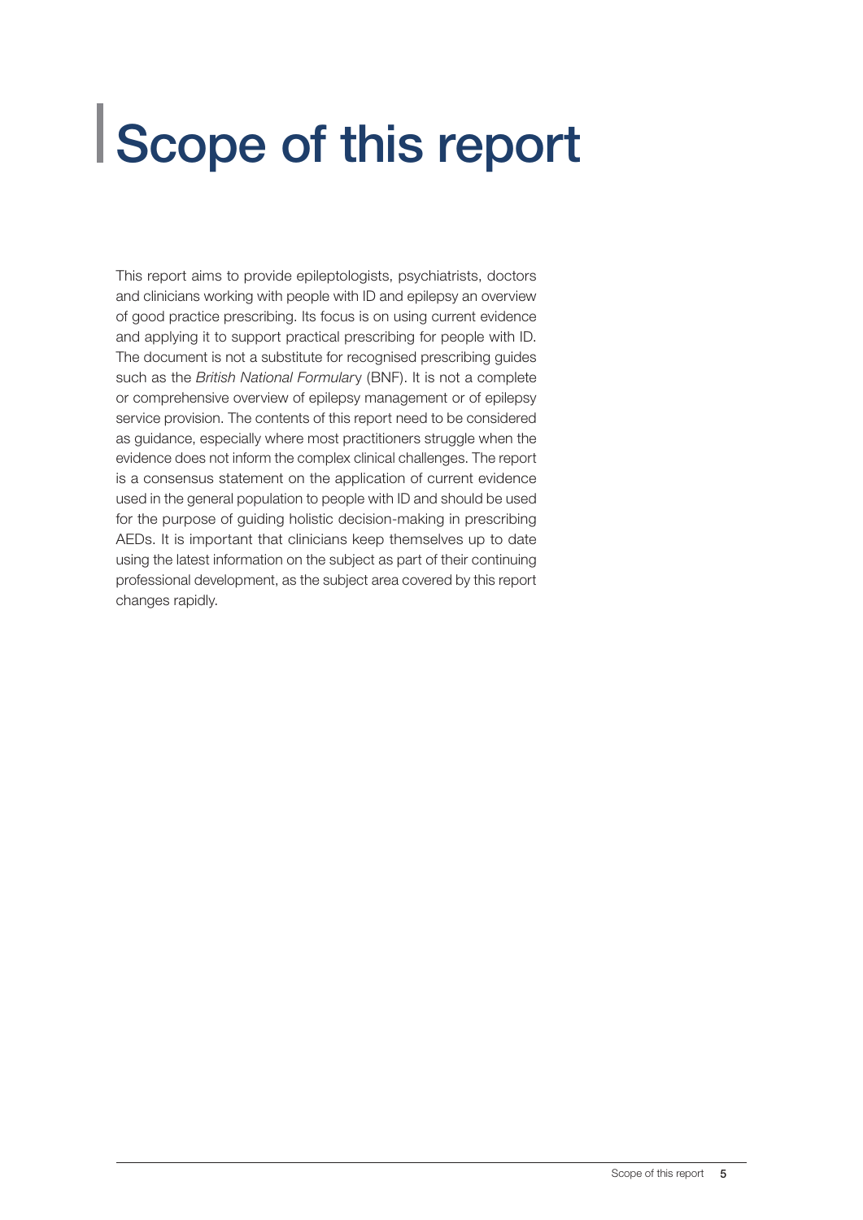# Scope of this report

This report aims to provide epileptologists, psychiatrists, doctors and clinicians working with people with ID and epilepsy an overview of good practice prescribing. Its focus is on using current evidence and applying it to support practical prescribing for people with ID. The document is not a substitute for recognised prescribing guides such as the *British National Formulary* (BNF). It is not a complete or comprehensive overview of epilepsy management or of epilepsy service provision. The contents of this report need to be considered as guidance, especially where most practitioners struggle when the evidence does not inform the complex clinical challenges. The report is a consensus statement on the application of current evidence used in the general population to people with ID and should be used for the purpose of guiding holistic decision-making in prescribing AEDs. It is important that clinicians keep themselves up to date using the latest information on the subject as part of their continuing professional development, as the subject area covered by this report changes rapidly.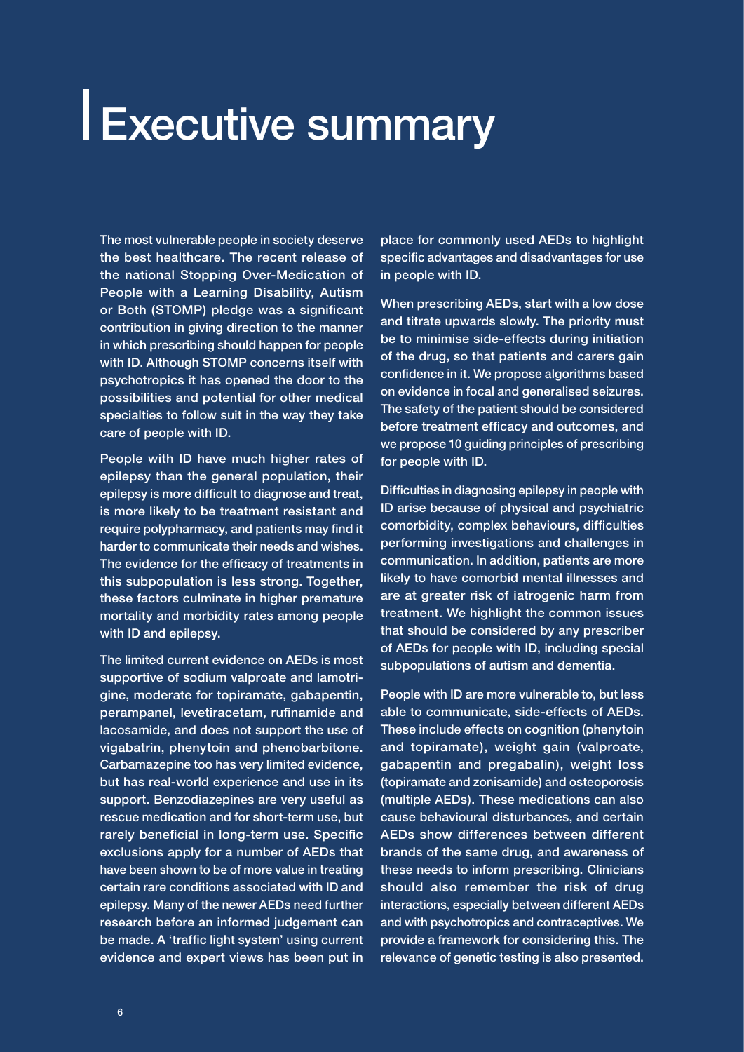# Executive summary

The most vulnerable people in society deserve the best healthcare. The recent release of the national Stopping Over-Medication of People with a Learning Disability, Autism or Both (STOMP) pledge was a significant contribution in giving direction to the manner in which prescribing should happen for people with ID. Although STOMP concerns itself with psychotropics it has opened the door to the possibilities and potential for other medical specialties to follow suit in the way they take care of people with ID.

People with ID have much higher rates of epilepsy than the general population, their epilepsy is more difficult to diagnose and treat, is more likely to be treatment resistant and require polypharmacy, and patients may find it harder to communicate their needs and wishes. The evidence for the efficacy of treatments in this subpopulation is less strong. Together, these factors culminate in higher premature mortality and morbidity rates among people with ID and epilepsy.

The limited current evidence on AEDs is most supportive of sodium valproate and lamotrigine, moderate for topiramate, gabapentin, perampanel, levetiracetam, rufinamide and lacosamide, and does not support the use of vigabatrin, phenytoin and phenobarbitone. Carbamazepine too has very limited evidence, but has real-world experience and use in its support. Benzodiazepines are very useful as rescue medication and for short-term use, but rarely beneficial in long-term use. Specific exclusions apply for a number of AEDs that have been shown to be of more value in treating certain rare conditions associated with ID and epilepsy. Many of the newer AEDs need further research before an informed judgement can be made. A 'traffic light system' using current evidence and expert views has been put in place for commonly used AEDs to highlight specific advantages and disadvantages for use in people with ID.

When prescribing AEDs, start with a low dose and titrate upwards slowly. The priority must be to minimise side-effects during initiation of the drug, so that patients and carers gain confidence in it. We propose algorithms based on evidence in focal and generalised seizures. The safety of the patient should be considered before treatment efficacy and outcomes, and we propose 10 guiding principles of prescribing for people with ID.

Difficulties in diagnosing epilepsy in people with ID arise because of physical and psychiatric comorbidity, complex behaviours, difficulties performing investigations and challenges in communication. In addition, patients are more likely to have comorbid mental illnesses and are at greater risk of iatrogenic harm from treatment. We highlight the common issues that should be considered by any prescriber of AEDs for people with ID, including special subpopulations of autism and dementia.

People with ID are more vulnerable to, but less able to communicate, side-effects of AEDs. These include effects on cognition (phenytoin and topiramate), weight gain (valproate, gabapentin and pregabalin), weight loss (topiramate and zonisamide) and osteoporosis (multiple AEDs). These medications can also cause behavioural disturbances, and certain AEDs show differences between different brands of the same drug, and awareness of these needs to inform prescribing. Clinicians should also remember the risk of drug interactions, especially between different AEDs and with psychotropics and contraceptives. We provide a framework for considering this. The relevance of genetic testing is also presented.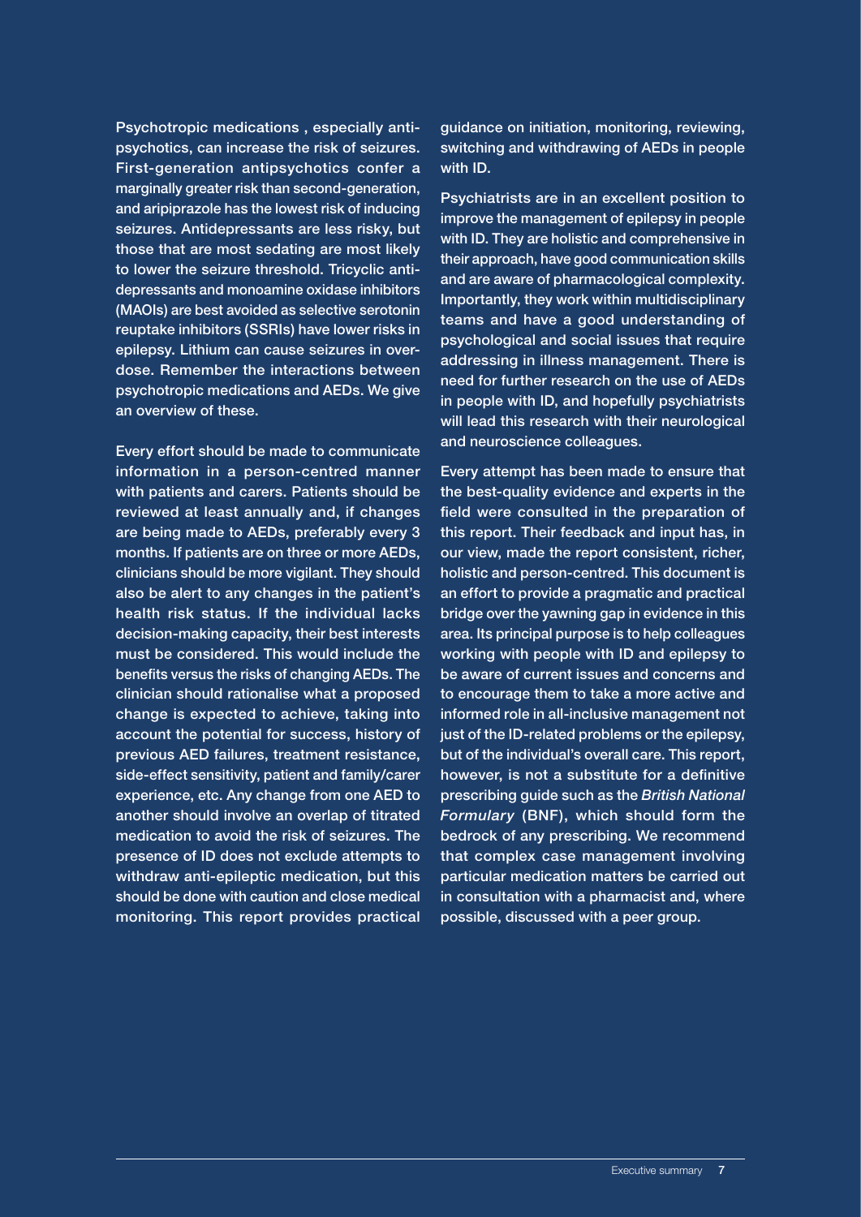Psychotropic medications , especially antipsychotics, can increase the risk of seizures. First-generation antipsychotics confer a marginally greater risk than second-generation, and aripiprazole has the lowest risk of inducing seizures. Antidepressants are less risky, but those that are most sedating are most likely to lower the seizure threshold. Tricyclic antidepressants and monoamine oxidase inhibitors (MAOIs) are best avoided as selective serotonin reuptake inhibitors (SSRIs) have lower risks in epilepsy. Lithium can cause seizures in overdose. Remember the interactions between psychotropic medications and AEDs. We give an overview of these.

Every effort should be made to communicate information in a person-centred manner with patients and carers. Patients should be reviewed at least annually and, if changes are being made to AEDs, preferably every 3 months. If patients are on three or more AEDs, clinicians should be more vigilant. They should also be alert to any changes in the patient's health risk status. If the individual lacks decision-making capacity, their best interests must be considered. This would include the benefits versus the risks of changing AEDs. The clinician should rationalise what a proposed change is expected to achieve, taking into account the potential for success, history of previous AED failures, treatment resistance, side-effect sensitivity, patient and family/carer experience, etc. Any change from one AED to another should involve an overlap of titrated medication to avoid the risk of seizures. The presence of ID does not exclude attempts to withdraw anti-epileptic medication, but this should be done with caution and close medical monitoring. This report provides practical guidance on initiation, monitoring, reviewing, switching and withdrawing of AEDs in people with ID.

Psychiatrists are in an excellent position to improve the management of epilepsy in people with ID. They are holistic and comprehensive in their approach, have good communication skills and are aware of pharmacological complexity. Importantly, they work within multidisciplinary teams and have a good understanding of psychological and social issues that require addressing in illness management. There is need for further research on the use of AEDs in people with ID, and hopefully psychiatrists will lead this research with their neurological and neuroscience colleagues.

Every attempt has been made to ensure that the best-quality evidence and experts in the field were consulted in the preparation of this report. Their feedback and input has, in our view, made the report consistent, richer, holistic and person-centred. This document is an effort to provide a pragmatic and practical bridge over the yawning gap in evidence in this area. Its principal purpose is to help colleagues working with people with ID and epilepsy to be aware of current issues and concerns and to encourage them to take a more active and informed role in all-inclusive management not just of the ID-related problems or the epilepsy, but of the individual's overall care. This report, however, is not a substitute for a definitive prescribing guide such as the *British National Formulary* (BNF), which should form the bedrock of any prescribing. We recommend that complex case management involving particular medication matters be carried out in consultation with a pharmacist and, where possible, discussed with a peer group.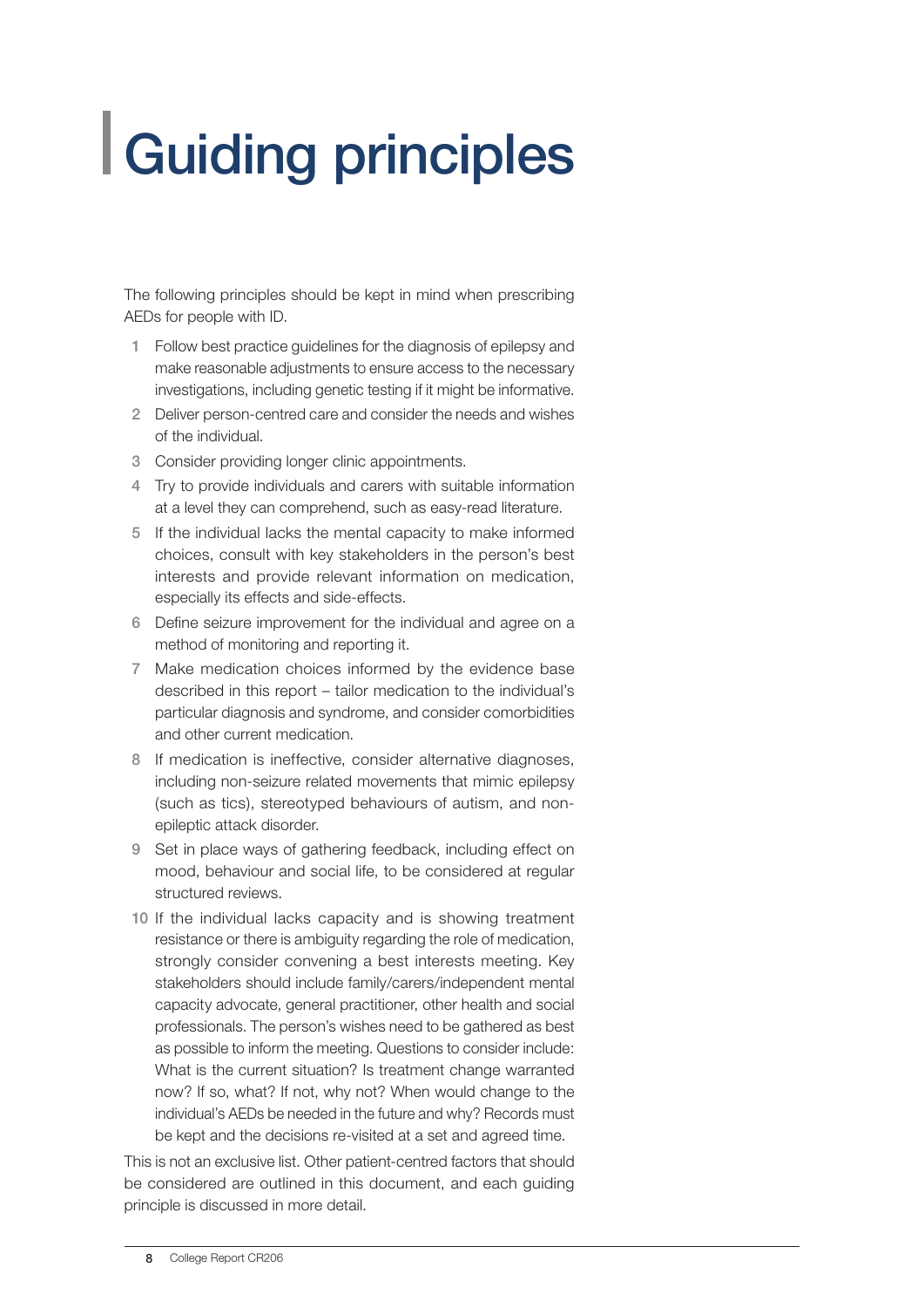# Guiding principles

The following principles should be kept in mind when prescribing AEDs for people with ID.

1. Follow best practice guidelines for the diagnosis of epilepsy and make reasonable adjustments to ensure access to the necessary investigations, including genetic testing if it might be informative.
2. Deliver person-centred care and consider the needs and wishes of the individual.
3. Consider providing longer clinic appointments.
4. Try to provide individuals and carers with suitable information at a level they can comprehend, such as easy-read literature.
5. If the individual lacks the mental capacity to make informed choices, consult with key stakeholders in the person's best interests and provide relevant information on medication, especially its effects and side-effects.
6. Define seizure improvement for the individual and agree on a method of monitoring and reporting it.
7. Make medication choices informed by the evidence base described in this report – tailor medication to the individual's particular diagnosis and syndrome, and consider comorbidities and other current medication.
8. If medication is ineffective, consider alternative diagnoses, including non-seizure related movements that mimic epilepsy (such as tics), stereotyped behaviours of autism, and non-epileptic attack disorder.
9. Set in place ways of gathering feedback, including effect on mood, behaviour and social life, to be considered at regular structured reviews.
10. If the individual lacks capacity and is showing treatment resistance or there is ambiguity regarding the role of medication, strongly consider convening a best interests meeting. Key stakeholders should include family/carers/independent mental capacity advocate, general practitioner, other health and social professionals. The person's wishes need to be gathered as best as possible to inform the meeting. Questions to consider include: What is the current situation? Is treatment change warranted now? If so, what? If not, why not? When would change to the individual's AEDs be needed in the future and why? Records must be kept and the decisions re-visited at a set and agreed time.

This is not an exclusive list. Other patient-centred factors that should be considered are outlined in this document, and each guiding principle is discussed in more detail.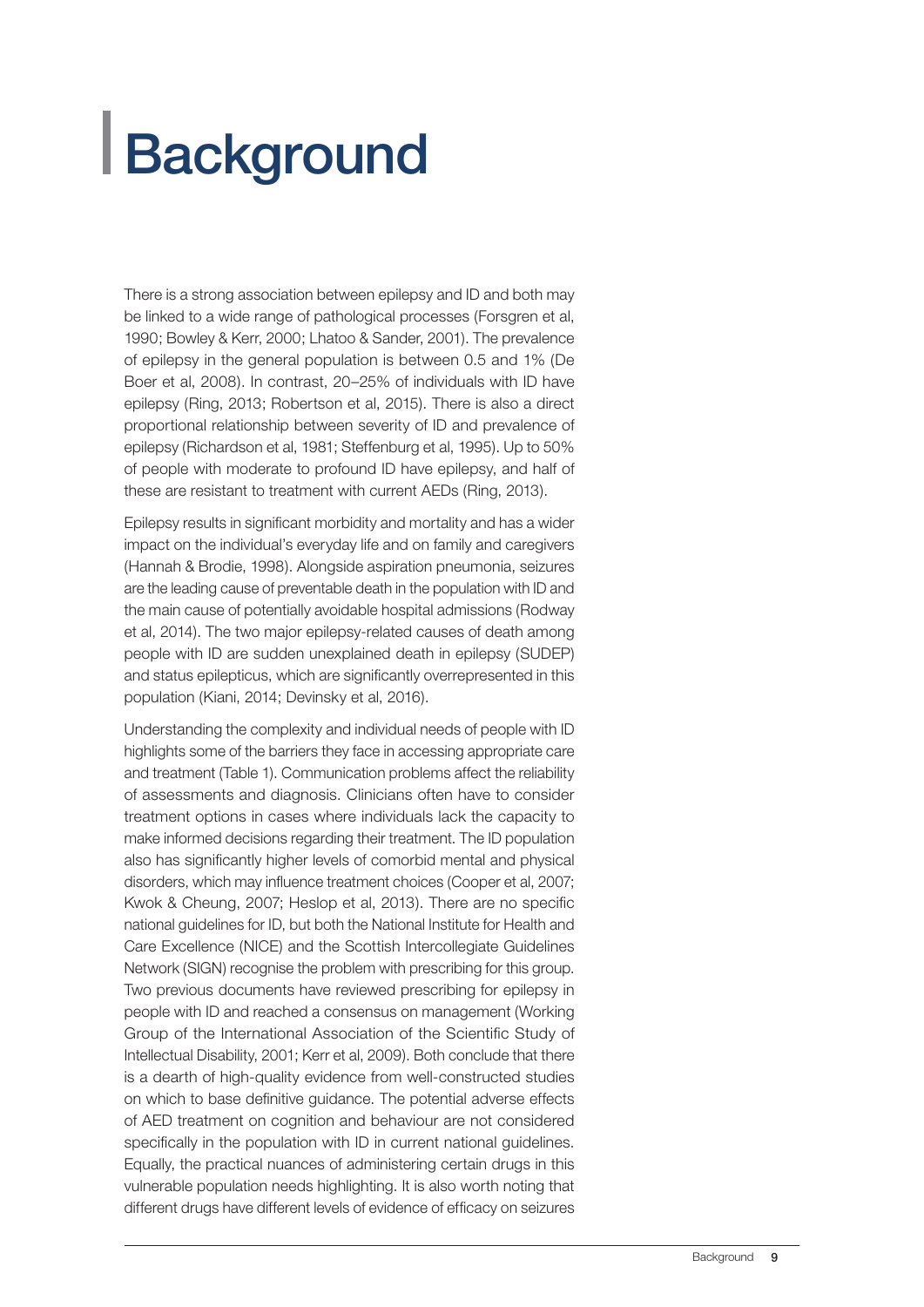# Background

There is a strong association between epilepsy and ID and both may be linked to a wide range of pathological processes (Forsgren et al, 1990; Bowley & Kerr, 2000; Lhatoo & Sander, 2001). The prevalence of epilepsy in the general population is between 0.5 and 1% (De Boer et al, 2008). In contrast, 20–25% of individuals with ID have epilepsy (Ring, 2013; Robertson et al, 2015). There is also a direct proportional relationship between severity of ID and prevalence of epilepsy (Richardson et al, 1981; Steffenburg et al, 1995). Up to 50% of people with moderate to profound ID have epilepsy, and half of these are resistant to treatment with current AEDs (Ring, 2013).

Epilepsy results in significant morbidity and mortality and has a wider impact on the individual's everyday life and on family and caregivers (Hannah & Brodie, 1998). Alongside aspiration pneumonia, seizures are the leading cause of preventable death in the population with ID and the main cause of potentially avoidable hospital admissions (Rodway et al, 2014). The two major epilepsy-related causes of death among people with ID are sudden unexplained death in epilepsy (SUDEP) and status epilepticus, which are significantly overrepresented in this population (Kiani, 2014; Devinsky et al, 2016).

Understanding the complexity and individual needs of people with ID highlights some of the barriers they face in accessing appropriate care and treatment (Table 1). Communication problems affect the reliability of assessments and diagnosis. Clinicians often have to consider treatment options in cases where individuals lack the capacity to make informed decisions regarding their treatment. The ID population also has significantly higher levels of comorbid mental and physical disorders, which may influence treatment choices (Cooper et al, 2007; Kwok & Cheung, 2007; Heslop et al, 2013). There are no specific national guidelines for ID, but both the National Institute for Health and Care Excellence (NICE) and the Scottish Intercollegiate Guidelines Network (SIGN) recognise the problem with prescribing for this group. Two previous documents have reviewed prescribing for epilepsy in people with ID and reached a consensus on management (Working Group of the International Association of the Scientific Study of Intellectual Disability, 2001; Kerr et al, 2009). Both conclude that there is a dearth of high-quality evidence from well-constructed studies on which to base definitive guidance. The potential adverse effects of AED treatment on cognition and behaviour are not considered specifically in the population with ID in current national guidelines. Equally, the practical nuances of administering certain drugs in this vulnerable population needs highlighting. It is also worth noting that different drugs have different levels of evidence of efficacy on seizures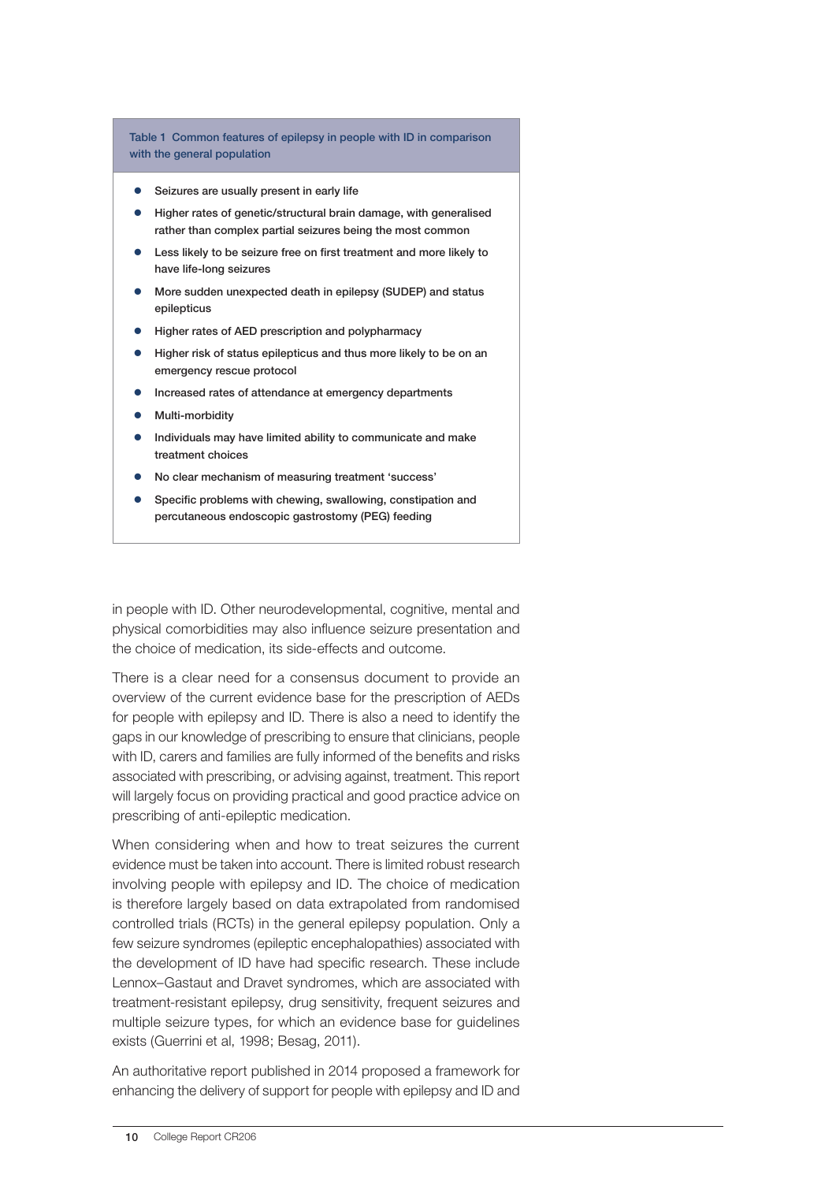**Table 1 Common features of epilepsy in people with ID in comparison with the general population**

- Seizures are usually present in early life
- Higher rates of genetic/structural brain damage, with generalised rather than complex partial seizures being the most common
- Less likely to be seizure free on first treatment and more likely to have life-long seizures
- More sudden unexpected death in epilepsy (SUDEP) and status epilepticus
- Higher rates of AED prescription and polypharmacy
- Higher risk of status epilepticus and thus more likely to be on an emergency rescue protocol
- Increased rates of attendance at emergency departments
- Multi-morbidity
- Individuals may have limited ability to communicate and make treatment choices
- No clear mechanism of measuring treatment 'success'
- Specific problems with chewing, swallowing, constipation and percutaneous endoscopic gastrostomy (PEG) feeding

in people with ID. Other neurodevelopmental, cognitive, mental and physical comorbidities may also influence seizure presentation and the choice of medication, its side-effects and outcome.

There is a clear need for a consensus document to provide an overview of the current evidence base for the prescription of AEDs for people with epilepsy and ID. There is also a need to identify the gaps in our knowledge of prescribing to ensure that clinicians, people with ID, carers and families are fully informed of the benefits and risks associated with prescribing, or advising against, treatment. This report will largely focus on providing practical and good practice advice on prescribing of anti-epileptic medication.

When considering when and how to treat seizures the current evidence must be taken into account. There is limited robust research involving people with epilepsy and ID. The choice of medication is therefore largely based on data extrapolated from randomised controlled trials (RCTs) in the general epilepsy population. Only a few seizure syndromes (epileptic encephalopathies) associated with the development of ID have had specific research. These include Lennox–Gastaut and Dravet syndromes, which are associated with treatment-resistant epilepsy, drug sensitivity, frequent seizures and multiple seizure types, for which an evidence base for guidelines exists (Guerrini et al, 1998; Besag, 2011).

An authoritative report published in 2014 proposed a framework for enhancing the delivery of support for people with epilepsy and ID and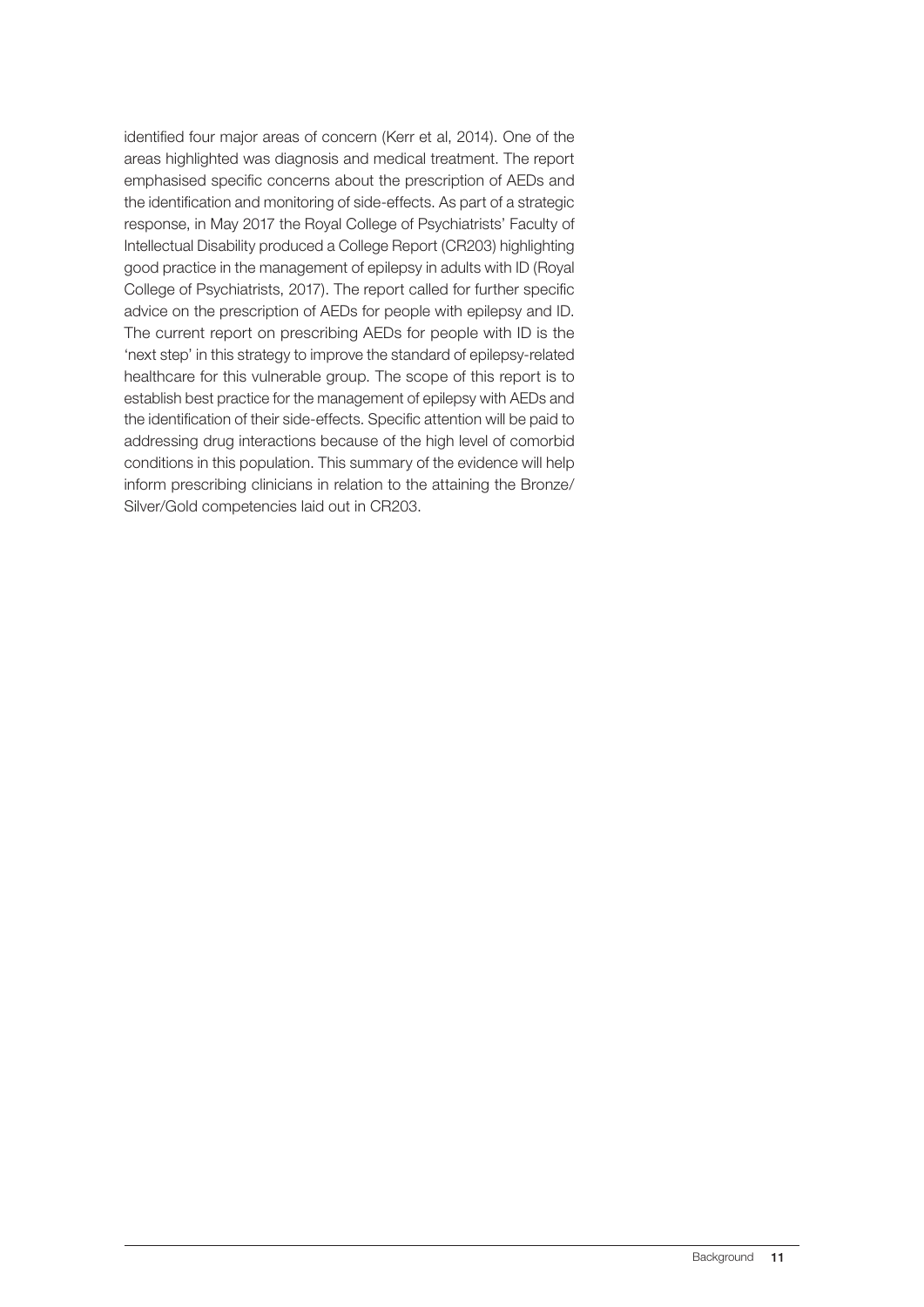identified four major areas of concern (Kerr et al, 2014). One of the areas highlighted was diagnosis and medical treatment. The report emphasised specific concerns about the prescription of AEDs and the identification and monitoring of side-effects. As part of a strategic response, in May 2017 the Royal College of Psychiatrists' Faculty of Intellectual Disability produced a College Report (CR203) highlighting good practice in the management of epilepsy in adults with ID (Royal College of Psychiatrists, 2017). The report called for further specific advice on the prescription of AEDs for people with epilepsy and ID. The current report on prescribing AEDs for people with ID is the 'next step' in this strategy to improve the standard of epilepsy-related healthcare for this vulnerable group. The scope of this report is to establish best practice for the management of epilepsy with AEDs and the identification of their side-effects. Specific attention will be paid to addressing drug interactions because of the high level of comorbid conditions in this population. This summary of the evidence will help inform prescribing clinicians in relation to the attaining the Bronze/Silver/Gold competencies laid out in CR203.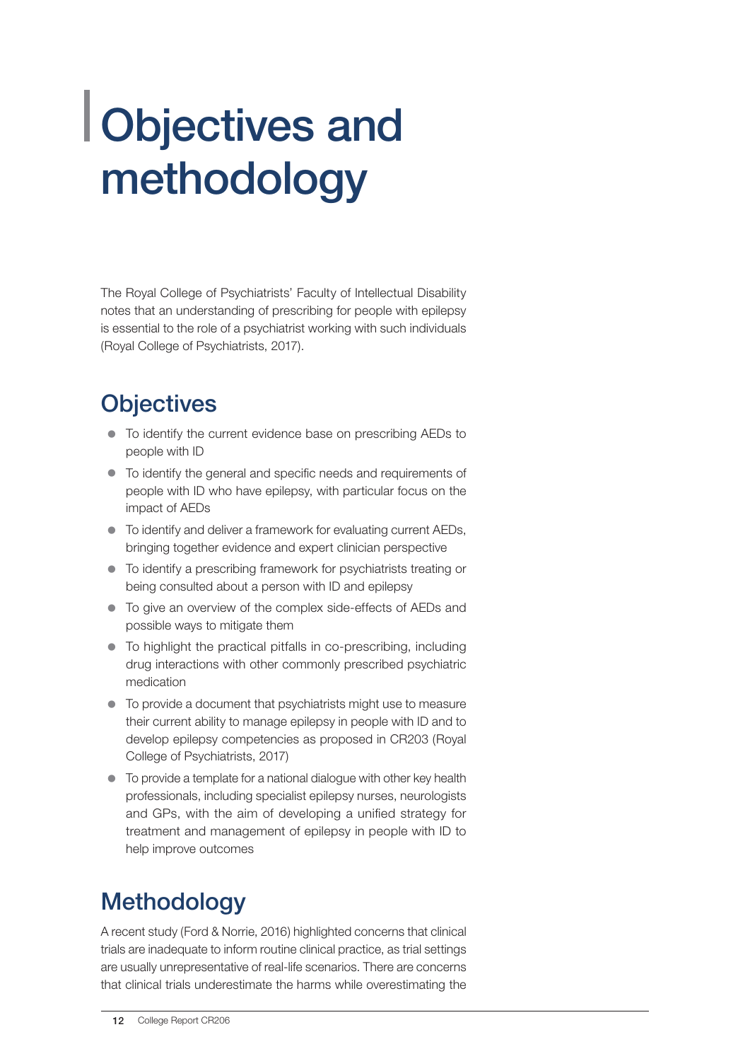# Objectives and methodology

The Royal College of Psychiatrists' Faculty of Intellectual Disability notes that an understanding of prescribing for people with epilepsy is essential to the role of a psychiatrist working with such individuals (Royal College of Psychiatrists, 2017).

## Objectives

- To identify the current evidence base on prescribing AEDs to people with ID
- To identify the general and specific needs and requirements of people with ID who have epilepsy, with particular focus on the impact of AEDs
- To identify and deliver a framework for evaluating current AEDs, bringing together evidence and expert clinician perspective
- To identify a prescribing framework for psychiatrists treating or being consulted about a person with ID and epilepsy
- To give an overview of the complex side-effects of AEDs and possible ways to mitigate them
- To highlight the practical pitfalls in co-prescribing, including drug interactions with other commonly prescribed psychiatric medication
- To provide a document that psychiatrists might use to measure their current ability to manage epilepsy in people with ID and to develop epilepsy competencies as proposed in CR203 (Royal College of Psychiatrists, 2017)
- To provide a template for a national dialogue with other key health professionals, including specialist epilepsy nurses, neurologists and GPs, with the aim of developing a unified strategy for treatment and management of epilepsy in people with ID to help improve outcomes

## Methodology

A recent study (Ford & Norrie, 2016) highlighted concerns that clinical trials are inadequate to inform routine clinical practice, as trial settings are usually unrepresentative of real-life scenarios. There are concerns that clinical trials underestimate the harms while overestimating the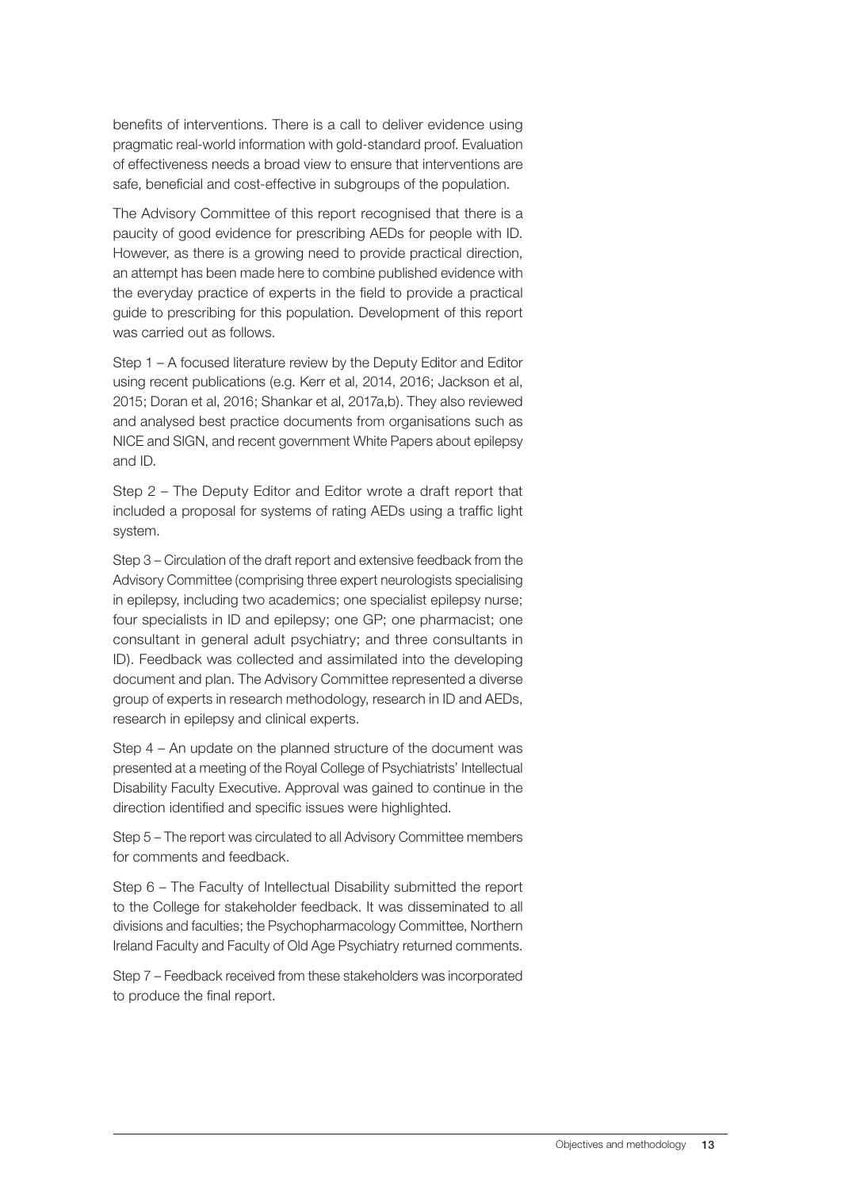benefits of interventions. There is a call to deliver evidence using pragmatic real-world information with gold-standard proof. Evaluation of effectiveness needs a broad view to ensure that interventions are safe, beneficial and cost-effective in subgroups of the population.

The Advisory Committee of this report recognised that there is a paucity of good evidence for prescribing AEDs for people with ID. However, as there is a growing need to provide practical direction, an attempt has been made here to combine published evidence with the everyday practice of experts in the field to provide a practical guide to prescribing for this population. Development of this report was carried out as follows.

Step 1 – A focused literature review by the Deputy Editor and Editor using recent publications (e.g. Kerr et al, 2014, 2016; Jackson et al, 2015; Doran et al, 2016; Shankar et al, 2017a,b). They also reviewed and analysed best practice documents from organisations such as NICE and SIGN, and recent government White Papers about epilepsy and ID.

Step 2 – The Deputy Editor and Editor wrote a draft report that included a proposal for systems of rating AEDs using a traffic light system.

Step 3 – Circulation of the draft report and extensive feedback from the Advisory Committee (comprising three expert neurologists specialising in epilepsy, including two academics; one specialist epilepsy nurse; four specialists in ID and epilepsy; one GP; one pharmacist; one consultant in general adult psychiatry; and three consultants in ID). Feedback was collected and assimilated into the developing document and plan. The Advisory Committee represented a diverse group of experts in research methodology, research in ID and AEDs, research in epilepsy and clinical experts.

Step 4 – An update on the planned structure of the document was presented at a meeting of the Royal College of Psychiatrists' Intellectual Disability Faculty Executive. Approval was gained to continue in the direction identified and specific issues were highlighted.

Step 5 – The report was circulated to all Advisory Committee members for comments and feedback.

Step 6 – The Faculty of Intellectual Disability submitted the report to the College for stakeholder feedback. It was disseminated to all divisions and faculties; the Psychopharmacology Committee, Northern Ireland Faculty and Faculty of Old Age Psychiatry returned comments.

Step 7 – Feedback received from these stakeholders was incorporated to produce the final report.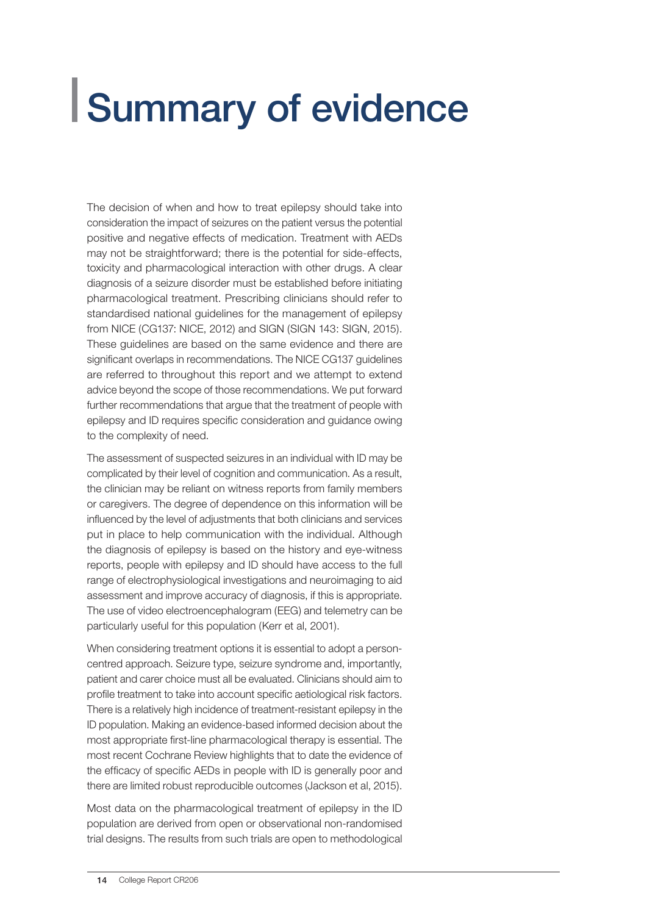# Summary of evidence

The decision of when and how to treat epilepsy should take into consideration the impact of seizures on the patient versus the potential positive and negative effects of medication. Treatment with AEDs may not be straightforward; there is the potential for side-effects, toxicity and pharmacological interaction with other drugs. A clear diagnosis of a seizure disorder must be established before initiating pharmacological treatment. Prescribing clinicians should refer to standardised national guidelines for the management of epilepsy from NICE (CG137: NICE, 2012) and SIGN (SIGN 143: SIGN, 2015). These guidelines are based on the same evidence and there are significant overlaps in recommendations. The NICE CG137 guidelines are referred to throughout this report and we attempt to extend advice beyond the scope of those recommendations. We put forward further recommendations that argue that the treatment of people with epilepsy and ID requires specific consideration and guidance owing to the complexity of need.

The assessment of suspected seizures in an individual with ID may be complicated by their level of cognition and communication. As a result, the clinician may be reliant on witness reports from family members or caregivers. The degree of dependence on this information will be influenced by the level of adjustments that both clinicians and services put in place to help communication with the individual. Although the diagnosis of epilepsy is based on the history and eye-witness reports, people with epilepsy and ID should have access to the full range of electrophysiological investigations and neuroimaging to aid assessment and improve accuracy of diagnosis, if this is appropriate. The use of video electroencephalogram (EEG) and telemetry can be particularly useful for this population (Kerr et al, 2001).

When considering treatment options it is essential to adopt a person-centred approach. Seizure type, seizure syndrome and, importantly, patient and carer choice must all be evaluated. Clinicians should aim to profile treatment to take into account specific aetiological risk factors. There is a relatively high incidence of treatment-resistant epilepsy in the ID population. Making an evidence-based informed decision about the most appropriate first-line pharmacological therapy is essential. The most recent Cochrane Review highlights that to date the evidence of the efficacy of specific AEDs in people with ID is generally poor and there are limited robust reproducible outcomes (Jackson et al, 2015).

Most data on the pharmacological treatment of epilepsy in the ID population are derived from open or observational non-randomised trial designs. The results from such trials are open to methodological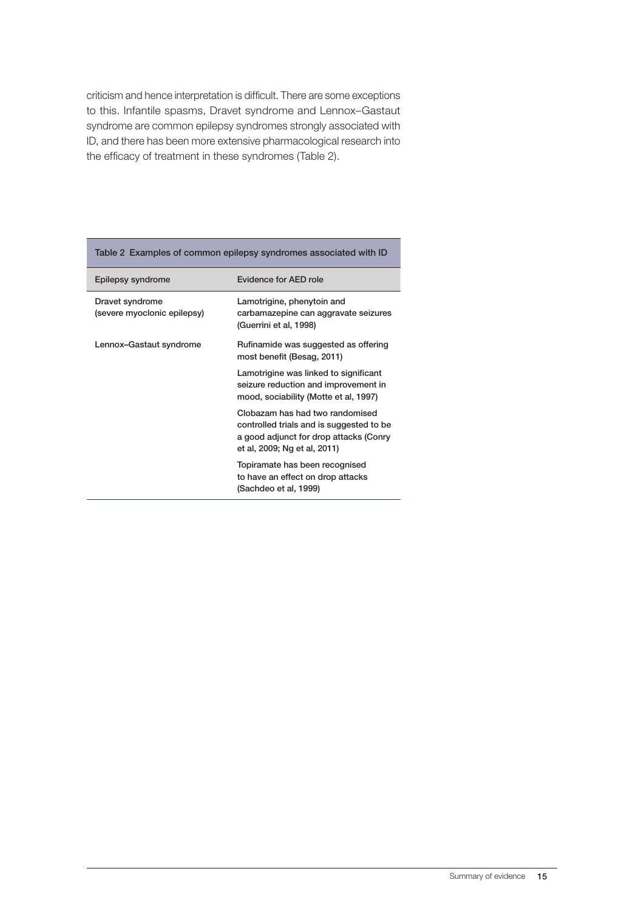criticism and hence interpretation is difficult. There are some exceptions to this. Infantile spasms, Dravet syndrome and Lennox–Gastaut syndrome are common epilepsy syndromes strongly associated with ID, and there has been more extensive pharmacological research into the efficacy of treatment in these syndromes (Table 2).

**Table 2 Examples of common epilepsy syndromes associated with ID**

| Epilepsy syndrome | Evidence for AED role |
|---|---|
| Dravet syndrome (severe myoclonic epilepsy) | Lamotrigine, phenytoin and carbamazepine can aggravate seizures (Guerrini et al, 1998) |
| Lennox–Gastaut syndrome | Rufinamide was suggested as offering most benefit (Besag, 2011) |
| | Lamotrigine was linked to significant seizure reduction and improvement in mood, sociability (Motte et al, 1997) |
| | Clobazam has had two randomised controlled trials and is suggested to be a good adjunct for drop attacks (Conry et al, 2009; Ng et al, 2011) |
| | Topiramate has been recognised to have an effect on drop attacks (Sachdeo et al, 1999) |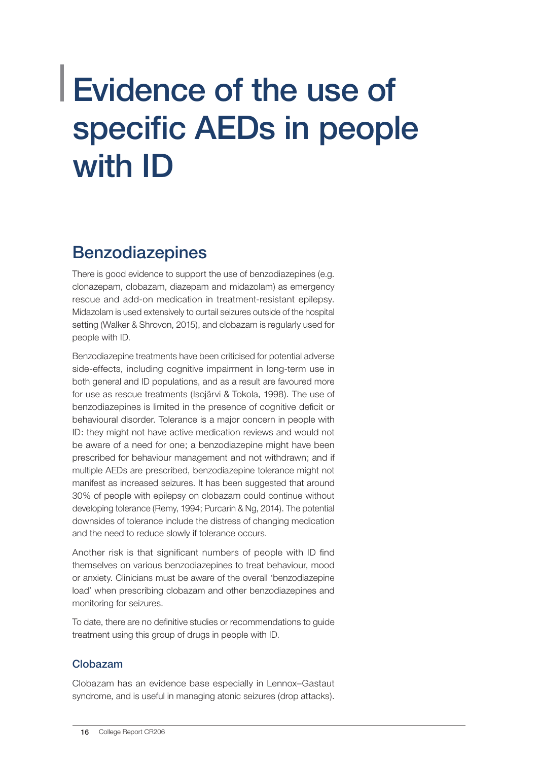# Evidence of the use of specific AEDs in people with ID

## Benzodiazepines

There is good evidence to support the use of benzodiazepines (e.g. clonazepam, clobazam, diazepam and midazolam) as emergency rescue and add-on medication in treatment-resistant epilepsy. Midazolam is used extensively to curtail seizures outside of the hospital setting (Walker & Shrovon, 2015), and clobazam is regularly used for people with ID.

Benzodiazepine treatments have been criticised for potential adverse side-effects, including cognitive impairment in long-term use in both general and ID populations, and as a result are favoured more for use as rescue treatments (Isojärvi & Tokola, 1998). The use of benzodiazepines is limited in the presence of cognitive deficit or behavioural disorder. Tolerance is a major concern in people with ID: they might not have active medication reviews and would not be aware of a need for one; a benzodiazepine might have been prescribed for behaviour management and not withdrawn; and if multiple AEDs are prescribed, benzodiazepine tolerance might not manifest as increased seizures. It has been suggested that around 30% of people with epilepsy on clobazam could continue without developing tolerance (Remy, 1994; Purcarin & Ng, 2014). The potential downsides of tolerance include the distress of changing medication and the need to reduce slowly if tolerance occurs.

Another risk is that significant numbers of people with ID find themselves on various benzodiazepines to treat behaviour, mood or anxiety. Clinicians must be aware of the overall 'benzodiazepine load' when prescribing clobazam and other benzodiazepines and monitoring for seizures.

To date, there are no definitive studies or recommendations to guide treatment using this group of drugs in people with ID.

### Clobazam

Clobazam has an evidence base especially in Lennox–Gastaut syndrome, and is useful in managing atonic seizures (drop attacks).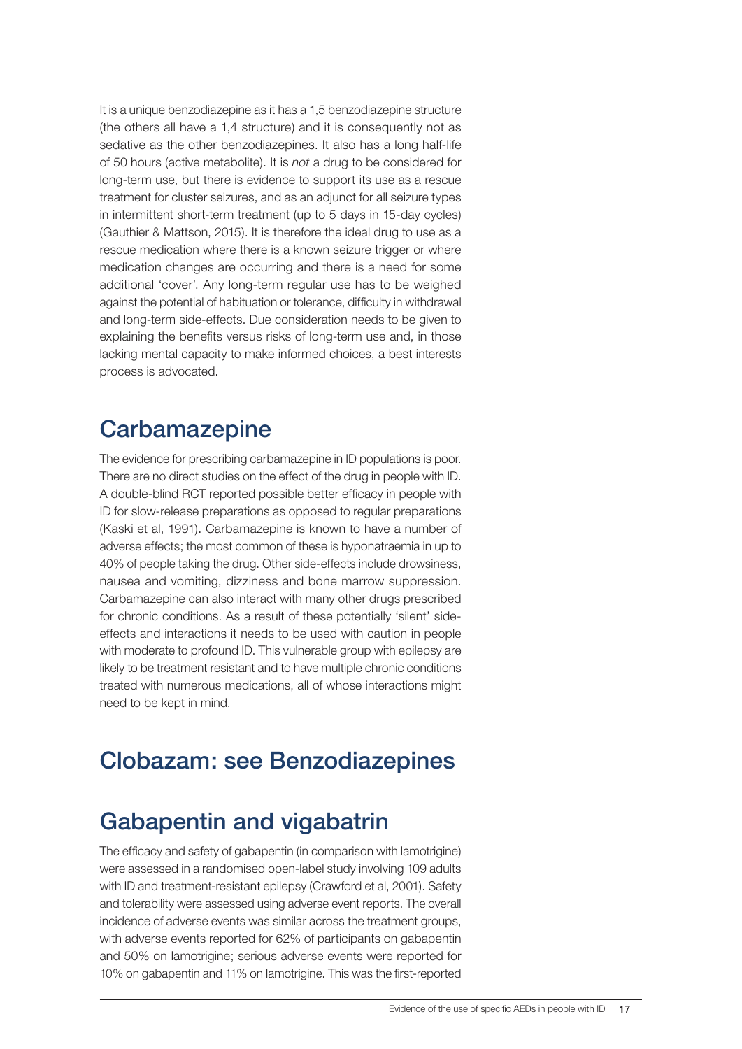It is a unique benzodiazepine as it has a 1,5 benzodiazepine structure (the others all have a 1,4 structure) and it is consequently not as sedative as the other benzodiazepines. It also has a long half-life of 50 hours (active metabolite). It is *not* a drug to be considered for long-term use, but there is evidence to support its use as a rescue treatment for cluster seizures, and as an adjunct for all seizure types in intermittent short-term treatment (up to 5 days in 15-day cycles) (Gauthier & Mattson, 2015). It is therefore the ideal drug to use as a rescue medication where there is a known seizure trigger or where medication changes are occurring and there is a need for some additional 'cover'. Any long-term regular use has to be weighed against the potential of habituation or tolerance, difficulty in withdrawal and long-term side-effects. Due consideration needs to be given to explaining the benefits versus risks of long-term use and, in those lacking mental capacity to make informed choices, a best interests process is advocated.

## Carbamazepine

The evidence for prescribing carbamazepine in ID populations is poor. There are no direct studies on the effect of the drug in people with ID. A double-blind RCT reported possible better efficacy in people with ID for slow-release preparations as opposed to regular preparations (Kaski et al, 1991). Carbamazepine is known to have a number of adverse effects; the most common of these is hyponatraemia in up to 40% of people taking the drug. Other side-effects include drowsiness, nausea and vomiting, dizziness and bone marrow suppression. Carbamazepine can also interact with many other drugs prescribed for chronic conditions. As a result of these potentially 'silent' side-effects and interactions it needs to be used with caution in people with moderate to profound ID. This vulnerable group with epilepsy are likely to be treatment resistant and to have multiple chronic conditions treated with numerous medications, all of whose interactions might need to be kept in mind.

## Clobazam: see Benzodiazepines

## Gabapentin and vigabatrin

The efficacy and safety of gabapentin (in comparison with lamotrigine) were assessed in a randomised open-label study involving 109 adults with ID and treatment-resistant epilepsy (Crawford et al, 2001). Safety and tolerability were assessed using adverse event reports. The overall incidence of adverse events was similar across the treatment groups, with adverse events reported for 62% of participants on gabapentin and 50% on lamotrigine; serious adverse events were reported for 10% on gabapentin and 11% on lamotrigine. This was the first-reported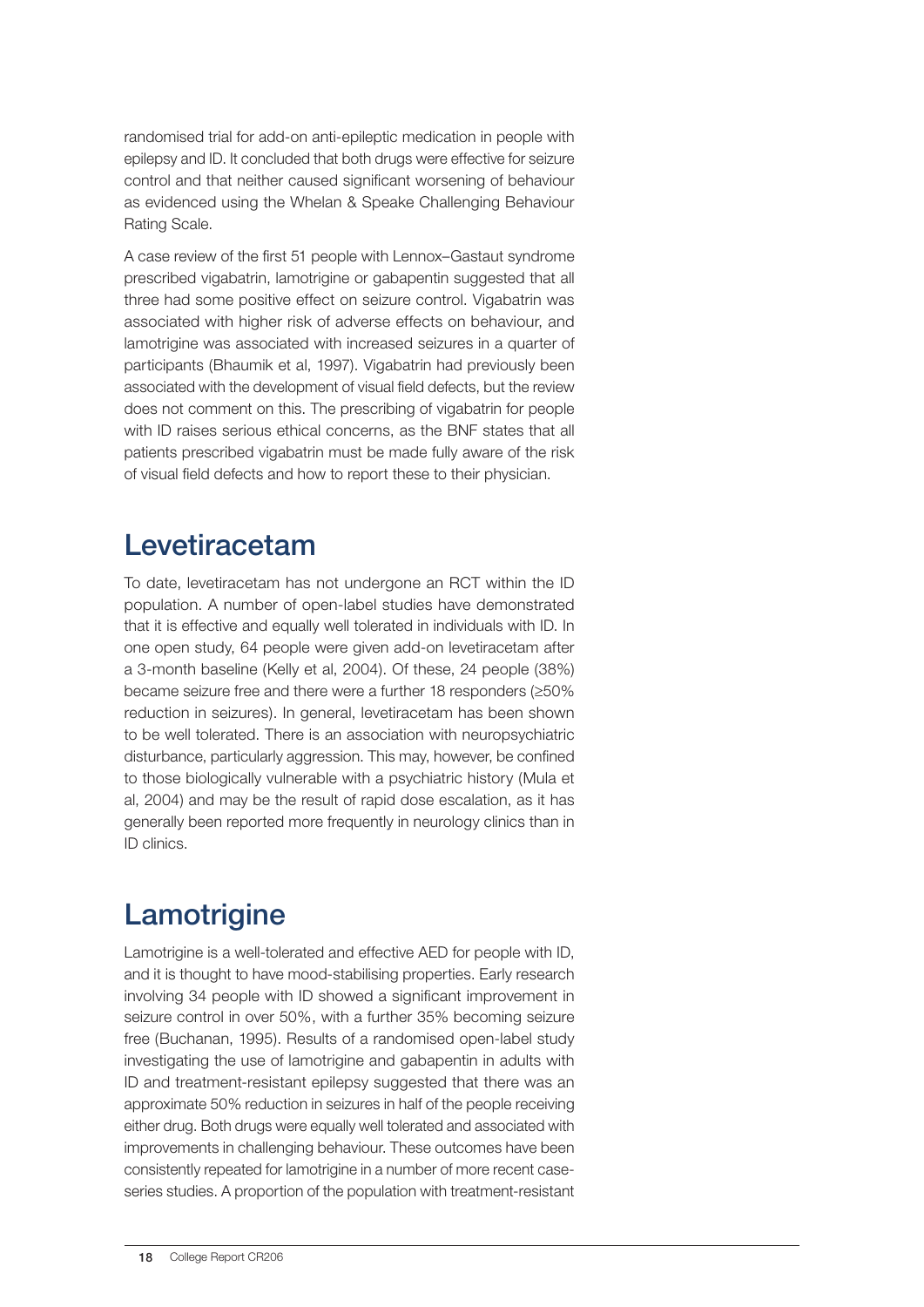randomised trial for add-on anti-epileptic medication in people with epilepsy and ID. It concluded that both drugs were effective for seizure control and that neither caused significant worsening of behaviour as evidenced using the Whelan & Speake Challenging Behaviour Rating Scale.

A case review of the first 51 people with Lennox–Gastaut syndrome prescribed vigabatrin, lamotrigine or gabapentin suggested that all three had some positive effect on seizure control. Vigabatrin was associated with higher risk of adverse effects on behaviour, and lamotrigine was associated with increased seizures in a quarter of participants (Bhaumik et al, 1997). Vigabatrin had previously been associated with the development of visual field defects, but the review does not comment on this. The prescribing of vigabatrin for people with ID raises serious ethical concerns, as the BNF states that all patients prescribed vigabatrin must be made fully aware of the risk of visual field defects and how to report these to their physician.

## Levetiracetam

To date, levetiracetam has not undergone an RCT within the ID population. A number of open-label studies have demonstrated that it is effective and equally well tolerated in individuals with ID. In one open study, 64 people were given add-on levetiracetam after a 3-month baseline (Kelly et al, 2004). Of these, 24 people (38%) became seizure free and there were a further 18 responders (≥50% reduction in seizures). In general, levetiracetam has been shown to be well tolerated. There is an association with neuropsychiatric disturbance, particularly aggression. This may, however, be confined to those biologically vulnerable with a psychiatric history (Mula et al, 2004) and may be the result of rapid dose escalation, as it has generally been reported more frequently in neurology clinics than in ID clinics.

## Lamotrigine

Lamotrigine is a well-tolerated and effective AED for people with ID, and it is thought to have mood-stabilising properties. Early research involving 34 people with ID showed a significant improvement in seizure control in over 50%, with a further 35% becoming seizure free (Buchanan, 1995). Results of a randomised open-label study investigating the use of lamotrigine and gabapentin in adults with ID and treatment-resistant epilepsy suggested that there was an approximate 50% reduction in seizures in half of the people receiving either drug. Both drugs were equally well tolerated and associated with improvements in challenging behaviour. These outcomes have been consistently repeated for lamotrigine in a number of more recent case-series studies. A proportion of the population with treatment-resistant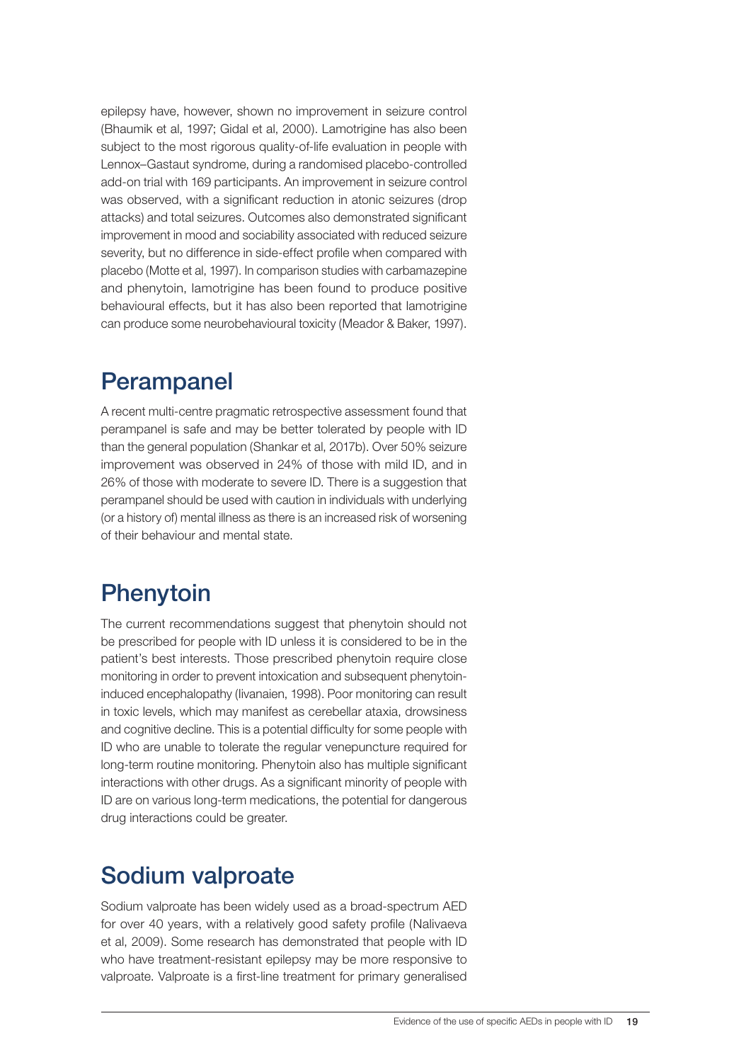epilepsy have, however, shown no improvement in seizure control (Bhaumik et al, 1997; Gidal et al, 2000). Lamotrigine has also been subject to the most rigorous quality-of-life evaluation in people with Lennox–Gastaut syndrome, during a randomised placebo-controlled add-on trial with 169 participants. An improvement in seizure control was observed, with a significant reduction in atonic seizures (drop attacks) and total seizures. Outcomes also demonstrated significant improvement in mood and sociability associated with reduced seizure severity, but no difference in side-effect profile when compared with placebo (Motte et al, 1997). In comparison studies with carbamazepine and phenytoin, lamotrigine has been found to produce positive behavioural effects, but it has also been reported that lamotrigine can produce some neurobehavioural toxicity (Meador & Baker, 1997).

## Perampanel

A recent multi-centre pragmatic retrospective assessment found that perampanel is safe and may be better tolerated by people with ID than the general population (Shankar et al, 2017b). Over 50% seizure improvement was observed in 24% of those with mild ID, and in 26% of those with moderate to severe ID. There is a suggestion that perampanel should be used with caution in individuals with underlying (or a history of) mental illness as there is an increased risk of worsening of their behaviour and mental state.

## Phenytoin

The current recommendations suggest that phenytoin should not be prescribed for people with ID unless it is considered to be in the patient's best interests. Those prescribed phenytoin require close monitoring in order to prevent intoxication and subsequent phenytoin-induced encephalopathy (Iivanaien, 1998). Poor monitoring can result in toxic levels, which may manifest as cerebellar ataxia, drowsiness and cognitive decline. This is a potential difficulty for some people with ID who are unable to tolerate the regular venepuncture required for long-term routine monitoring. Phenytoin also has multiple significant interactions with other drugs. As a significant minority of people with ID are on various long-term medications, the potential for dangerous drug interactions could be greater.

## Sodium valproate

Sodium valproate has been widely used as a broad-spectrum AED for over 40 years, with a relatively good safety profile (Nalivaeva et al, 2009). Some research has demonstrated that people with ID who have treatment-resistant epilepsy may be more responsive to valproate. Valproate is a first-line treatment for primary generalised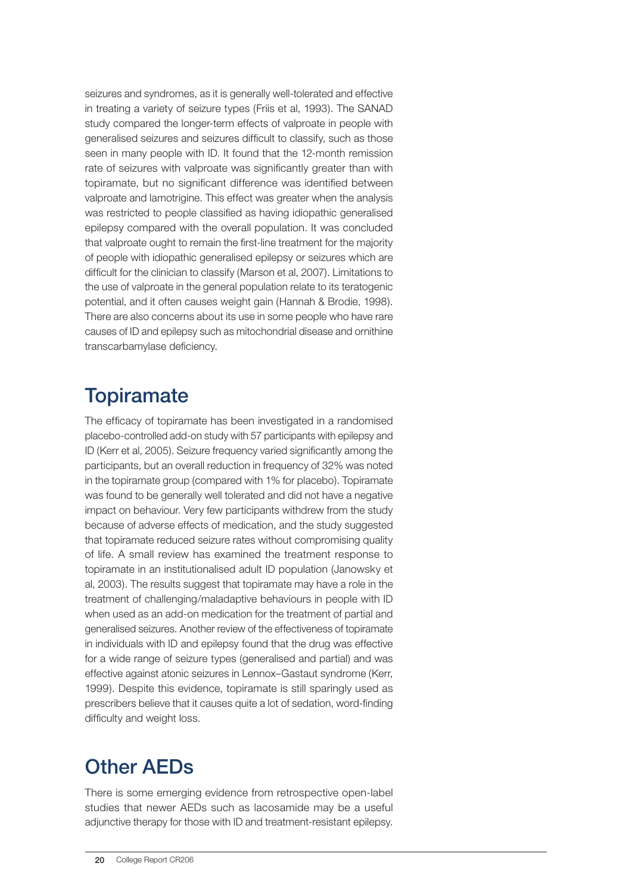seizures and syndromes, as it is generally well-tolerated and effective in treating a variety of seizure types (Friis et al, 1993). The SANAD study compared the longer-term effects of valproate in people with generalised seizures and seizures difficult to classify, such as those seen in many people with ID. It found that the 12-month remission rate of seizures with valproate was significantly greater than with topiramate, but no significant difference was identified between valproate and lamotrigine. This effect was greater when the analysis was restricted to people classified as having idiopathic generalised epilepsy compared with the overall population. It was concluded that valproate ought to remain the first-line treatment for the majority of people with idiopathic generalised epilepsy or seizures which are difficult for the clinician to classify (Marson et al, 2007). Limitations to the use of valproate in the general population relate to its teratogenic potential, and it often causes weight gain (Hannah & Brodie, 1998). There are also concerns about its use in some people who have rare causes of ID and epilepsy such as mitochondrial disease and ornithine transcarbamylase deficiency.

## Topiramate

The efficacy of topiramate has been investigated in a randomised placebo-controlled add-on study with 57 participants with epilepsy and ID (Kerr et al, 2005). Seizure frequency varied significantly among the participants, but an overall reduction in frequency of 32% was noted in the topiramate group (compared with 1% for placebo). Topiramate was found to be generally well tolerated and did not have a negative impact on behaviour. Very few participants withdrew from the study because of adverse effects of medication, and the study suggested that topiramate reduced seizure rates without compromising quality of life. A small review has examined the treatment response to topiramate in an institutionalised adult ID population (Janowsky et al, 2003). The results suggest that topiramate may have a role in the treatment of challenging/maladaptive behaviours in people with ID when used as an add-on medication for the treatment of partial and generalised seizures. Another review of the effectiveness of topiramate in individuals with ID and epilepsy found that the drug was effective for a wide range of seizure types (generalised and partial) and was effective against atonic seizures in Lennox–Gastaut syndrome (Kerr, 1999). Despite this evidence, topiramate is still sparingly used as prescribers believe that it causes quite a lot of sedation, word-finding difficulty and weight loss.

## Other AEDs

There is some emerging evidence from retrospective open-label studies that newer AEDs such as lacosamide may be a useful adjunctive therapy for those with ID and treatment-resistant epilepsy.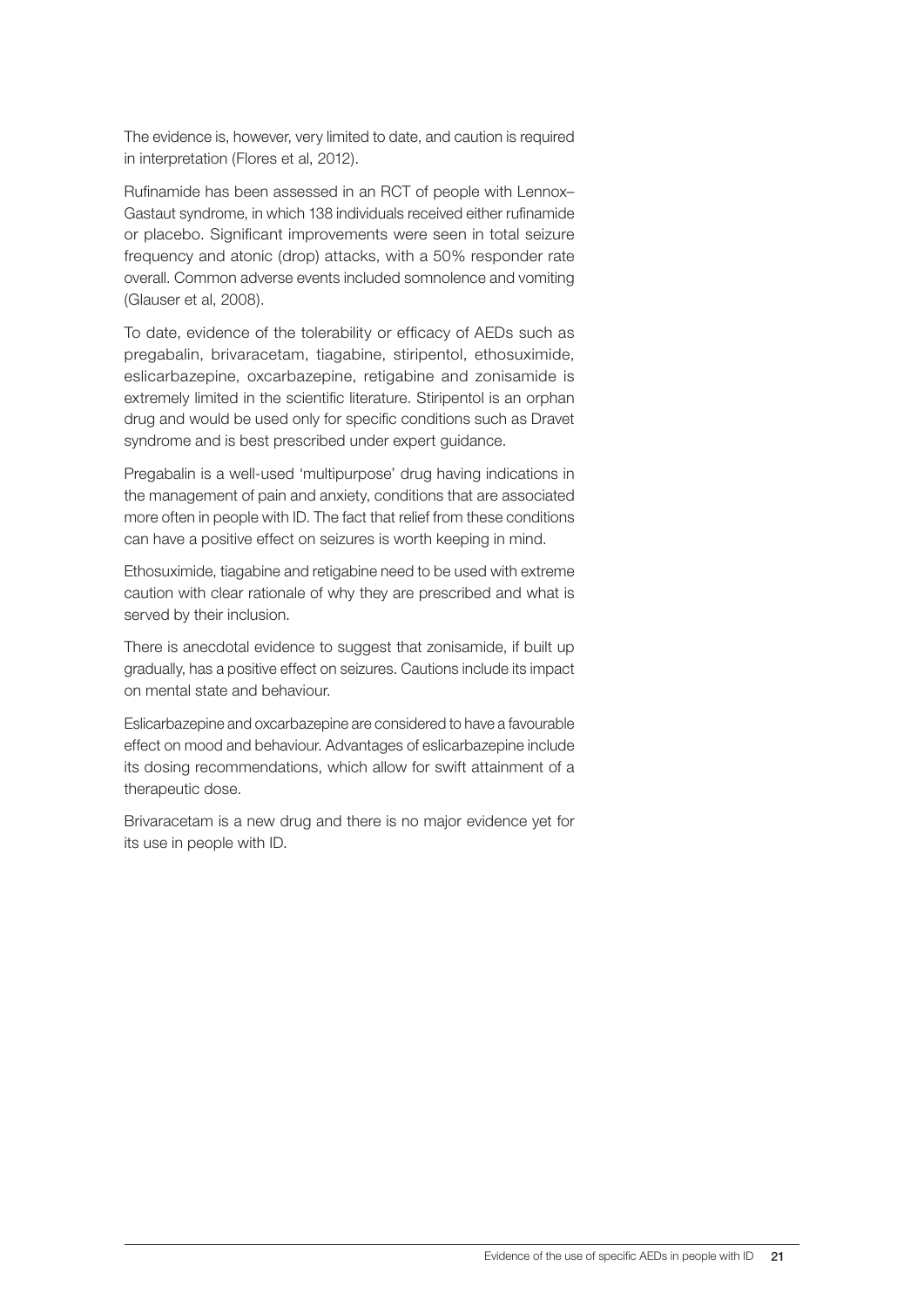The evidence is, however, very limited to date, and caution is required in interpretation (Flores et al, 2012).

Rufinamide has been assessed in an RCT of people with Lennox–Gastaut syndrome, in which 138 individuals received either rufinamide or placebo. Significant improvements were seen in total seizure frequency and atonic (drop) attacks, with a 50% responder rate overall. Common adverse events included somnolence and vomiting (Glauser et al, 2008).

To date, evidence of the tolerability or efficacy of AEDs such as pregabalin, brivaracetam, tiagabine, stiripentol, ethosuximide, eslicarbazepine, oxcarbazepine, retigabine and zonisamide is extremely limited in the scientific literature. Stiripentol is an orphan drug and would be used only for specific conditions such as Dravet syndrome and is best prescribed under expert guidance.

Pregabalin is a well-used 'multipurpose' drug having indications in the management of pain and anxiety, conditions that are associated more often in people with ID. The fact that relief from these conditions can have a positive effect on seizures is worth keeping in mind.

Ethosuximide, tiagabine and retigabine need to be used with extreme caution with clear rationale of why they are prescribed and what is served by their inclusion.

There is anecdotal evidence to suggest that zonisamide, if built up gradually, has a positive effect on seizures. Cautions include its impact on mental state and behaviour.

Eslicarbazepine and oxcarbazepine are considered to have a favourable effect on mood and behaviour. Advantages of eslicarbazepine include its dosing recommendations, which allow for swift attainment of a therapeutic dose.

Brivaracetam is a new drug and there is no major evidence yet for its use in people with ID.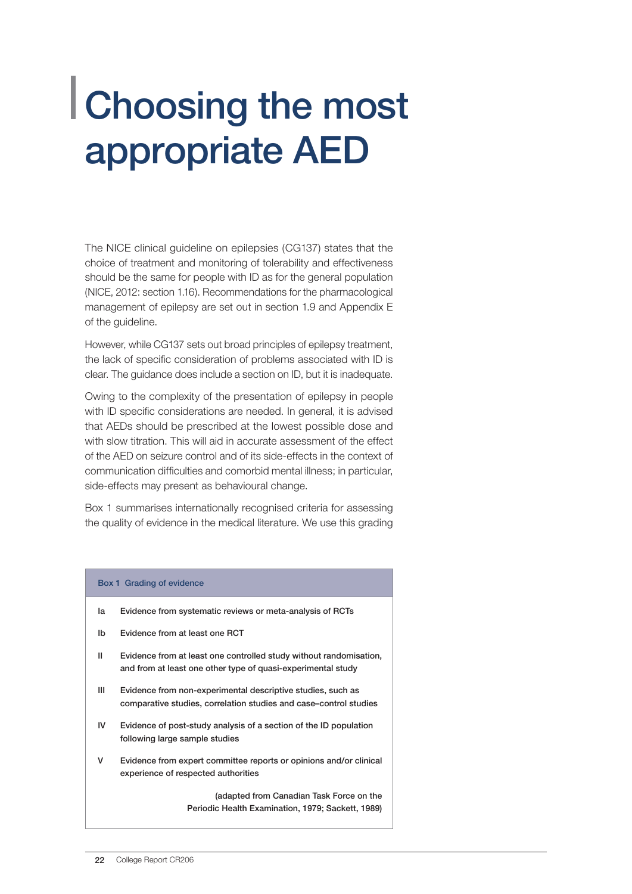# Choosing the most appropriate AED

The NICE clinical guideline on epilepsies (CG137) states that the choice of treatment and monitoring of tolerability and effectiveness should be the same for people with ID as for the general population (NICE, 2012: section 1.16). Recommendations for the pharmacological management of epilepsy are set out in section 1.9 and Appendix E of the guideline.

However, while CG137 sets out broad principles of epilepsy treatment, the lack of specific consideration of problems associated with ID is clear. The guidance does include a section on ID, but it is inadequate.

Owing to the complexity of the presentation of epilepsy in people with ID specific considerations are needed. In general, it is advised that AEDs should be prescribed at the lowest possible dose and with slow titration. This will aid in accurate assessment of the effect of the AED on seizure control and of its side-effects in the context of communication difficulties and comorbid mental illness; in particular, side-effects may present as behavioural change.

Box 1 summarises internationally recognised criteria for assessing the quality of evidence in the medical literature. We use this grading

**Box 1 Grading of evidence**

| | |
|---|---|
| Ia | Evidence from systematic reviews or meta-analysis of RCTs |
| Ib | Evidence from at least one RCT |
| II | Evidence from at least one controlled study without randomisation, and from at least one other type of quasi-experimental study |
| III | Evidence from non-experimental descriptive studies, such as comparative studies, correlation studies and case–control studies |
| IV | Evidence of post-study analysis of a section of the ID population following large sample studies |
| V | Evidence from expert committee reports or opinions and/or clinical experience of respected authorities |

(adapted from Canadian Task Force on the Periodic Health Examination, 1979; Sackett, 1989)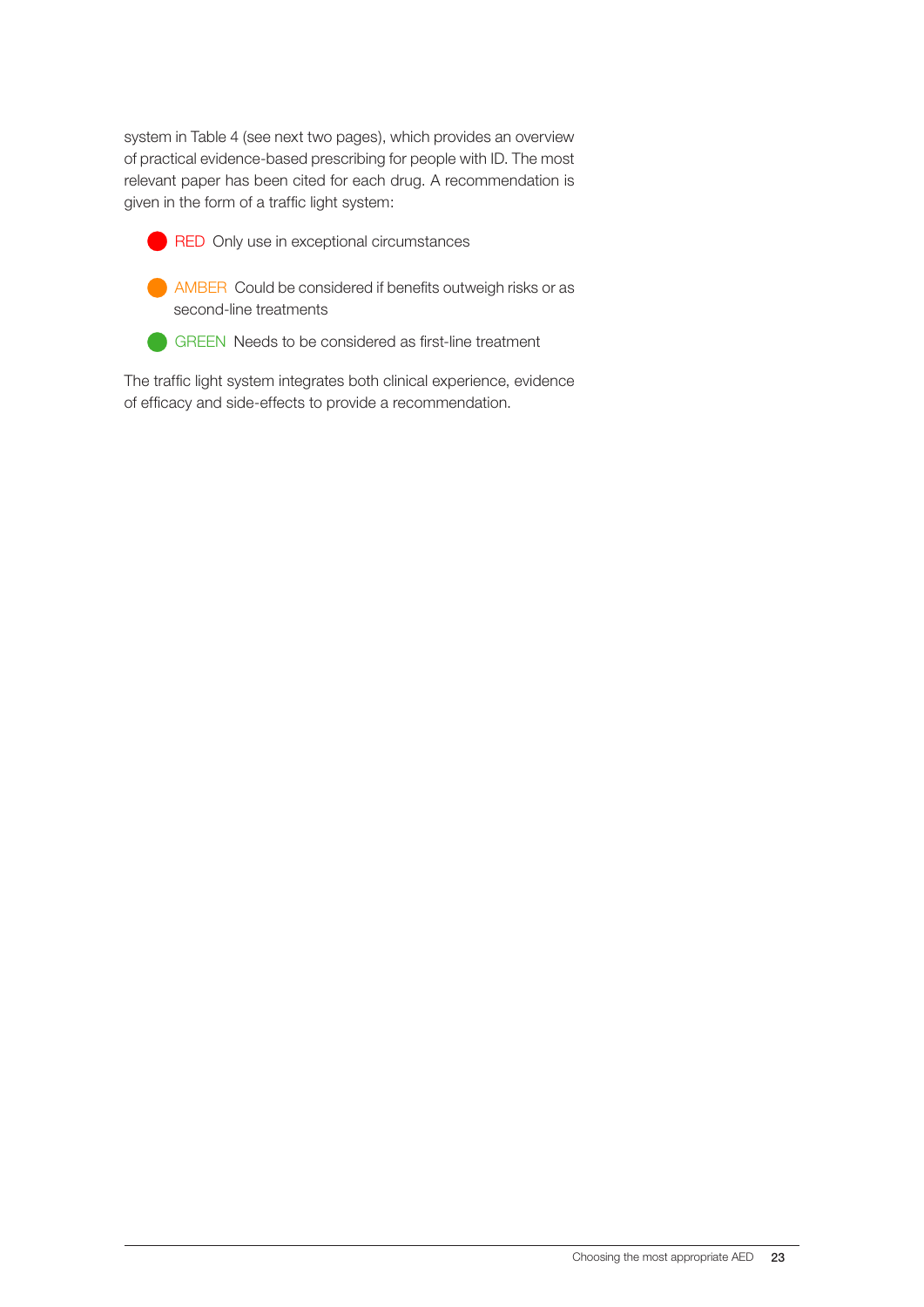system in Table 4 (see next two pages), which provides an overview of practical evidence-based prescribing for people with ID. The most relevant paper has been cited for each drug. A recommendation is given in the form of a traffic light system:

- RED Only use in exceptional circumstances
- AMBER Could be considered if benefits outweigh risks or as second-line treatments
- GREEN Needs to be considered as first-line treatment

The traffic light system integrates both clinical experience, evidence of efficacy and side-effects to provide a recommendation.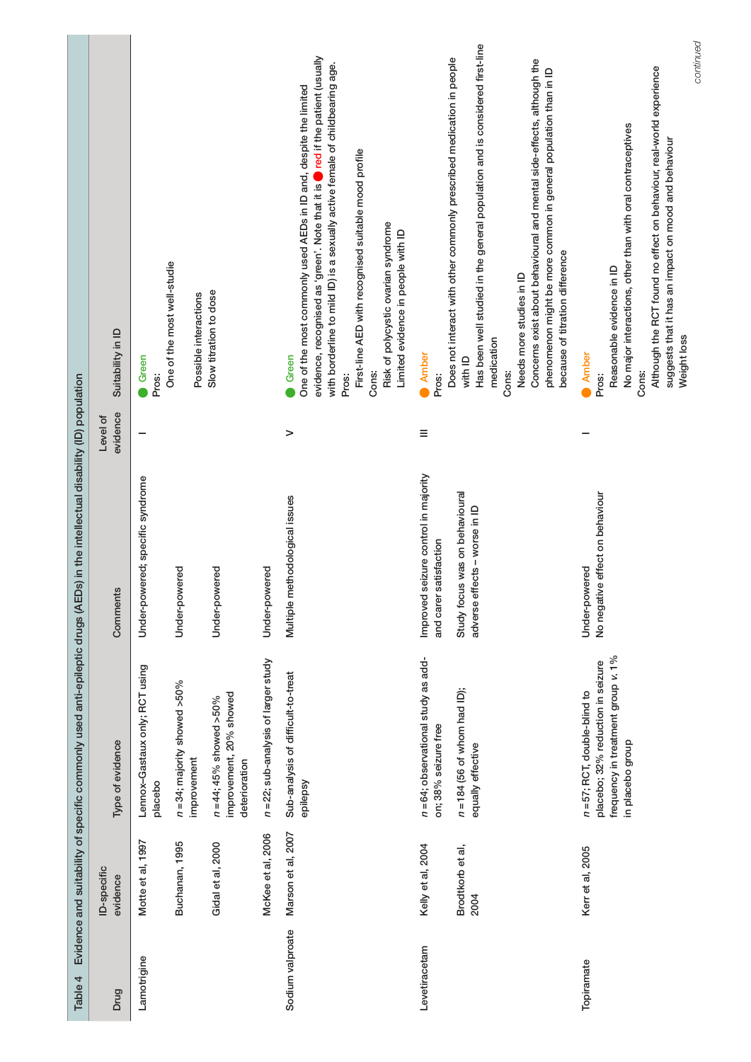Table 4 Evidence and suitability of specific commonly used anti-epileptic drugs (AEDs) in the intellectual disability (ID) population

| Drug | ID-specific evidence | Type of evidence | Comments | Level of evidence | Suitability in ID |
|---|---|---|---|---|---|
| Lamotrigine | Motte et al, 1997 | Lennox–Gastaux only; RCT using placebo | Under-powered; specific syndrome | I | Green<br>Pros:<br>One of the most well-studie<br>Possible interactions<br>Slow titration to dose |
| | Buchanan, 1995 | n = 34; majority showed >50% improvement | Under-powered | | |
| | Gidal et al, 2000 | n = 44; 45% showed >50% improvement, 20% showed deterioration | Under-powered | | |
| | McKee et al, 2006 | n = 22; sub-analysis of larger study | Under-powered | | |
| Sodium valproate | Marson et al, 2007 | Sub-analysis of difficult-to-treat epilepsy | Multiple methodological issues | V | Green<br>One of the most commonly used AEDs in ID and, despite the limited evidence, recognised as 'green'. Note that it is red if the patient (usually with borderline to mild ID) is a sexually active female of childbearing age.<br>Pros:<br>First-line AED with recognised suitable mood profile<br>Cons:<br>Risk of polycystic ovarian syndrome<br>Limited evidence in people with ID |
| Levetiracetam | Kelly et al, 2004 | n = 64; observational study as add-on; 38% seizure free | Improved seizure control in majority and carer satisfaction | III | Amber<br>Pros:<br>Does not interact with other commonly prescribed medication in people with ID<br>Has been well studied in the general population and is considered first-line medication<br>Cons:<br>Needs more studies in ID<br>Concerns exist about behavioural and mental side-effects, although the phenomenon might be more common in general population than in ID because of titration difference |
| | Brodtkorb et al, 2004 | n = 184 (56 of whom had ID); equally effective | Study focus was on behavioural adverse effects – worse in ID | | |
| Topiramate | Kerr et al, 2005 | n = 57; RCT, double-blind to placebo; 32% reduction in seizure frequency in treatment group v. 1% in placebo group | Under-powered<br>No negative effect on behaviour | I | Amber<br>Pros:<br>Reasonable evidence in ID<br>No major interactions, other than with oral contraceptives<br>Cons:<br>Although the RCT found no effect on behaviour, real-world experience suggests that it has an impact on mood and behaviour<br>Weight loss |

*continued*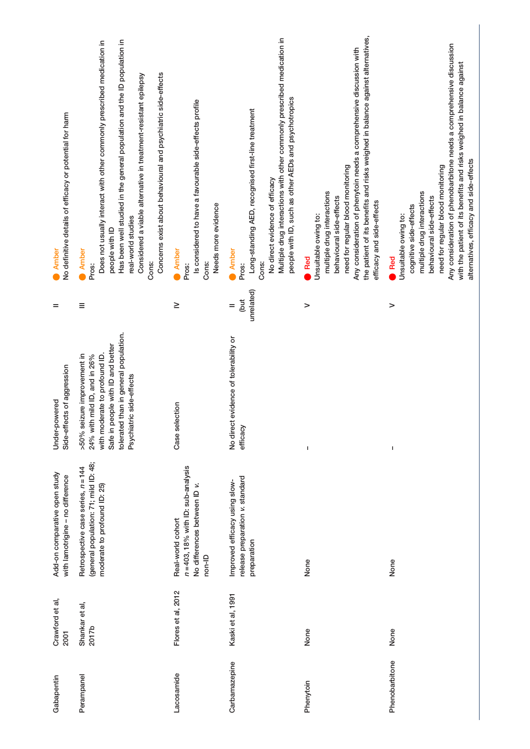| | | | | | |
|---|---|---|---|---|---|
| Gabapentin | Crawford et al, 2001 | Add-on comparative open study with lamotrigine – no difference | Under-powered<br>Side-effects of aggression | II | Amber<br>No definitive details of efficacy or potential for harm |
| Perampanel | Shankar et al, 2017b | Retrospective case series, *n* = 144 (general population: 71; mild ID: 48; moderate to profound ID: 25) | >50% seizure improvement in 24% with mild ID, and in 26% with moderate to profound ID.<br>Safe in people with ID and better tolerated than in general population.<br>Psychiatric side-effects | III | Amber<br>Pros:<br>Does not usually interact with other commonly prescribed medication in people with ID<br>Has been well studied in the general population and the ID population in real-world studies<br>Considered a viable alternative in treatment-resistant epilepsy<br>Cons:<br>Concerns exist about behavioural and psychiatric side-effects |
| Lacosamide | Flores et al, 2012 | Real-world cohort<br>*n* = 403, 18% with ID: sub-analysis<br>No differences between ID *v.* non-ID | Case selection | IV | Amber<br>Pros:<br>Is considered to have a favourable side-effects profile<br>Cons:<br>Needs more evidence |
| Carbamazepine | Kaski et al, 1991 | Improved efficacy using slow-release preparation *v.* standard preparation | No direct evidence of tolerability or efficacy | II (but unrelated) | Amber<br>Pros:<br>Long-standing AED, recognised first-line treatment<br>Cons:<br>No direct evidence of efficacy<br>Multiple drug interactions with other commonly prescribed medication in people with ID, such as other AEDs and psychotropics |
| Phenytoin | None | None | – | V | Red<br>Unsuitable owing to:<br>multiple drug interactions<br>behavioural side-effects<br>need for regular blood monitoring<br>Any consideration of phenytoin needs a comprehensive discussion with the patient of its benefits and risks weighed in balance against alternatives, efficacy and side-effects |
| Phenobarbitone | None | None | – | V | Red<br>Unsuitable owing to:<br>cognitive side-effects<br>multiple drug interactions<br>behavioural side-effects<br>need for regular blood monitoring<br>Any consideration of phenobarbitone needs a comprehensive discussion with the patient of its benefits and risks weighed in balance against alternatives, efficacy and side-effects |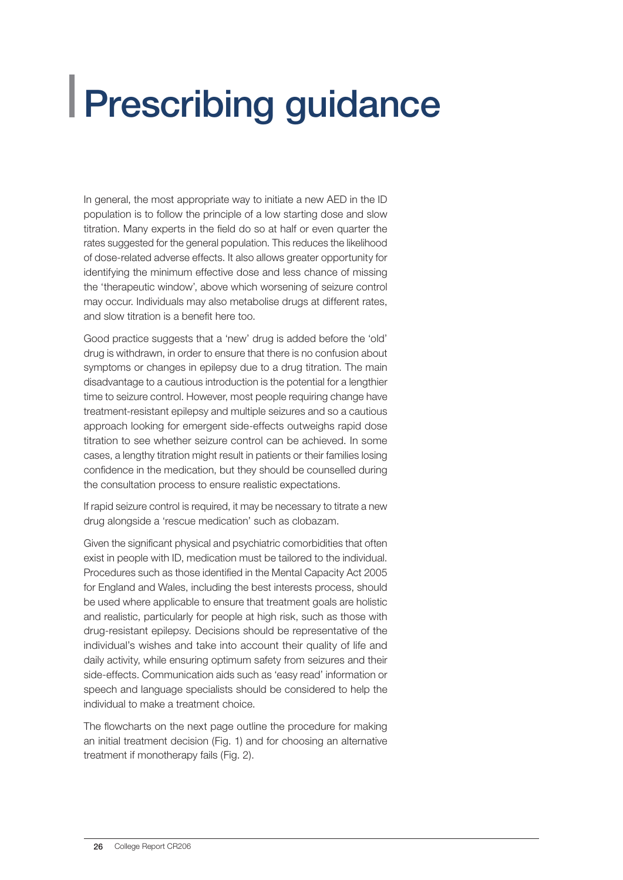# Prescribing guidance

In general, the most appropriate way to initiate a new AED in the ID population is to follow the principle of a low starting dose and slow titration. Many experts in the field do so at half or even quarter the rates suggested for the general population. This reduces the likelihood of dose-related adverse effects. It also allows greater opportunity for identifying the minimum effective dose and less chance of missing the 'therapeutic window', above which worsening of seizure control may occur. Individuals may also metabolise drugs at different rates, and slow titration is a benefit here too.

Good practice suggests that a 'new' drug is added before the 'old' drug is withdrawn, in order to ensure that there is no confusion about symptoms or changes in epilepsy due to a drug titration. The main disadvantage to a cautious introduction is the potential for a lengthier time to seizure control. However, most people requiring change have treatment-resistant epilepsy and multiple seizures and so a cautious approach looking for emergent side-effects outweighs rapid dose titration to see whether seizure control can be achieved. In some cases, a lengthy titration might result in patients or their families losing confidence in the medication, but they should be counselled during the consultation process to ensure realistic expectations.

If rapid seizure control is required, it may be necessary to titrate a new drug alongside a 'rescue medication' such as clobazam.

Given the significant physical and psychiatric comorbidities that often exist in people with ID, medication must be tailored to the individual. Procedures such as those identified in the Mental Capacity Act 2005 for England and Wales, including the best interests process, should be used where applicable to ensure that treatment goals are holistic and realistic, particularly for people at high risk, such as those with drug-resistant epilepsy. Decisions should be representative of the individual's wishes and take into account their quality of life and daily activity, while ensuring optimum safety from seizures and their side-effects. Communication aids such as 'easy read' information or speech and language specialists should be considered to help the individual to make a treatment choice.

The flowcharts on the next page outline the procedure for making an initial treatment decision (Fig. 1) and for choosing an alternative treatment if monotherapy fails (Fig. 2).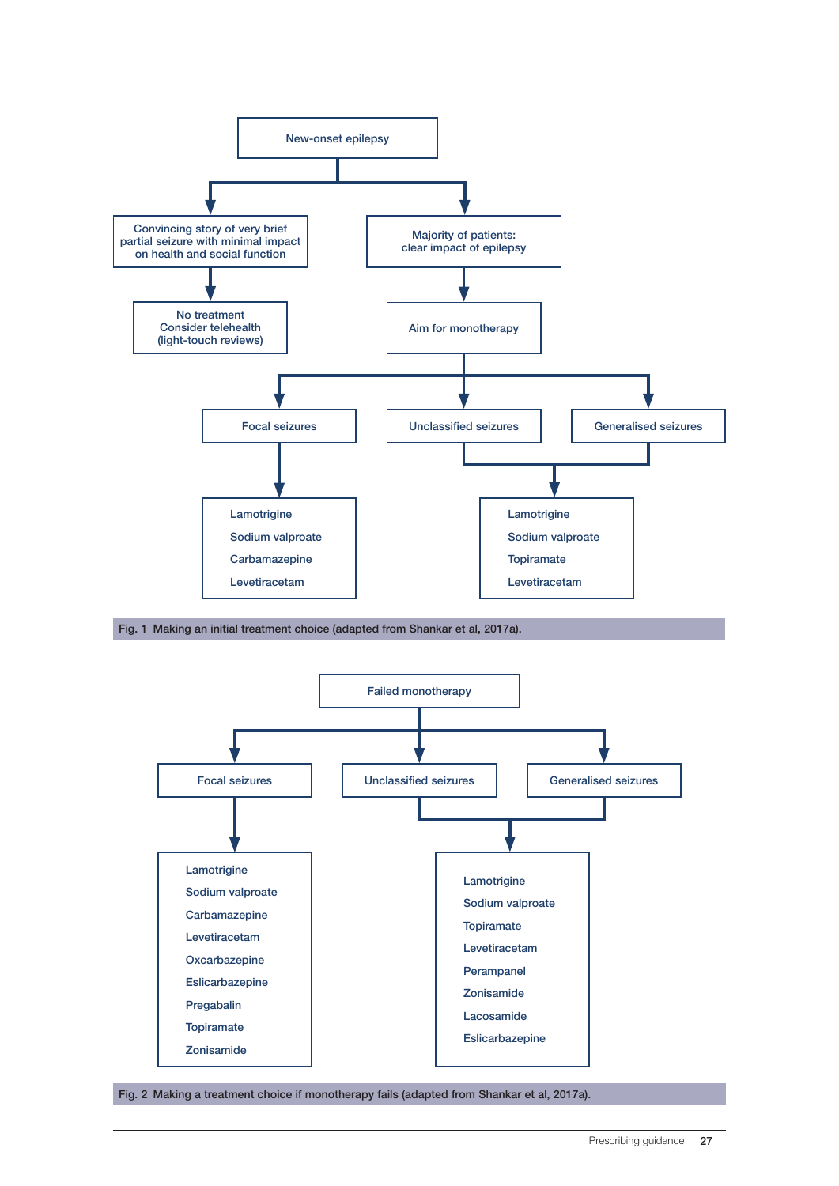New-onset epilepsy

- Convincing story of very brief partial seizure with minimal impact on health and social function
  - No treatment
    Consider telehealth
    (light-touch reviews)
- Majority of patients: clear impact of epilepsy
  - Aim for monotherapy
    - Focal seizures
      - Lamotrigine
      - Sodium valproate
      - Carbamazepine
      - Levetiracetam
    - Unclassified seizures / Generalised seizures
      - Lamotrigine
      - Sodium valproate
      - Topiramate
      - Levetiracetam

Fig. 1 Making an initial treatment choice (adapted from Shankar et al, 2017a).

Failed monotherapy

- Focal seizures
  - Lamotrigine
  - Sodium valproate
  - Carbamazepine
  - Levetiracetam
  - Oxcarbazepine
  - Eslicarbazepine
  - Pregabalin
  - Topiramate
  - Zonisamide
- Unclassified seizures / Generalised seizures
  - Lamotrigine
  - Sodium valproate
  - Topiramate
  - Levetiracetam
  - Perampanel
  - Zonisamide
  - Lacosamide
  - Eslicarbazepine

Fig. 2 Making a treatment choice if monotherapy fails (adapted from Shankar et al, 2017a).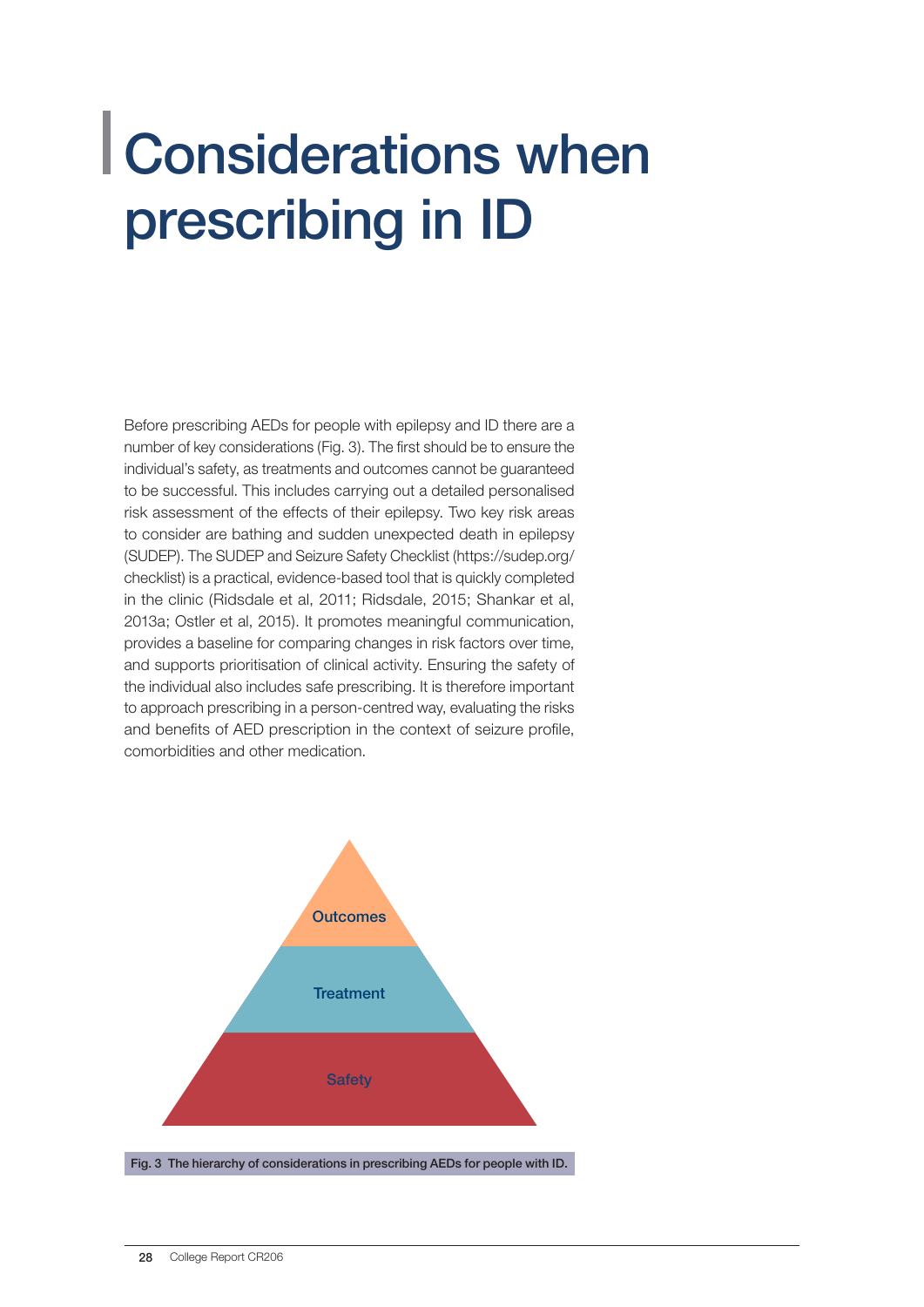# Considerations when prescribing in ID

Before prescribing AEDs for people with epilepsy and ID there are a number of key considerations (Fig. 3). The first should be to ensure the individual's safety, as treatments and outcomes cannot be guaranteed to be successful. This includes carrying out a detailed personalised risk assessment of the effects of their epilepsy. Two key risk areas to consider are bathing and sudden unexpected death in epilepsy (SUDEP). The SUDEP and Seizure Safety Checklist (https://sudep.org/checklist) is a practical, evidence-based tool that is quickly completed in the clinic (Ridsdale et al, 2011; Ridsdale, 2015; Shankar et al, 2013a; Ostler et al, 2015). It promotes meaningful communication, provides a baseline for comparing changes in risk factors over time, and supports prioritisation of clinical activity. Ensuring the safety of the individual also includes safe prescribing. It is therefore important to approach prescribing in a person-centred way, evaluating the risks and benefits of AED prescription in the context of seizure profile, comorbidities and other medication.

Outcomes

Treatment

Safety

**Fig. 3 The hierarchy of considerations in prescribing AEDs for people with ID.**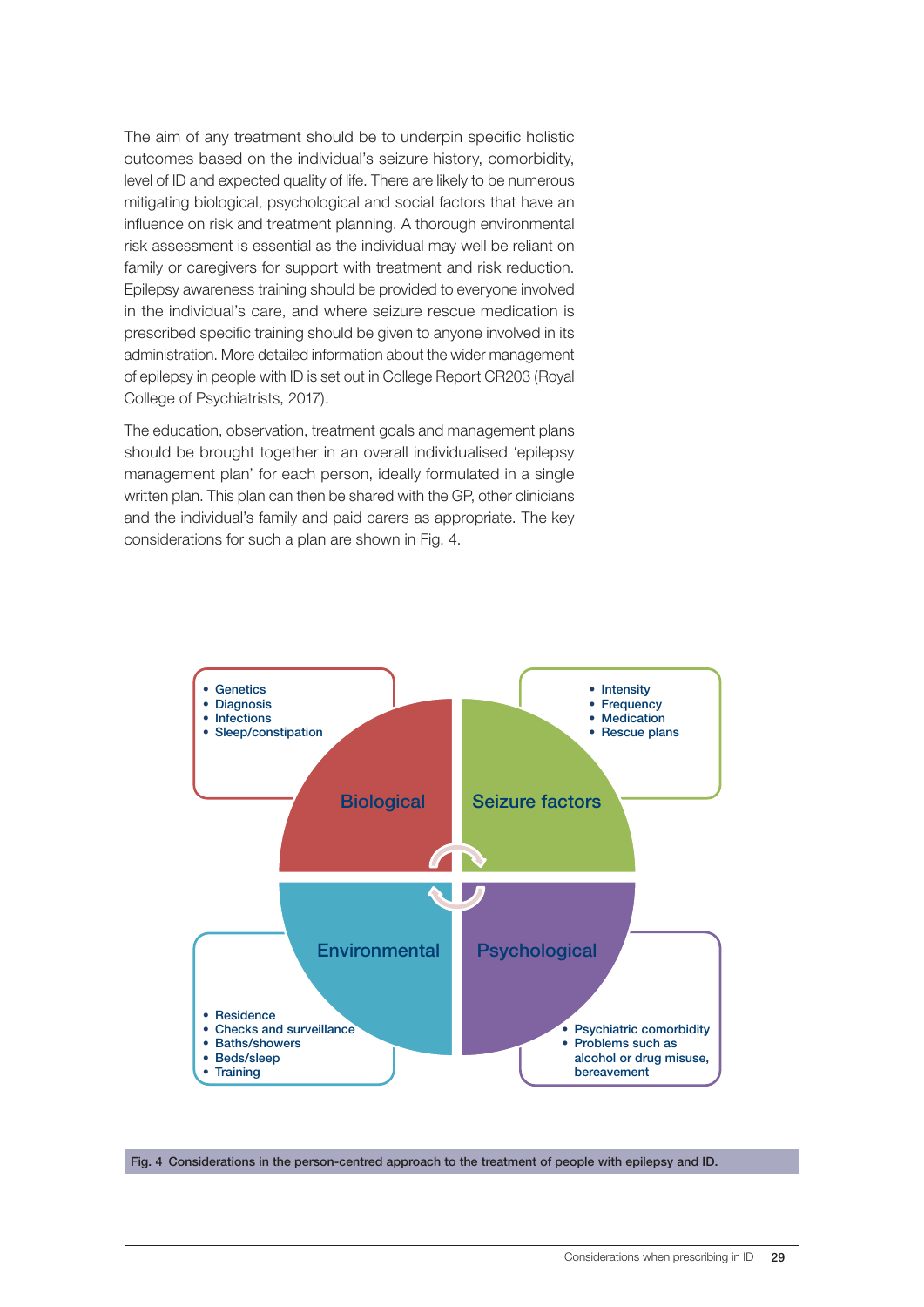The aim of any treatment should be to underpin specific holistic outcomes based on the individual's seizure history, comorbidity, level of ID and expected quality of life. There are likely to be numerous mitigating biological, psychological and social factors that have an influence on risk and treatment planning. A thorough environmental risk assessment is essential as the individual may well be reliant on family or caregivers for support with treatment and risk reduction. Epilepsy awareness training should be provided to everyone involved in the individual's care, and where seizure rescue medication is prescribed specific training should be given to anyone involved in its administration. More detailed information about the wider management of epilepsy in people with ID is set out in College Report CR203 (Royal College of Psychiatrists, 2017).

The education, observation, treatment goals and management plans should be brought together in an overall individualised 'epilepsy management plan' for each person, ideally formulated in a single written plan. This plan can then be shared with the GP, other clinicians and the individual's family and paid carers as appropriate. The key considerations for such a plan are shown in Fig. 4.

**Biological**
- Genetics
- Diagnosis
- Infections
- Sleep/constipation

**Seizure factors**
- Intensity
- Frequency
- Medication
- Rescue plans

**Environmental**
- Residence
- Checks and surveillance
- Baths/showers
- Beds/sleep
- Training

**Psychological**
- Psychiatric comorbidity
- Problems such as alcohol or drug misuse, bereavement

**Fig. 4 Considerations in the person-centred approach to the treatment of people with epilepsy and ID.**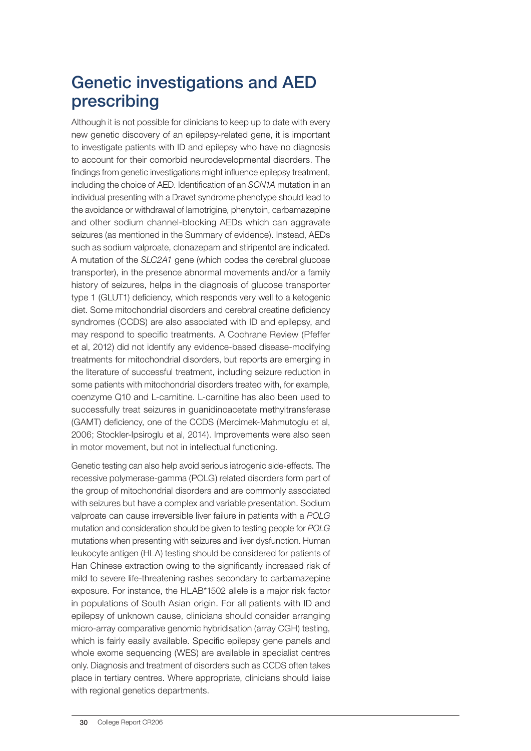# Genetic investigations and AED prescribing

Although it is not possible for clinicians to keep up to date with every new genetic discovery of an epilepsy-related gene, it is important to investigate patients with ID and epilepsy who have no diagnosis to account for their comorbid neurodevelopmental disorders. The findings from genetic investigations might influence epilepsy treatment, including the choice of AED. Identification of an *SCN1A* mutation in an individual presenting with a Dravet syndrome phenotype should lead to the avoidance or withdrawal of lamotrigine, phenytoin, carbamazepine and other sodium channel-blocking AEDs which can aggravate seizures (as mentioned in the Summary of evidence). Instead, AEDs such as sodium valproate, clonazepam and stiripentol are indicated. A mutation of the *SLC2A1* gene (which codes the cerebral glucose transporter), in the presence abnormal movements and/or a family history of seizures, helps in the diagnosis of glucose transporter type 1 (GLUT1) deficiency, which responds very well to a ketogenic diet. Some mitochondrial disorders and cerebral creatine deficiency syndromes (CCDS) are also associated with ID and epilepsy, and may respond to specific treatments. A Cochrane Review (Pfeffer et al, 2012) did not identify any evidence-based disease-modifying treatments for mitochondrial disorders, but reports are emerging in the literature of successful treatment, including seizure reduction in some patients with mitochondrial disorders treated with, for example, coenzyme Q10 and L-carnitine. L-carnitine has also been used to successfully treat seizures in guanidinoacetate methyltransferase (GAMT) deficiency, one of the CCDS (Mercimek-Mahmutoglu et al, 2006; Stockler-Ipsiroglu et al, 2014). Improvements were also seen in motor movement, but not in intellectual functioning.

Genetic testing can also help avoid serious iatrogenic side-effects. The recessive polymerase-gamma (POLG) related disorders form part of the group of mitochondrial disorders and are commonly associated with seizures but have a complex and variable presentation. Sodium valproate can cause irreversible liver failure in patients with a *POLG* mutation and consideration should be given to testing people for *POLG* mutations when presenting with seizures and liver dysfunction. Human leukocyte antigen (HLA) testing should be considered for patients of Han Chinese extraction owing to the significantly increased risk of mild to severe life-threatening rashes secondary to carbamazepine exposure. For instance, the HLAB*1502 allele is a major risk factor in populations of South Asian origin. For all patients with ID and epilepsy of unknown cause, clinicians should consider arranging micro-array comparative genomic hybridisation (array CGH) testing, which is fairly easily available. Specific epilepsy gene panels and whole exome sequencing (WES) are available in specialist centres only. Diagnosis and treatment of disorders such as CCDS often takes place in tertiary centres. Where appropriate, clinicians should liaise with regional genetics departments.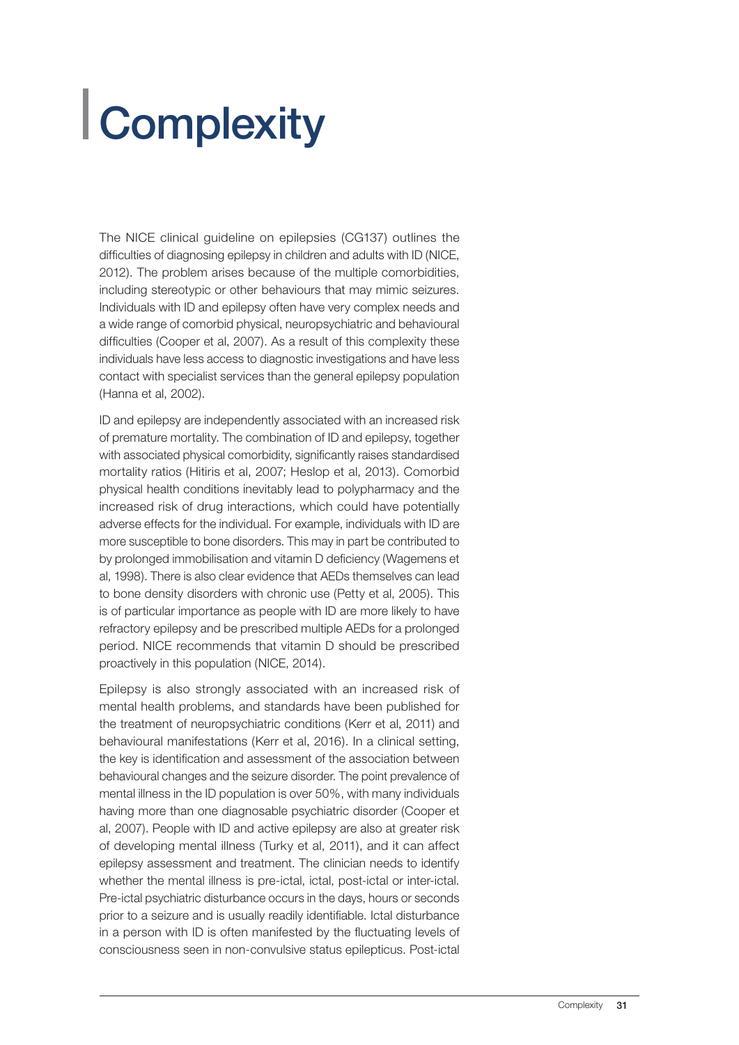# Complexity

The NICE clinical guideline on epilepsies (CG137) outlines the difficulties of diagnosing epilepsy in children and adults with ID (NICE, 2012). The problem arises because of the multiple comorbidities, including stereotypic or other behaviours that may mimic seizures. Individuals with ID and epilepsy often have very complex needs and a wide range of comorbid physical, neuropsychiatric and behavioural difficulties (Cooper et al, 2007). As a result of this complexity these individuals have less access to diagnostic investigations and have less contact with specialist services than the general epilepsy population (Hanna et al, 2002).

ID and epilepsy are independently associated with an increased risk of premature mortality. The combination of ID and epilepsy, together with associated physical comorbidity, significantly raises standardised mortality ratios (Hitiris et al, 2007; Heslop et al, 2013). Comorbid physical health conditions inevitably lead to polypharmacy and the increased risk of drug interactions, which could have potentially adverse effects for the individual. For example, individuals with ID are more susceptible to bone disorders. This may in part be contributed to by prolonged immobilisation and vitamin D deficiency (Wagemens et al, 1998). There is also clear evidence that AEDs themselves can lead to bone density disorders with chronic use (Petty et al, 2005). This is of particular importance as people with ID are more likely to have refractory epilepsy and be prescribed multiple AEDs for a prolonged period. NICE recommends that vitamin D should be prescribed proactively in this population (NICE, 2014).

Epilepsy is also strongly associated with an increased risk of mental health problems, and standards have been published for the treatment of neuropsychiatric conditions (Kerr et al, 2011) and behavioural manifestations (Kerr et al, 2016). In a clinical setting, the key is identification and assessment of the association between behavioural changes and the seizure disorder. The point prevalence of mental illness in the ID population is over 50%, with many individuals having more than one diagnosable psychiatric disorder (Cooper et al, 2007). People with ID and active epilepsy are also at greater risk of developing mental illness (Turky et al, 2011), and it can affect epilepsy assessment and treatment. The clinician needs to identify whether the mental illness is pre-ictal, ictal, post-ictal or inter-ictal. Pre-ictal psychiatric disturbance occurs in the days, hours or seconds prior to a seizure and is usually readily identifiable. Ictal disturbance in a person with ID is often manifested by the fluctuating levels of consciousness seen in non-convulsive status epilepticus. Post-ictal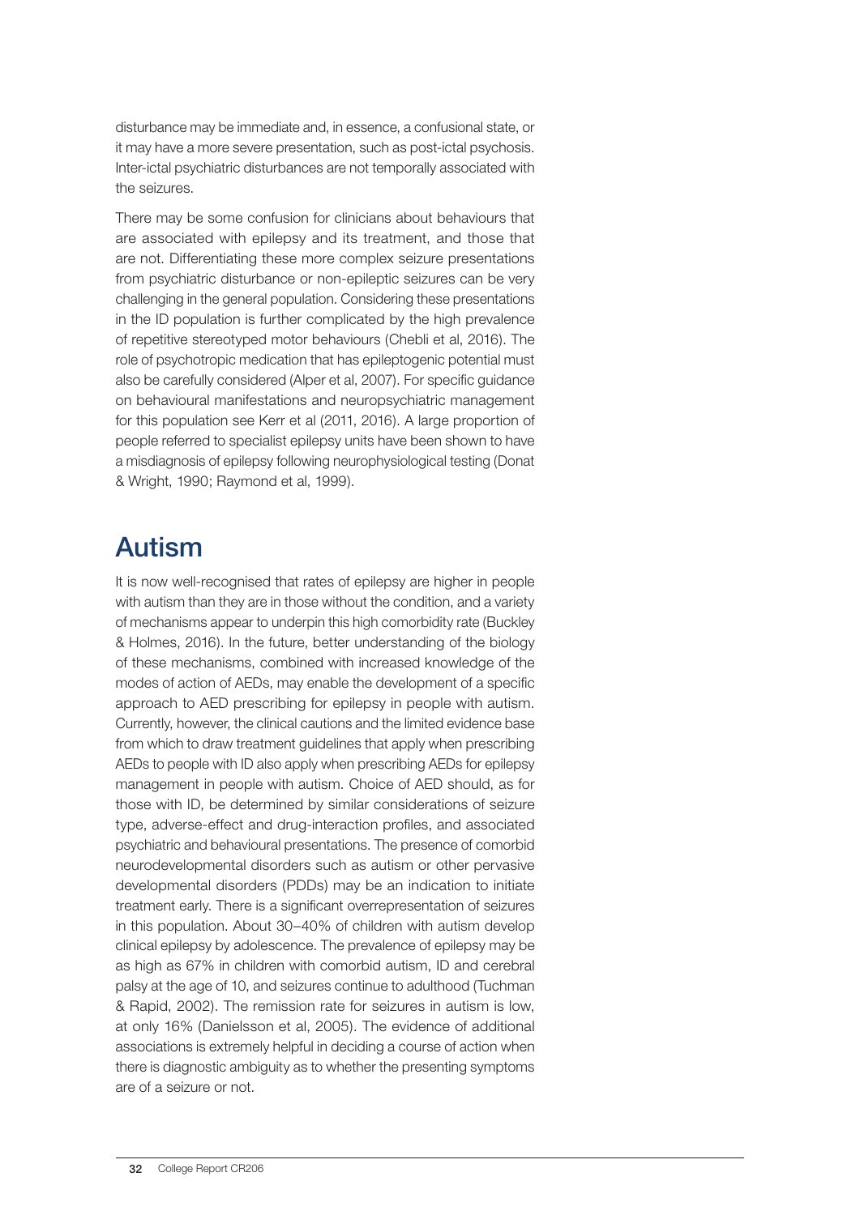disturbance may be immediate and, in essence, a confusional state, or it may have a more severe presentation, such as post-ictal psychosis. Inter-ictal psychiatric disturbances are not temporally associated with the seizures.

There may be some confusion for clinicians about behaviours that are associated with epilepsy and its treatment, and those that are not. Differentiating these more complex seizure presentations from psychiatric disturbance or non-epileptic seizures can be very challenging in the general population. Considering these presentations in the ID population is further complicated by the high prevalence of repetitive stereotyped motor behaviours (Chebli et al, 2016). The role of psychotropic medication that has epileptogenic potential must also be carefully considered (Alper et al, 2007). For specific guidance on behavioural manifestations and neuropsychiatric management for this population see Kerr et al (2011, 2016). A large proportion of people referred to specialist epilepsy units have been shown to have a misdiagnosis of epilepsy following neurophysiological testing (Donat & Wright, 1990; Raymond et al, 1999).

## Autism

It is now well-recognised that rates of epilepsy are higher in people with autism than they are in those without the condition, and a variety of mechanisms appear to underpin this high comorbidity rate (Buckley & Holmes, 2016). In the future, better understanding of the biology of these mechanisms, combined with increased knowledge of the modes of action of AEDs, may enable the development of a specific approach to AED prescribing for epilepsy in people with autism. Currently, however, the clinical cautions and the limited evidence base from which to draw treatment guidelines that apply when prescribing AEDs to people with ID also apply when prescribing AEDs for epilepsy management in people with autism. Choice of AED should, as for those with ID, be determined by similar considerations of seizure type, adverse-effect and drug-interaction profiles, and associated psychiatric and behavioural presentations. The presence of comorbid neurodevelopmental disorders such as autism or other pervasive developmental disorders (PDDs) may be an indication to initiate treatment early. There is a significant overrepresentation of seizures in this population. About 30–40% of children with autism develop clinical epilepsy by adolescence. The prevalence of epilepsy may be as high as 67% in children with comorbid autism, ID and cerebral palsy at the age of 10, and seizures continue to adulthood (Tuchman & Rapid, 2002). The remission rate for seizures in autism is low, at only 16% (Danielsson et al, 2005). The evidence of additional associations is extremely helpful in deciding a course of action when there is diagnostic ambiguity as to whether the presenting symptoms are of a seizure or not.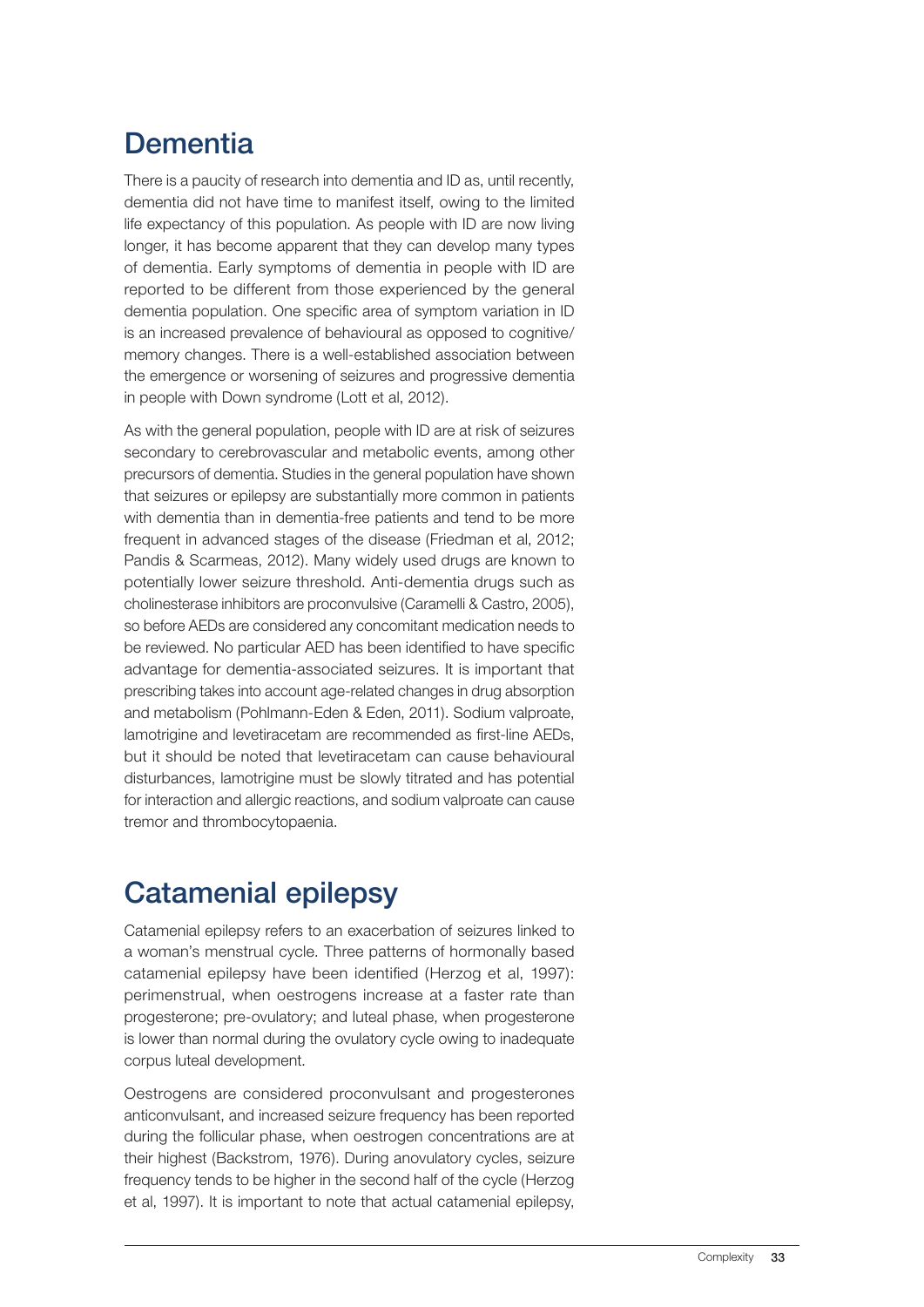## Dementia

There is a paucity of research into dementia and ID as, until recently, dementia did not have time to manifest itself, owing to the limited life expectancy of this population. As people with ID are now living longer, it has become apparent that they can develop many types of dementia. Early symptoms of dementia in people with ID are reported to be different from those experienced by the general dementia population. One specific area of symptom variation in ID is an increased prevalence of behavioural as opposed to cognitive/memory changes. There is a well-established association between the emergence or worsening of seizures and progressive dementia in people with Down syndrome (Lott et al, 2012).

As with the general population, people with ID are at risk of seizures secondary to cerebrovascular and metabolic events, among other precursors of dementia. Studies in the general population have shown that seizures or epilepsy are substantially more common in patients with dementia than in dementia-free patients and tend to be more frequent in advanced stages of the disease (Friedman et al, 2012; Pandis & Scarmeas, 2012). Many widely used drugs are known to potentially lower seizure threshold. Anti-dementia drugs such as cholinesterase inhibitors are proconvulsive (Caramelli & Castro, 2005), so before AEDs are considered any concomitant medication needs to be reviewed. No particular AED has been identified to have specific advantage for dementia-associated seizures. It is important that prescribing takes into account age-related changes in drug absorption and metabolism (Pohlmann-Eden & Eden, 2011). Sodium valproate, lamotrigine and levetiracetam are recommended as first-line AEDs, but it should be noted that levetiracetam can cause behavioural disturbances, lamotrigine must be slowly titrated and has potential for interaction and allergic reactions, and sodium valproate can cause tremor and thrombocytopaenia.

## Catamenial epilepsy

Catamenial epilepsy refers to an exacerbation of seizures linked to a woman's menstrual cycle. Three patterns of hormonally based catamenial epilepsy have been identified (Herzog et al, 1997): perimenstrual, when oestrogens increase at a faster rate than progesterone; pre-ovulatory; and luteal phase, when progesterone is lower than normal during the ovulatory cycle owing to inadequate corpus luteal development.

Oestrogens are considered proconvulsant and progesterones anticonvulsant, and increased seizure frequency has been reported during the follicular phase, when oestrogen concentrations are at their highest (Backstrom, 1976). During anovulatory cycles, seizure frequency tends to be higher in the second half of the cycle (Herzog et al, 1997). It is important to note that actual catamenial epilepsy,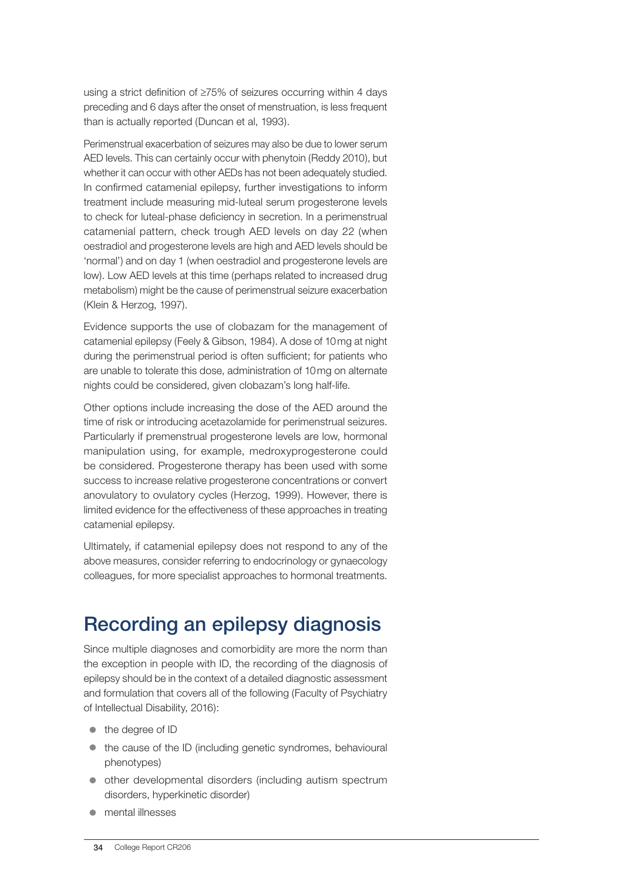using a strict definition of ≥75% of seizures occurring within 4 days preceding and 6 days after the onset of menstruation, is less frequent than is actually reported (Duncan et al, 1993).

Perimenstrual exacerbation of seizures may also be due to lower serum AED levels. This can certainly occur with phenytoin (Reddy 2010), but whether it can occur with other AEDs has not been adequately studied. In confirmed catamenial epilepsy, further investigations to inform treatment include measuring mid-luteal serum progesterone levels to check for luteal-phase deficiency in secretion. In a perimenstrual catamenial pattern, check trough AED levels on day 22 (when oestradiol and progesterone levels are high and AED levels should be 'normal') and on day 1 (when oestradiol and progesterone levels are low). Low AED levels at this time (perhaps related to increased drug metabolism) might be the cause of perimenstrual seizure exacerbation (Klein & Herzog, 1997).

Evidence supports the use of clobazam for the management of catamenial epilepsy (Feely & Gibson, 1984). A dose of 10 mg at night during the perimenstrual period is often sufficient; for patients who are unable to tolerate this dose, administration of 10 mg on alternate nights could be considered, given clobazam's long half-life.

Other options include increasing the dose of the AED around the time of risk or introducing acetazolamide for perimenstrual seizures. Particularly if premenstrual progesterone levels are low, hormonal manipulation using, for example, medroxyprogesterone could be considered. Progesterone therapy has been used with some success to increase relative progesterone concentrations or convert anovulatory to ovulatory cycles (Herzog, 1999). However, there is limited evidence for the effectiveness of these approaches in treating catamenial epilepsy.

Ultimately, if catamenial epilepsy does not respond to any of the above measures, consider referring to endocrinology or gynaecology colleagues, for more specialist approaches to hormonal treatments.

# Recording an epilepsy diagnosis

Since multiple diagnoses and comorbidity are more the norm than the exception in people with ID, the recording of the diagnosis of epilepsy should be in the context of a detailed diagnostic assessment and formulation that covers all of the following (Faculty of Psychiatry of Intellectual Disability, 2016):

- the degree of ID
- the cause of the ID (including genetic syndromes, behavioural phenotypes)
- other developmental disorders (including autism spectrum disorders, hyperkinetic disorder)
- mental illnesses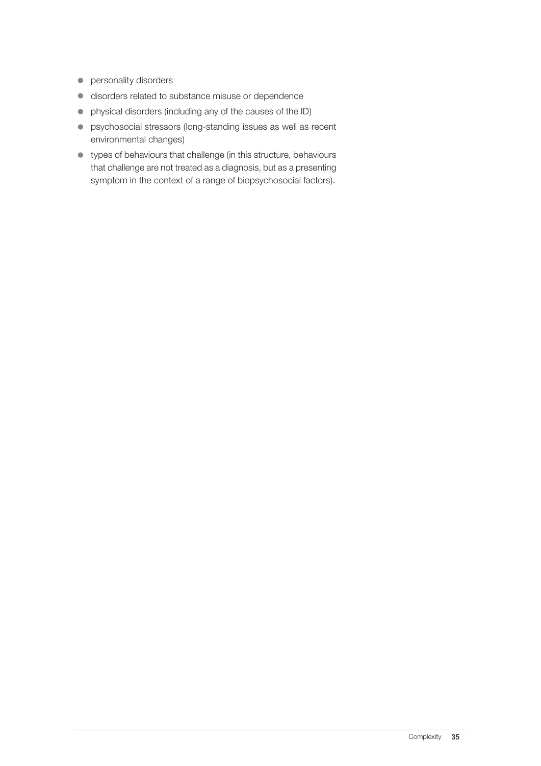- personality disorders
- disorders related to substance misuse or dependence
- physical disorders (including any of the causes of the ID)
- psychosocial stressors (long-standing issues as well as recent environmental changes)
- types of behaviours that challenge (in this structure, behaviours that challenge are not treated as a diagnosis, but as a presenting symptom in the context of a range of biopsychosocial factors).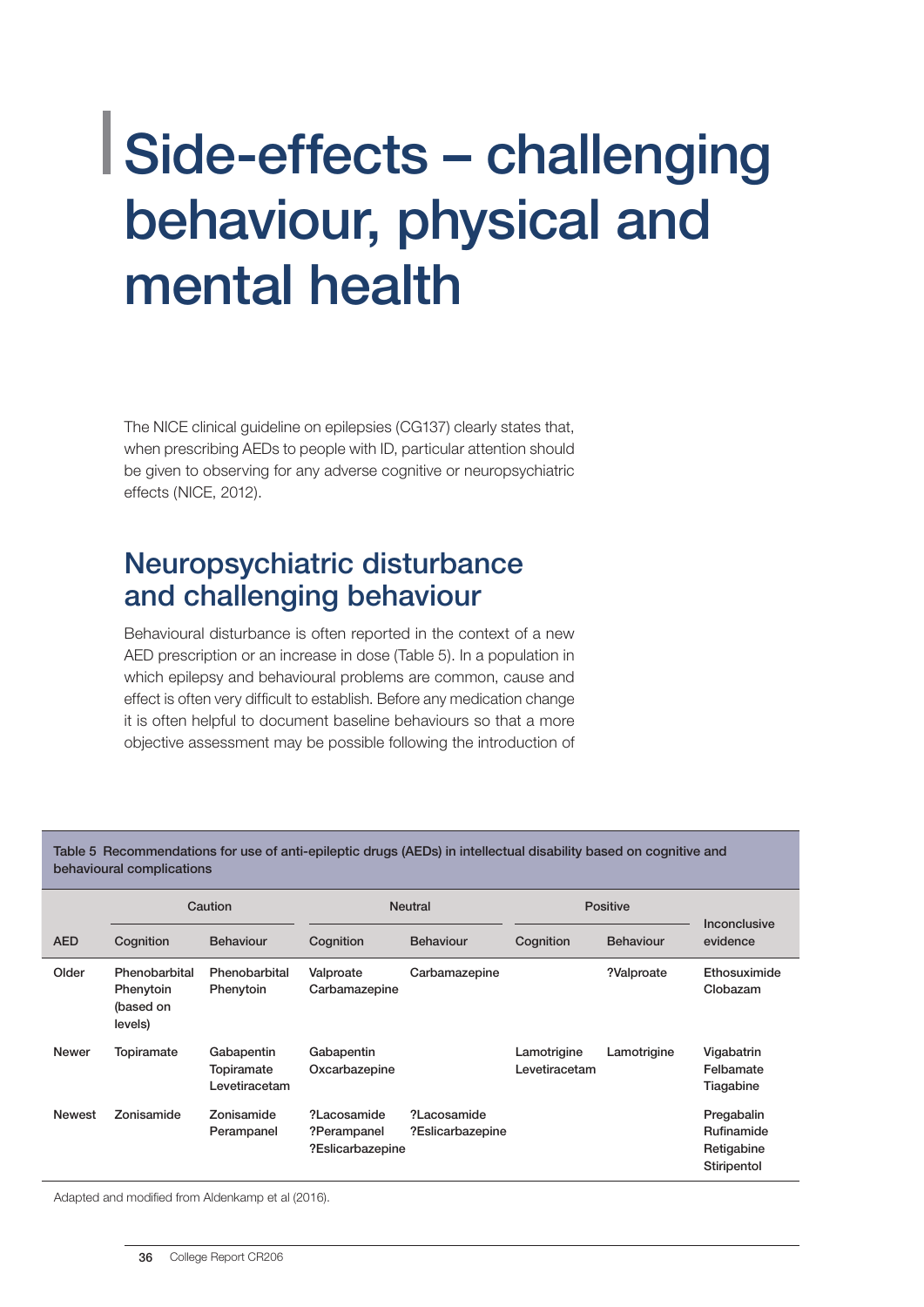# Side-effects – challenging behaviour, physical and mental health

The NICE clinical guideline on epilepsies (CG137) clearly states that, when prescribing AEDs to people with ID, particular attention should be given to observing for any adverse cognitive or neuropsychiatric effects (NICE, 2012).

## Neuropsychiatric disturbance and challenging behaviour

Behavioural disturbance is often reported in the context of a new AED prescription or an increase in dose (Table 5). In a population in which epilepsy and behavioural problems are common, cause and effect is often very difficult to establish. Before any medication change it is often helpful to document baseline behaviours so that a more objective assessment may be possible following the introduction of

**Table 5 Recommendations for use of anti-epileptic drugs (AEDs) in intellectual disability based on cognitive and behavioural complications**

| | Caution | | Neutral | | Positive | | |
|---|---|---|---|---|---|---|---|
| AED | Cognition | Behaviour | Cognition | Behaviour | Cognition | Behaviour | Inconclusive evidence |
| Older | Phenobarbital<br>Phenytoin<br>(based on levels) | Phenobarbital<br>Phenytoin | Valproate<br>Carbamazepine | Carbamazepine | | ?Valproate | Ethosuximide<br>Clobazam |
| Newer | Topiramate | Gabapentin<br>Topiramate<br>Levetiracetam | Gabapentin<br>Oxcarbazepine | | Lamotrigine<br>Levetiracetam | Lamotrigine | Vigabatrin<br>Felbamate<br>Tiagabine |
| Newest | Zonisamide | Zonisamide<br>Perampanel | ?Lacosamide<br>?Perampanel<br>?Eslicarbazepine | ?Lacosamide<br>?Eslicarbazepine | | | Pregabalin<br>Rufinamide<br>Retigabine<br>Stiripentol |

Adapted and modified from Aldenkamp et al (2016).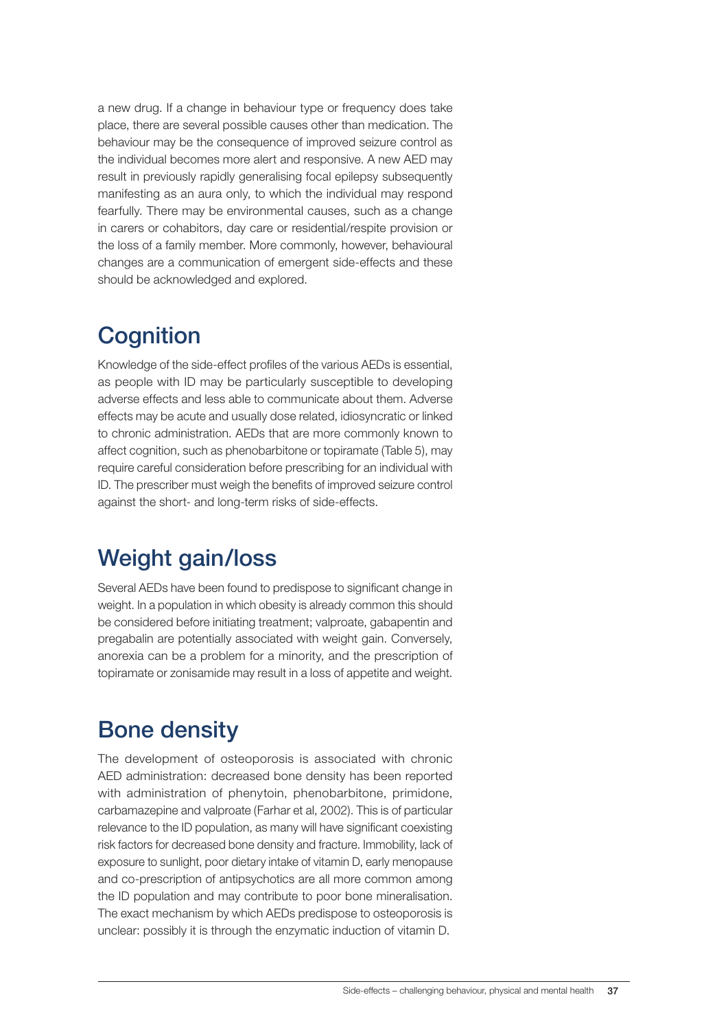a new drug. If a change in behaviour type or frequency does take place, there are several possible causes other than medication. The behaviour may be the consequence of improved seizure control as the individual becomes more alert and responsive. A new AED may result in previously rapidly generalising focal epilepsy subsequently manifesting as an aura only, to which the individual may respond fearfully. There may be environmental causes, such as a change in carers or cohabitors, day care or residential/respite provision or the loss of a family member. More commonly, however, behavioural changes are a communication of emergent side-effects and these should be acknowledged and explored.

## Cognition

Knowledge of the side-effect profiles of the various AEDs is essential, as people with ID may be particularly susceptible to developing adverse effects and less able to communicate about them. Adverse effects may be acute and usually dose related, idiosyncratic or linked to chronic administration. AEDs that are more commonly known to affect cognition, such as phenobarbitone or topiramate (Table 5), may require careful consideration before prescribing for an individual with ID. The prescriber must weigh the benefits of improved seizure control against the short- and long-term risks of side-effects.

## Weight gain/loss

Several AEDs have been found to predispose to significant change in weight. In a population in which obesity is already common this should be considered before initiating treatment; valproate, gabapentin and pregabalin are potentially associated with weight gain. Conversely, anorexia can be a problem for a minority, and the prescription of topiramate or zonisamide may result in a loss of appetite and weight.

## Bone density

The development of osteoporosis is associated with chronic AED administration: decreased bone density has been reported with administration of phenytoin, phenobarbitone, primidone, carbamazepine and valproate (Farhar et al, 2002). This is of particular relevance to the ID population, as many will have significant coexisting risk factors for decreased bone density and fracture. Immobility, lack of exposure to sunlight, poor dietary intake of vitamin D, early menopause and co-prescription of antipsychotics are all more common among the ID population and may contribute to poor bone mineralisation. The exact mechanism by which AEDs predispose to osteoporosis is unclear: possibly it is through the enzymatic induction of vitamin D.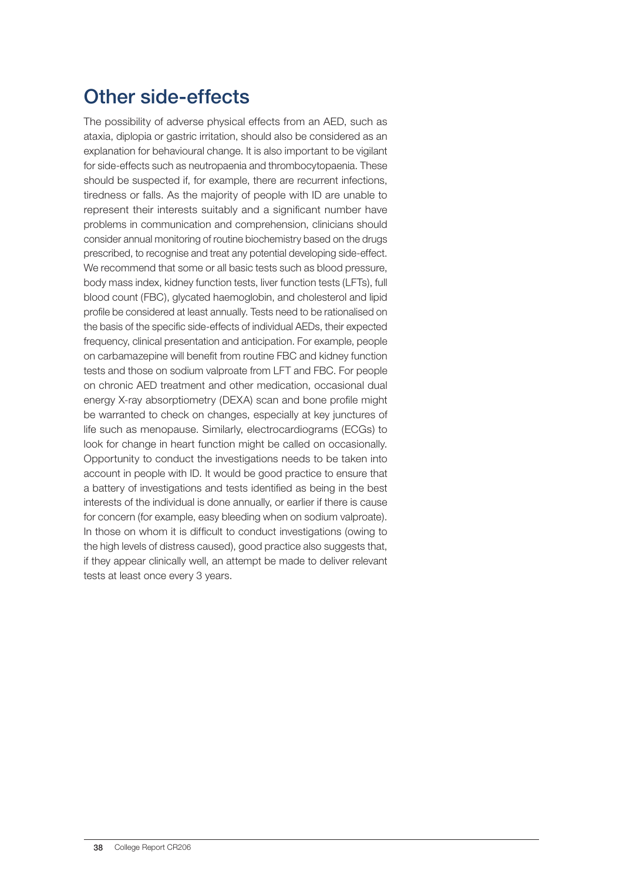## Other side-effects

The possibility of adverse physical effects from an AED, such as ataxia, diplopia or gastric irritation, should also be considered as an explanation for behavioural change. It is also important to be vigilant for side-effects such as neutropaenia and thrombocytopaenia. These should be suspected if, for example, there are recurrent infections, tiredness or falls. As the majority of people with ID are unable to represent their interests suitably and a significant number have problems in communication and comprehension, clinicians should consider annual monitoring of routine biochemistry based on the drugs prescribed, to recognise and treat any potential developing side-effect. We recommend that some or all basic tests such as blood pressure, body mass index, kidney function tests, liver function tests (LFTs), full blood count (FBC), glycated haemoglobin, and cholesterol and lipid profile be considered at least annually. Tests need to be rationalised on the basis of the specific side-effects of individual AEDs, their expected frequency, clinical presentation and anticipation. For example, people on carbamazepine will benefit from routine FBC and kidney function tests and those on sodium valproate from LFT and FBC. For people on chronic AED treatment and other medication, occasional dual energy X-ray absorptiometry (DEXA) scan and bone profile might be warranted to check on changes, especially at key junctures of life such as menopause. Similarly, electrocardiograms (ECGs) to look for change in heart function might be called on occasionally. Opportunity to conduct the investigations needs to be taken into account in people with ID. It would be good practice to ensure that a battery of investigations and tests identified as being in the best interests of the individual is done annually, or earlier if there is cause for concern (for example, easy bleeding when on sodium valproate). In those on whom it is difficult to conduct investigations (owing to the high levels of distress caused), good practice also suggests that, if they appear clinically well, an attempt be made to deliver relevant tests at least once every 3 years.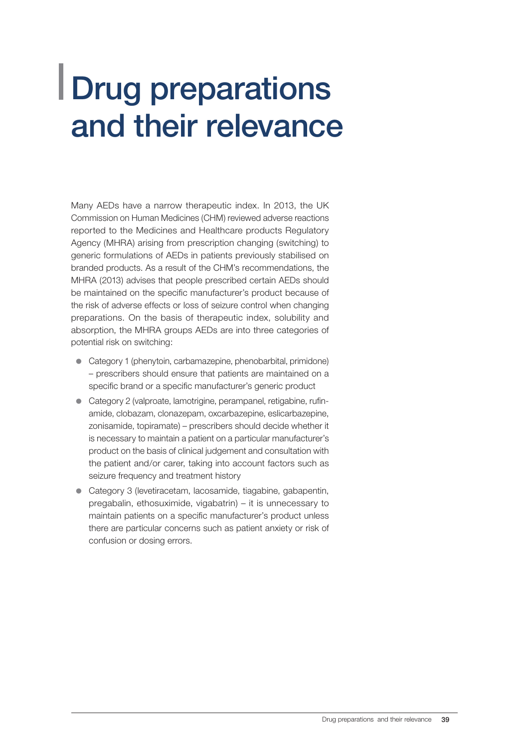# Drug preparations and their relevance

Many AEDs have a narrow therapeutic index. In 2013, the UK Commission on Human Medicines (CHM) reviewed adverse reactions reported to the Medicines and Healthcare products Regulatory Agency (MHRA) arising from prescription changing (switching) to generic formulations of AEDs in patients previously stabilised on branded products. As a result of the CHM's recommendations, the MHRA (2013) advises that people prescribed certain AEDs should be maintained on the specific manufacturer's product because of the risk of adverse effects or loss of seizure control when changing preparations. On the basis of therapeutic index, solubility and absorption, the MHRA groups AEDs are into three categories of potential risk on switching:

- Category 1 (phenytoin, carbamazepine, phenobarbital, primidone) – prescribers should ensure that patients are maintained on a specific brand or a specific manufacturer's generic product
- Category 2 (valproate, lamotrigine, perampanel, retigabine, rufinamide, clobazam, clonazepam, oxcarbazepine, eslicarbazepine, zonisamide, topiramate) – prescribers should decide whether it is necessary to maintain a patient on a particular manufacturer's product on the basis of clinical judgement and consultation with the patient and/or carer, taking into account factors such as seizure frequency and treatment history
- Category 3 (levetiracetam, lacosamide, tiagabine, gabapentin, pregabalin, ethosuximide, vigabatrin) – it is unnecessary to maintain patients on a specific manufacturer's product unless there are particular concerns such as patient anxiety or risk of confusion or dosing errors.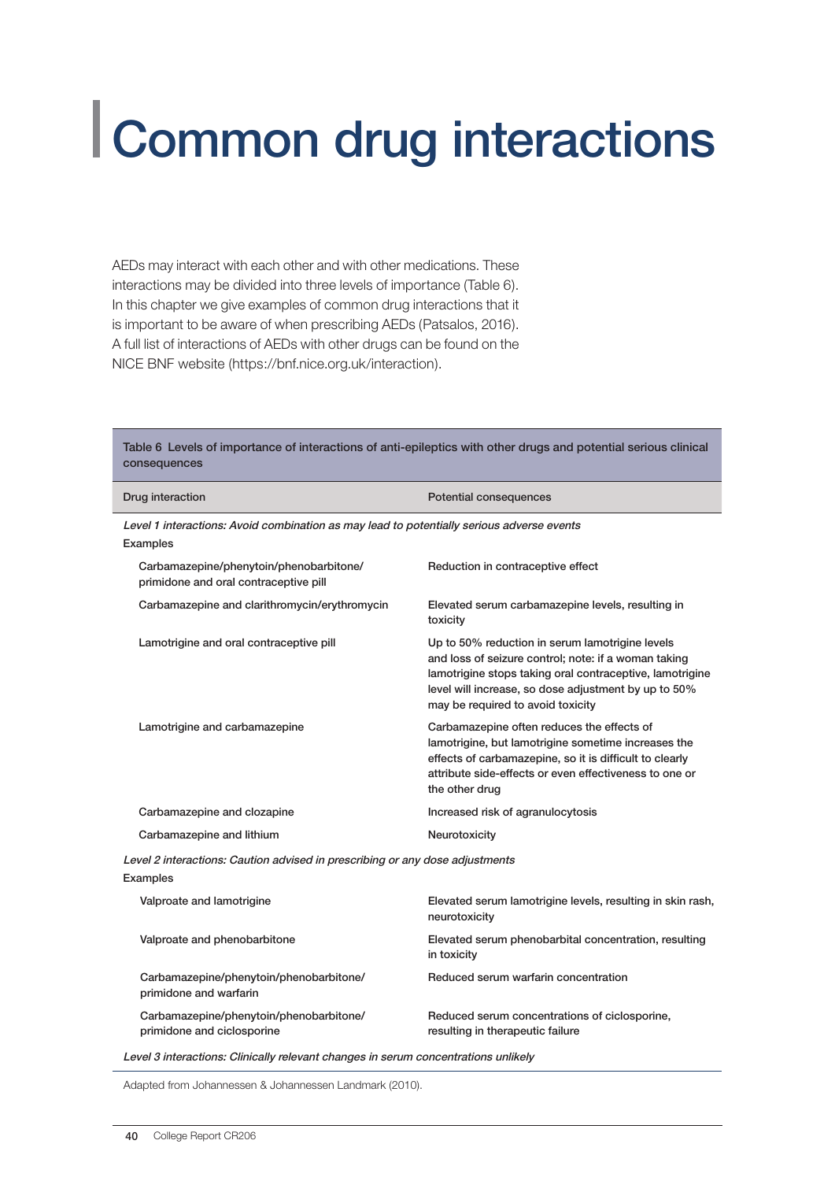# Common drug interactions

AEDs may interact with each other and with other medications. These interactions may be divided into three levels of importance (Table 6). In this chapter we give examples of common drug interactions that it is important to be aware of when prescribing AEDs (Patsalos, 2016). A full list of interactions of AEDs with other drugs can be found on the NICE BNF website (https://bnf.nice.org.uk/interaction).

**Table 6 Levels of importance of interactions of anti-epileptics with other drugs and potential serious clinical consequences**

| Drug interaction | Potential consequences |
|---|---|
| *Level 1 interactions: Avoid combination as may lead to potentially serious adverse events* | |
| Examples | |
| Carbamazepine/phenytoin/phenobarbitone/primidone and oral contraceptive pill | Reduction in contraceptive effect |
| Carbamazepine and clarithromycin/erythromycin | Elevated serum carbamazepine levels, resulting in toxicity |
| Lamotrigine and oral contraceptive pill | Up to 50% reduction in serum lamotrigine levels and loss of seizure control; note: if a woman taking lamotrigine stops taking oral contraceptive, lamotrigine level will increase, so dose adjustment by up to 50% may be required to avoid toxicity |
| Lamotrigine and carbamazepine | Carbamazepine often reduces the effects of lamotrigine, but lamotrigine sometime increases the effects of carbamazepine, so it is difficult to clearly attribute side-effects or even effectiveness to one or the other drug |
| Carbamazepine and clozapine | Increased risk of agranulocytosis |
| Carbamazepine and lithium | Neurotoxicity |
| *Level 2 interactions: Caution advised in prescribing or any dose adjustments* | |
| Examples | |
| Valproate and lamotrigine | Elevated serum lamotrigine levels, resulting in skin rash, neurotoxicity |
| Valproate and phenobarbitone | Elevated serum phenobarbital concentration, resulting in toxicity |
| Carbamazepine/phenytoin/phenobarbitone/primidone and warfarin | Reduced serum warfarin concentration |
| Carbamazepine/phenytoin/phenobarbitone/primidone and ciclosporine | Reduced serum concentrations of ciclosporine, resulting in therapeutic failure |
| *Level 3 interactions: Clinically relevant changes in serum concentrations unlikely* | |

Adapted from Johannessen & Johannessen Landmark (2010).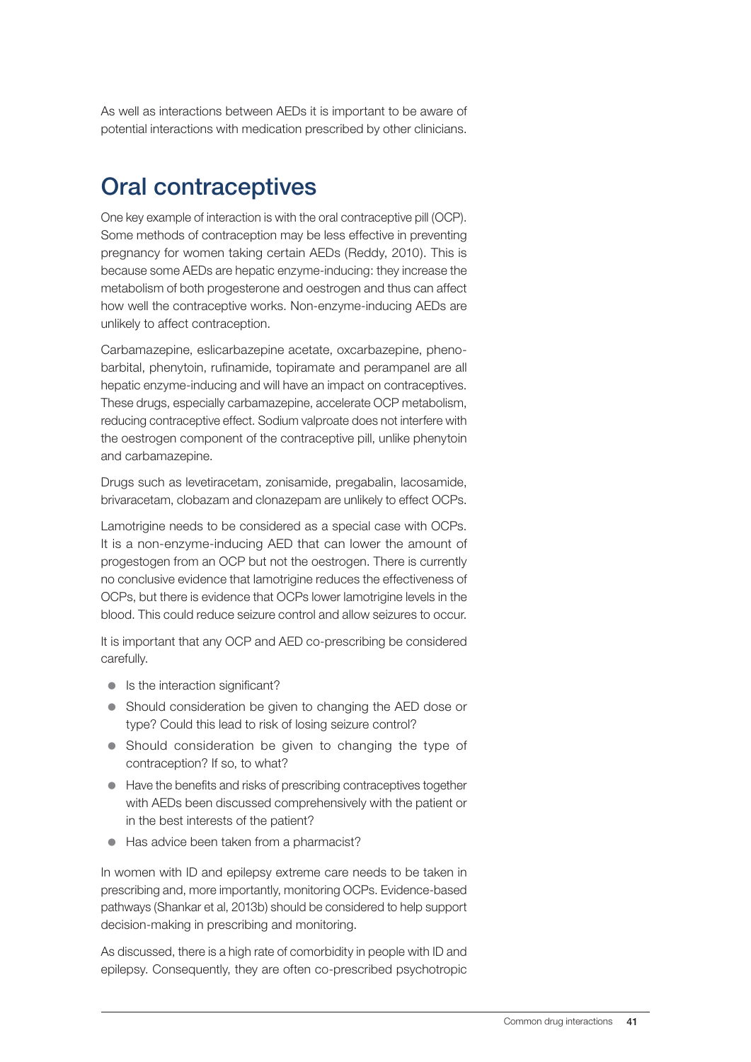As well as interactions between AEDs it is important to be aware of potential interactions with medication prescribed by other clinicians.

## Oral contraceptives

One key example of interaction is with the oral contraceptive pill (OCP). Some methods of contraception may be less effective in preventing pregnancy for women taking certain AEDs (Reddy, 2010). This is because some AEDs are hepatic enzyme-inducing: they increase the metabolism of both progesterone and oestrogen and thus can affect how well the contraceptive works. Non-enzyme-inducing AEDs are unlikely to affect contraception.

Carbamazepine, eslicarbazepine acetate, oxcarbazepine, phenobarbital, phenytoin, rufinamide, topiramate and perampanel are all hepatic enzyme-inducing and will have an impact on contraceptives. These drugs, especially carbamazepine, accelerate OCP metabolism, reducing contraceptive effect. Sodium valproate does not interfere with the oestrogen component of the contraceptive pill, unlike phenytoin and carbamazepine.

Drugs such as levetiracetam, zonisamide, pregabalin, lacosamide, brivaracetam, clobazam and clonazepam are unlikely to effect OCPs.

Lamotrigine needs to be considered as a special case with OCPs. It is a non-enzyme-inducing AED that can lower the amount of progestogen from an OCP but not the oestrogen. There is currently no conclusive evidence that lamotrigine reduces the effectiveness of OCPs, but there is evidence that OCPs lower lamotrigine levels in the blood. This could reduce seizure control and allow seizures to occur.

It is important that any OCP and AED co-prescribing be considered carefully.

- Is the interaction significant?
- Should consideration be given to changing the AED dose or type? Could this lead to risk of losing seizure control?
- Should consideration be given to changing the type of contraception? If so, to what?
- Have the benefits and risks of prescribing contraceptives together with AEDs been discussed comprehensively with the patient or in the best interests of the patient?
- Has advice been taken from a pharmacist?

In women with ID and epilepsy extreme care needs to be taken in prescribing and, more importantly, monitoring OCPs. Evidence-based pathways (Shankar et al, 2013b) should be considered to help support decision-making in prescribing and monitoring.

As discussed, there is a high rate of comorbidity in people with ID and epilepsy. Consequently, they are often co-prescribed psychotropic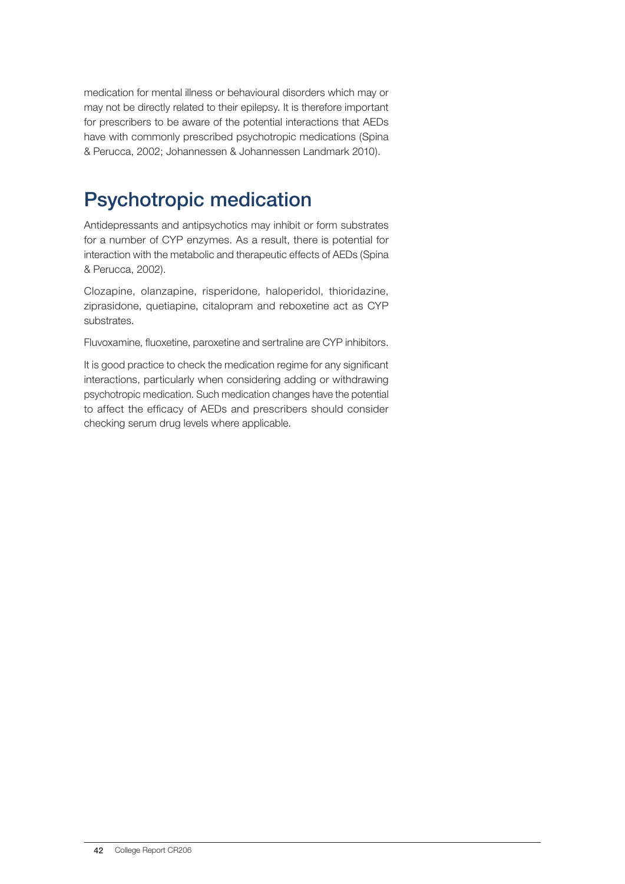medication for mental illness or behavioural disorders which may or may not be directly related to their epilepsy. It is therefore important for prescribers to be aware of the potential interactions that AEDs have with commonly prescribed psychotropic medications (Spina & Perucca, 2002; Johannessen & Johannessen Landmark 2010).

## Psychotropic medication

Antidepressants and antipsychotics may inhibit or form substrates for a number of CYP enzymes. As a result, there is potential for interaction with the metabolic and therapeutic effects of AEDs (Spina & Perucca, 2002).

Clozapine, olanzapine, risperidone, haloperidol, thioridazine, ziprasidone, quetiapine, citalopram and reboxetine act as CYP substrates.

Fluvoxamine, fluoxetine, paroxetine and sertraline are CYP inhibitors.

It is good practice to check the medication regime for any significant interactions, particularly when considering adding or withdrawing psychotropic medication. Such medication changes have the potential to affect the efficacy of AEDs and prescribers should consider checking serum drug levels where applicable.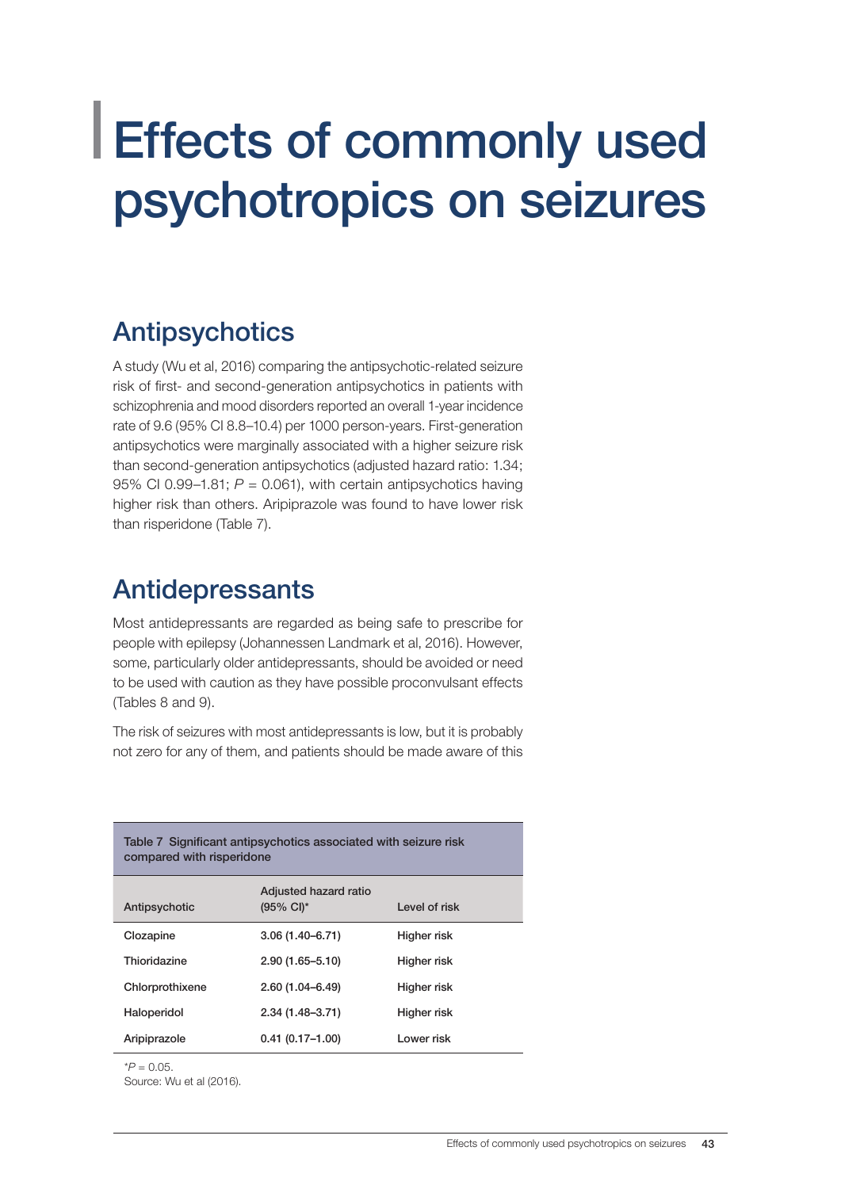# Effects of commonly used psychotropics on seizures

## Antipsychotics

A study (Wu et al, 2016) comparing the antipsychotic-related seizure risk of first- and second-generation antipsychotics in patients with schizophrenia and mood disorders reported an overall 1-year incidence rate of 9.6 (95% CI 8.8–10.4) per 1000 person-years. First-generation antipsychotics were marginally associated with a higher seizure risk than second-generation antipsychotics (adjusted hazard ratio: 1.34; 95% CI 0.99–1.81; $P = 0.061$), with certain antipsychotics having higher risk than others. Aripiprazole was found to have lower risk than risperidone (Table 7).

## Antidepressants

Most antidepressants are regarded as being safe to prescribe for people with epilepsy (Johannessen Landmark et al, 2016). However, some, particularly older antidepressants, should be avoided or need to be used with caution as they have possible proconvulsant effects (Tables 8 and 9).

The risk of seizures with most antidepressants is low, but it is probably not zero for any of them, and patients should be made aware of this

Table 7 Significant antipsychotics associated with seizure risk compared with risperidone

| Antipsychotic | Adjusted hazard ratio (95% CI)* | Level of risk |
|---|---|---|
| Clozapine | 3.06 (1.40–6.71) | Higher risk |
| Thioridazine | 2.90 (1.65–5.10) | Higher risk |
| Chlorprothixene | 2.60 (1.04–6.49) | Higher risk |
| Haloperidol | 2.34 (1.48–3.71) | Higher risk |
| Aripiprazole | 0.41 (0.17–1.00) | Lower risk |

*$P = 0.05$.
Source: Wu et al (2016).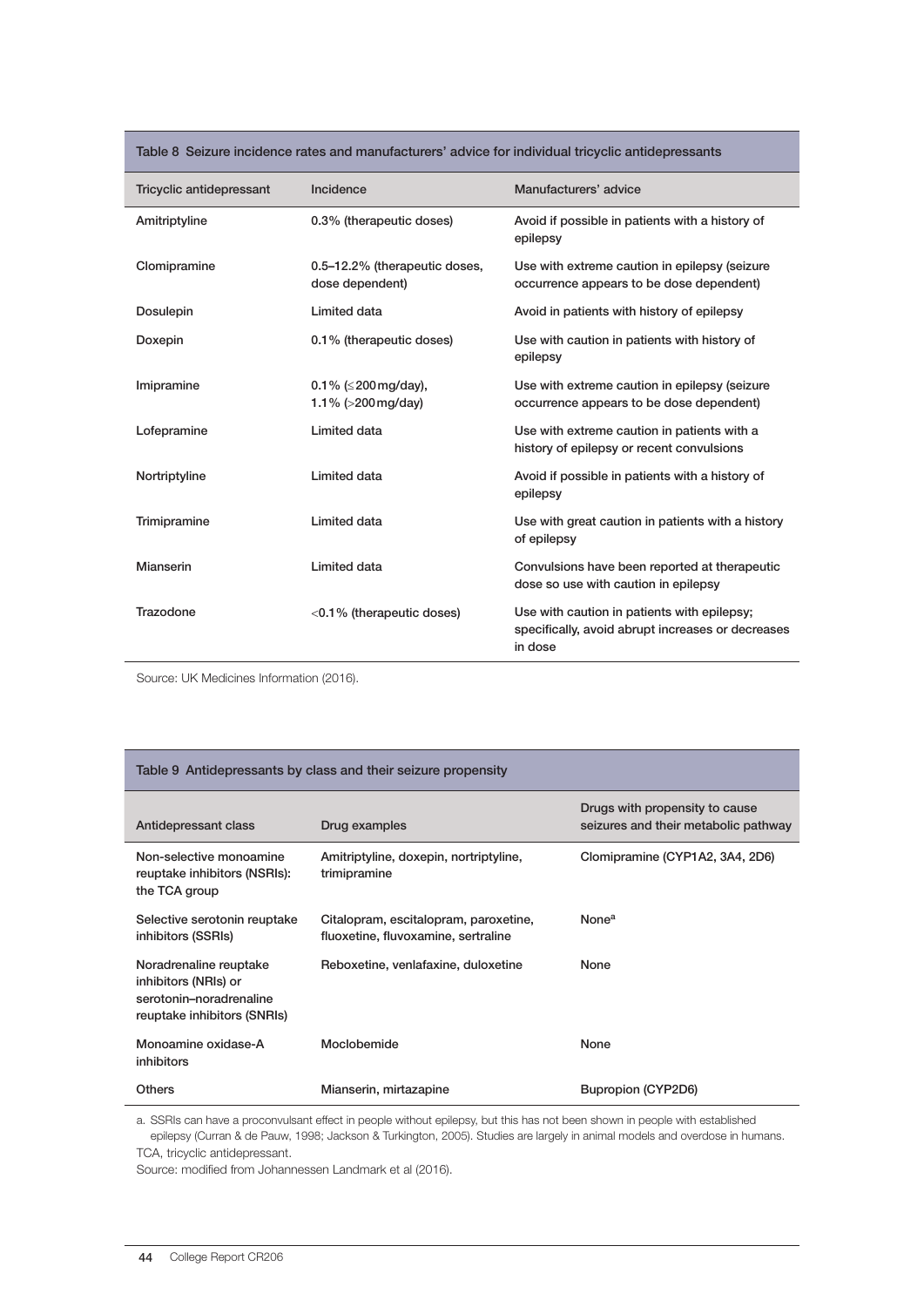Table 8 Seizure incidence rates and manufacturers' advice for individual tricyclic antidepressants

| Tricyclic antidepressant | Incidence | Manufacturers' advice |
| --- | --- | --- |
| Amitriptyline | 0.3% (therapeutic doses) | Avoid if possible in patients with a history of epilepsy |
| Clomipramine | 0.5–12.2% (therapeutic doses, dose dependent) | Use with extreme caution in epilepsy (seizure occurrence appears to be dose dependent) |
| Dosulepin | Limited data | Avoid in patients with history of epilepsy |
| Doxepin | 0.1% (therapeutic doses) | Use with caution in patients with history of epilepsy |
| Imipramine | 0.1% (≤200 mg/day), 1.1% (>200 mg/day) | Use with extreme caution in epilepsy (seizure occurrence appears to be dose dependent) |
| Lofepramine | Limited data | Use with extreme caution in patients with a history of epilepsy or recent convulsions |
| Nortriptyline | Limited data | Avoid if possible in patients with a history of epilepsy |
| Trimipramine | Limited data | Use with great caution in patients with a history of epilepsy |
| Mianserin | Limited data | Convulsions have been reported at therapeutic dose so use with caution in epilepsy |
| Trazodone | <0.1% (therapeutic doses) | Use with caution in patients with epilepsy; specifically, avoid abrupt increases or decreases in dose |

Source: UK Medicines Information (2016).

Table 9 Antidepressants by class and their seizure propensity

| Antidepressant class | Drug examples | Drugs with propensity to cause seizures and their metabolic pathway |
| --- | --- | --- |
| Non-selective monoamine reuptake inhibitors (NSRIs): the TCA group | Amitriptyline, doxepin, nortriptyline, trimipramine | Clomipramine (CYP1A2, 3A4, 2D6) |
| Selective serotonin reuptake inhibitors (SSRIs) | Citalopram, escitalopram, paroxetine, fluoxetine, fluvoxamine, sertraline | None[a] |
| Noradrenaline reuptake inhibitors (NRIs) or serotonin–noradrenaline reuptake inhibitors (SNRIs) | Reboxetine, venlafaxine, duloxetine | None |
| Monoamine oxidase-A inhibitors | Moclobemide | None |
| Others | Mianserin, mirtazapine | Bupropion (CYP2D6) |

a. SSRIs can have a proconvulsant effect in people without epilepsy, but this has not been shown in people with established epilepsy (Curran & de Pauw, 1998; Jackson & Turkington, 2005). Studies are largely in animal models and overdose in humans.
TCA, tricyclic antidepressant.
Source: modified from Johannessen Landmark et al (2016).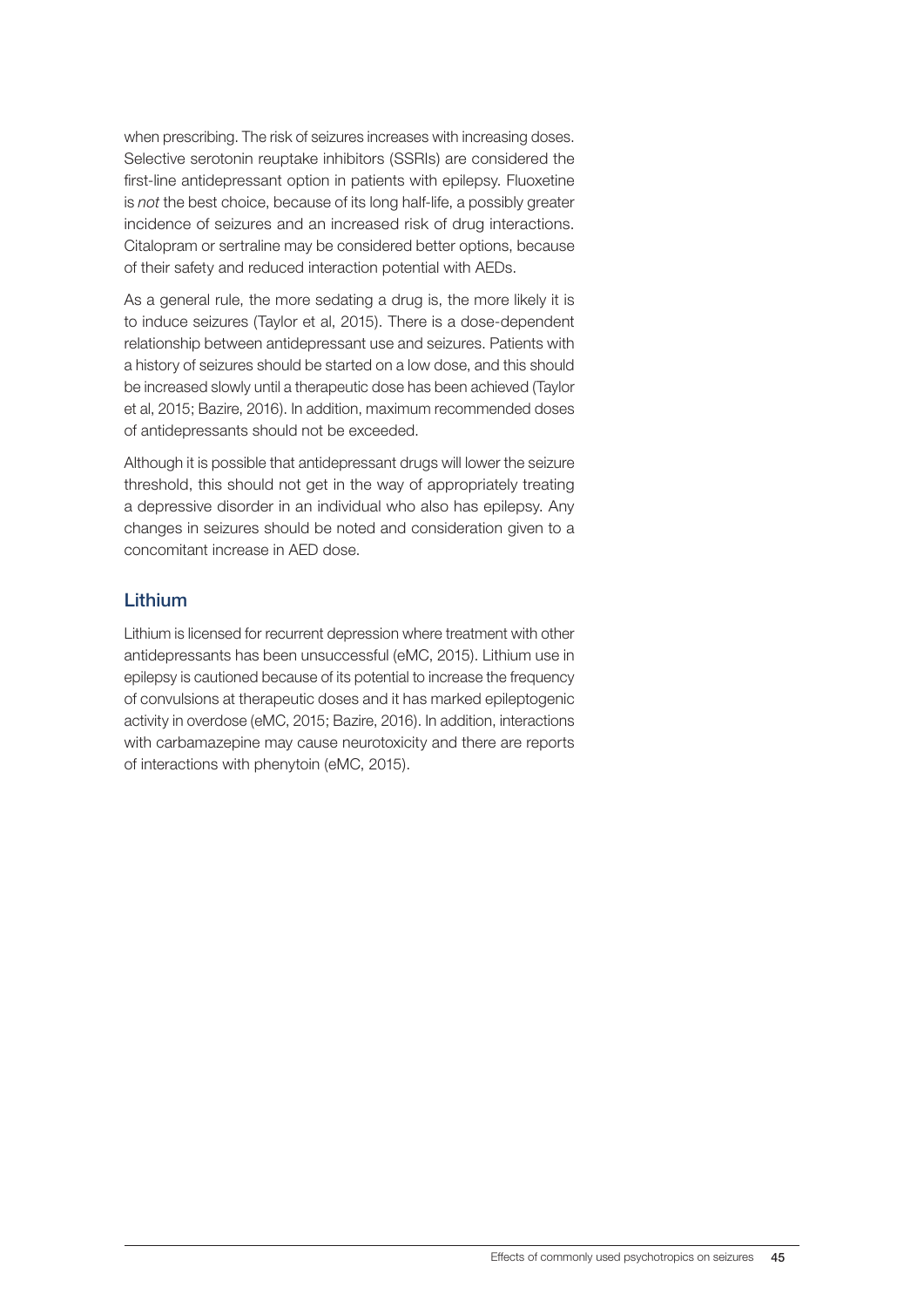when prescribing. The risk of seizures increases with increasing doses. Selective serotonin reuptake inhibitors (SSRIs) are considered the first-line antidepressant option in patients with epilepsy. Fluoxetine is *not* the best choice, because of its long half-life, a possibly greater incidence of seizures and an increased risk of drug interactions. Citalopram or sertraline may be considered better options, because of their safety and reduced interaction potential with AEDs.

As a general rule, the more sedating a drug is, the more likely it is to induce seizures (Taylor et al, 2015). There is a dose-dependent relationship between antidepressant use and seizures. Patients with a history of seizures should be started on a low dose, and this should be increased slowly until a therapeutic dose has been achieved (Taylor et al, 2015; Bazire, 2016). In addition, maximum recommended doses of antidepressants should not be exceeded.

Although it is possible that antidepressant drugs will lower the seizure threshold, this should not get in the way of appropriately treating a depressive disorder in an individual who also has epilepsy. Any changes in seizures should be noted and consideration given to a concomitant increase in AED dose.

## Lithium

Lithium is licensed for recurrent depression where treatment with other antidepressants has been unsuccessful (eMC, 2015). Lithium use in epilepsy is cautioned because of its potential to increase the frequency of convulsions at therapeutic doses and it has marked epileptogenic activity in overdose (eMC, 2015; Bazire, 2016). In addition, interactions with carbamazepine may cause neurotoxicity and there are reports of interactions with phenytoin (eMC, 2015).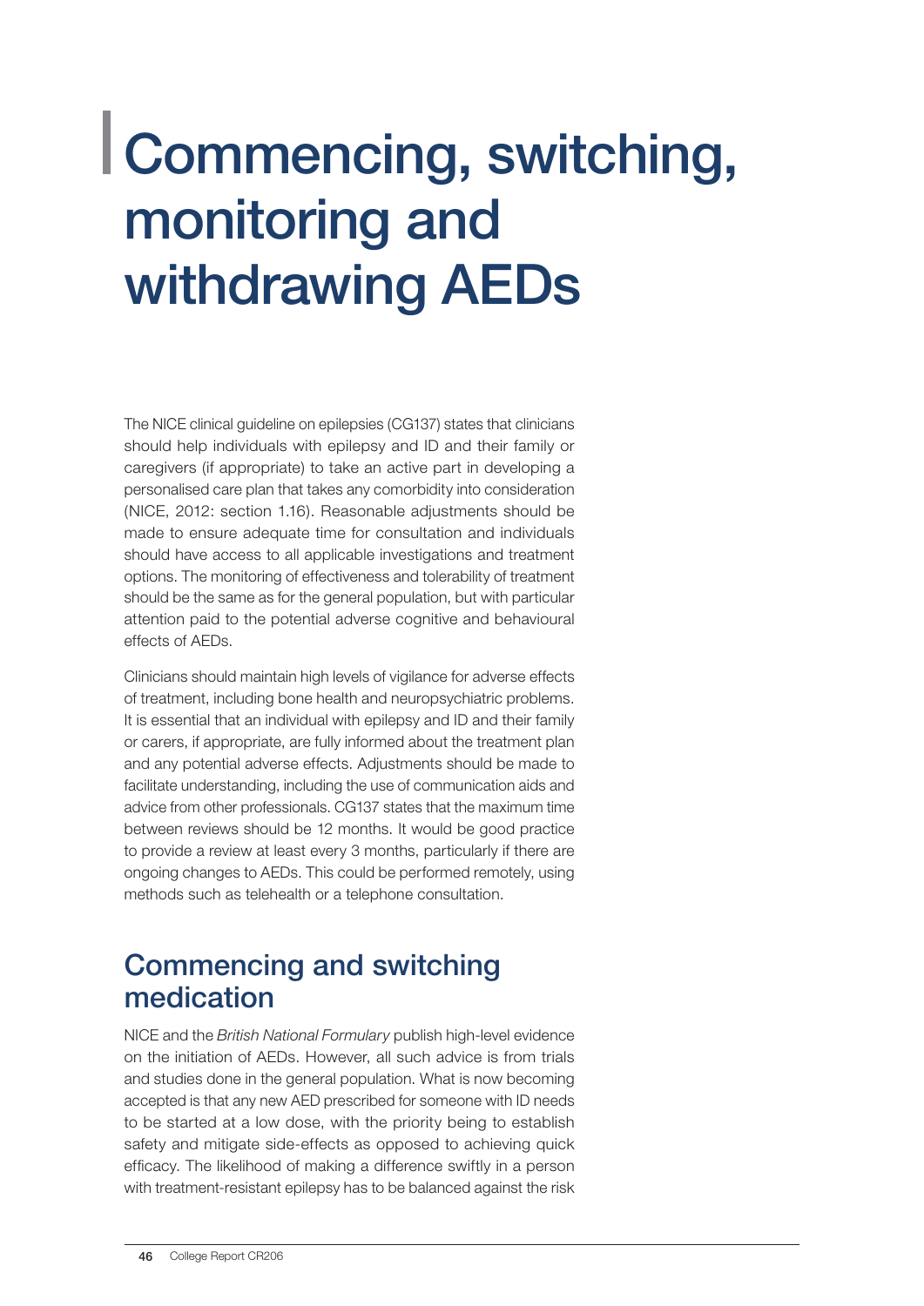# Commencing, switching, monitoring and withdrawing AEDs

The NICE clinical guideline on epilepsies (CG137) states that clinicians should help individuals with epilepsy and ID and their family or caregivers (if appropriate) to take an active part in developing a personalised care plan that takes any comorbidity into consideration (NICE, 2012: section 1.16). Reasonable adjustments should be made to ensure adequate time for consultation and individuals should have access to all applicable investigations and treatment options. The monitoring of effectiveness and tolerability of treatment should be the same as for the general population, but with particular attention paid to the potential adverse cognitive and behavioural effects of AEDs.

Clinicians should maintain high levels of vigilance for adverse effects of treatment, including bone health and neuropsychiatric problems. It is essential that an individual with epilepsy and ID and their family or carers, if appropriate, are fully informed about the treatment plan and any potential adverse effects. Adjustments should be made to facilitate understanding, including the use of communication aids and advice from other professionals. CG137 states that the maximum time between reviews should be 12 months. It would be good practice to provide a review at least every 3 months, particularly if there are ongoing changes to AEDs. This could be performed remotely, using methods such as telehealth or a telephone consultation.

## Commencing and switching medication

NICE and the *British National Formulary* publish high-level evidence on the initiation of AEDs. However, all such advice is from trials and studies done in the general population. What is now becoming accepted is that any new AED prescribed for someone with ID needs to be started at a low dose, with the priority being to establish safety and mitigate side-effects as opposed to achieving quick efficacy. The likelihood of making a difference swiftly in a person with treatment-resistant epilepsy has to be balanced against the risk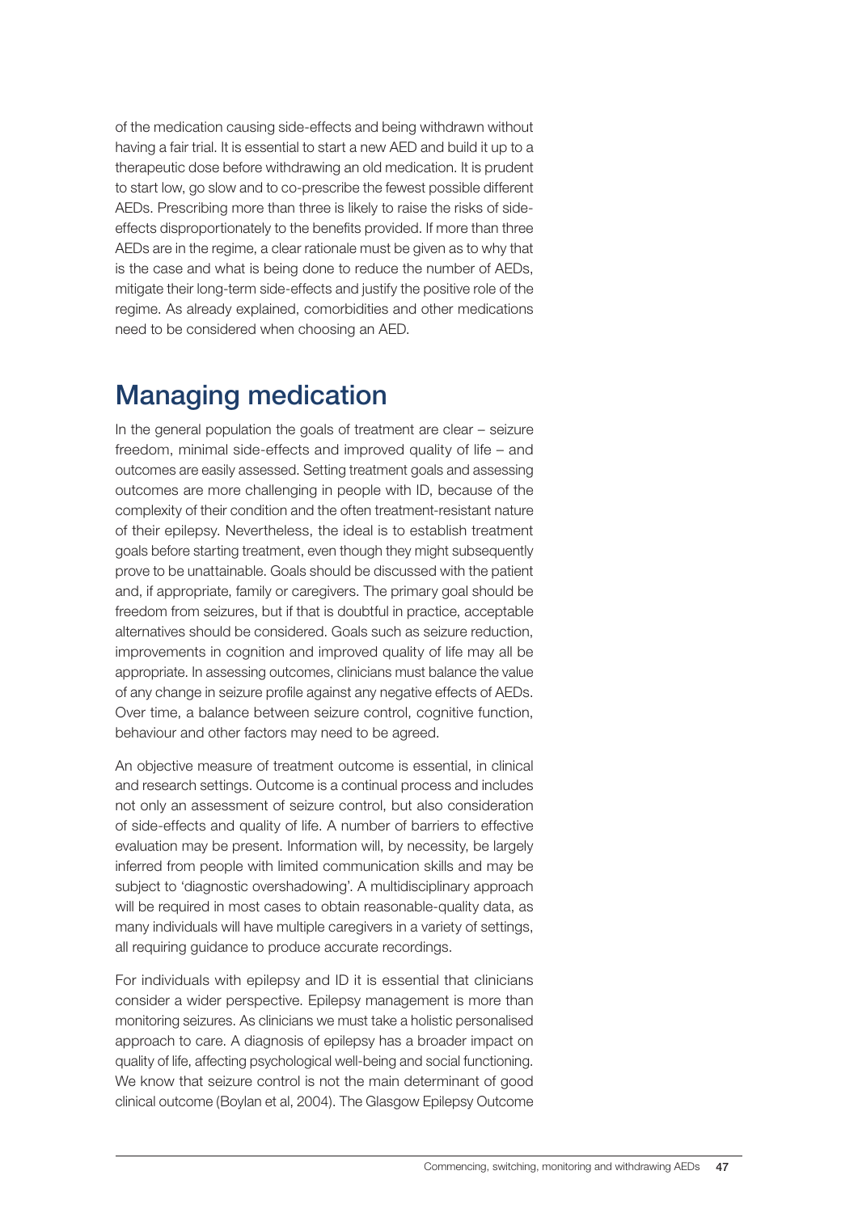of the medication causing side-effects and being withdrawn without having a fair trial. It is essential to start a new AED and build it up to a therapeutic dose before withdrawing an old medication. It is prudent to start low, go slow and to co-prescribe the fewest possible different AEDs. Prescribing more than three is likely to raise the risks of side-effects disproportionately to the benefits provided. If more than three AEDs are in the regime, a clear rationale must be given as to why that is the case and what is being done to reduce the number of AEDs, mitigate their long-term side-effects and justify the positive role of the regime. As already explained, comorbidities and other medications need to be considered when choosing an AED.

## Managing medication

In the general population the goals of treatment are clear – seizure freedom, minimal side-effects and improved quality of life – and outcomes are easily assessed. Setting treatment goals and assessing outcomes are more challenging in people with ID, because of the complexity of their condition and the often treatment-resistant nature of their epilepsy. Nevertheless, the ideal is to establish treatment goals before starting treatment, even though they might subsequently prove to be unattainable. Goals should be discussed with the patient and, if appropriate, family or caregivers. The primary goal should be freedom from seizures, but if that is doubtful in practice, acceptable alternatives should be considered. Goals such as seizure reduction, improvements in cognition and improved quality of life may all be appropriate. In assessing outcomes, clinicians must balance the value of any change in seizure profile against any negative effects of AEDs. Over time, a balance between seizure control, cognitive function, behaviour and other factors may need to be agreed.

An objective measure of treatment outcome is essential, in clinical and research settings. Outcome is a continual process and includes not only an assessment of seizure control, but also consideration of side-effects and quality of life. A number of barriers to effective evaluation may be present. Information will, by necessity, be largely inferred from people with limited communication skills and may be subject to 'diagnostic overshadowing'. A multidisciplinary approach will be required in most cases to obtain reasonable-quality data, as many individuals will have multiple caregivers in a variety of settings, all requiring guidance to produce accurate recordings.

For individuals with epilepsy and ID it is essential that clinicians consider a wider perspective. Epilepsy management is more than monitoring seizures. As clinicians we must take a holistic personalised approach to care. A diagnosis of epilepsy has a broader impact on quality of life, affecting psychological well-being and social functioning. We know that seizure control is not the main determinant of good clinical outcome (Boylan et al, 2004). The Glasgow Epilepsy Outcome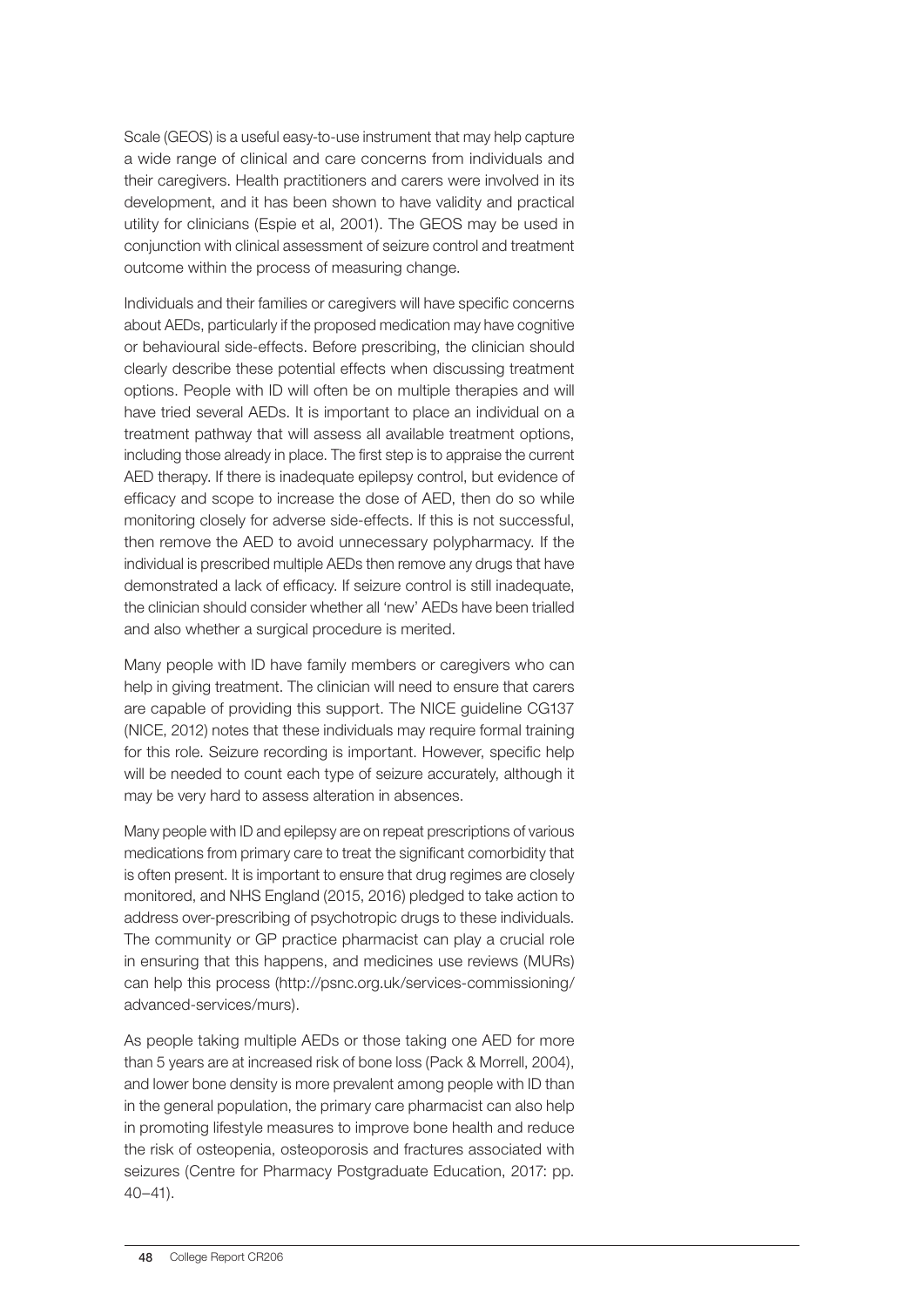Scale (GEOS) is a useful easy-to-use instrument that may help capture a wide range of clinical and care concerns from individuals and their caregivers. Health practitioners and carers were involved in its development, and it has been shown to have validity and practical utility for clinicians (Espie et al, 2001). The GEOS may be used in conjunction with clinical assessment of seizure control and treatment outcome within the process of measuring change.

Individuals and their families or caregivers will have specific concerns about AEDs, particularly if the proposed medication may have cognitive or behavioural side-effects. Before prescribing, the clinician should clearly describe these potential effects when discussing treatment options. People with ID will often be on multiple therapies and will have tried several AEDs. It is important to place an individual on a treatment pathway that will assess all available treatment options, including those already in place. The first step is to appraise the current AED therapy. If there is inadequate epilepsy control, but evidence of efficacy and scope to increase the dose of AED, then do so while monitoring closely for adverse side-effects. If this is not successful, then remove the AED to avoid unnecessary polypharmacy. If the individual is prescribed multiple AEDs then remove any drugs that have demonstrated a lack of efficacy. If seizure control is still inadequate, the clinician should consider whether all 'new' AEDs have been trialled and also whether a surgical procedure is merited.

Many people with ID have family members or caregivers who can help in giving treatment. The clinician will need to ensure that carers are capable of providing this support. The NICE guideline CG137 (NICE, 2012) notes that these individuals may require formal training for this role. Seizure recording is important. However, specific help will be needed to count each type of seizure accurately, although it may be very hard to assess alteration in absences.

Many people with ID and epilepsy are on repeat prescriptions of various medications from primary care to treat the significant comorbidity that is often present. It is important to ensure that drug regimes are closely monitored, and NHS England (2015, 2016) pledged to take action to address over-prescribing of psychotropic drugs to these individuals. The community or GP practice pharmacist can play a crucial role in ensuring that this happens, and medicines use reviews (MURs) can help this process (http://psnc.org.uk/services-commissioning/advanced-services/murs).

As people taking multiple AEDs or those taking one AED for more than 5 years are at increased risk of bone loss (Pack & Morrell, 2004), and lower bone density is more prevalent among people with ID than in the general population, the primary care pharmacist can also help in promoting lifestyle measures to improve bone health and reduce the risk of osteopenia, osteoporosis and fractures associated with seizures (Centre for Pharmacy Postgraduate Education, 2017: pp. 40–41).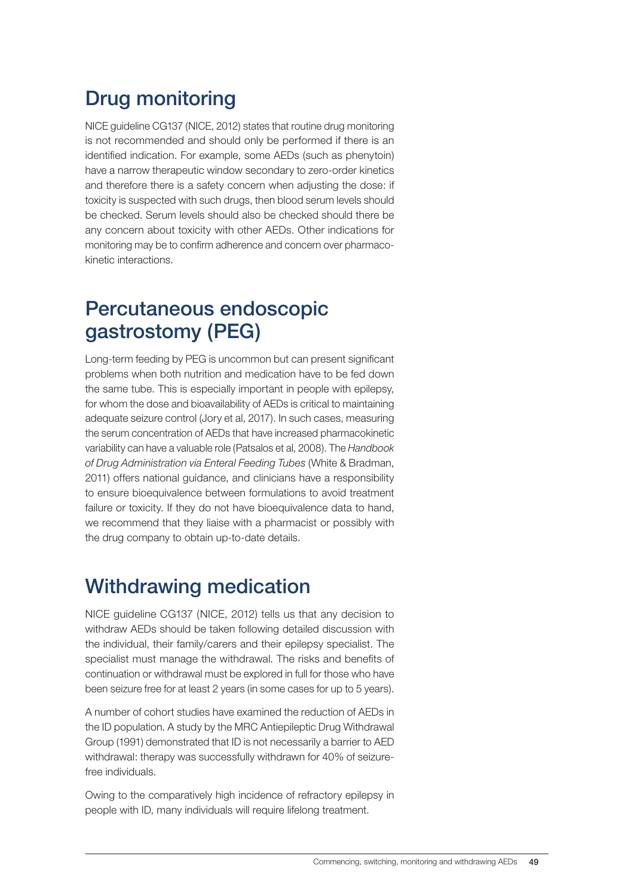## Drug monitoring

NICE guideline CG137 (NICE, 2012) states that routine drug monitoring is not recommended and should only be performed if there is an identified indication. For example, some AEDs (such as phenytoin) have a narrow therapeutic window secondary to zero-order kinetics and therefore there is a safety concern when adjusting the dose: if toxicity is suspected with such drugs, then blood serum levels should be checked. Serum levels should also be checked should there be any concern about toxicity with other AEDs. Other indications for monitoring may be to confirm adherence and concern over pharmacokinetic interactions.

## Percutaneous endoscopic gastrostomy (PEG)

Long-term feeding by PEG is uncommon but can present significant problems when both nutrition and medication have to be fed down the same tube. This is especially important in people with epilepsy, for whom the dose and bioavailability of AEDs is critical to maintaining adequate seizure control (Jory et al, 2017). In such cases, measuring the serum concentration of AEDs that have increased pharmacokinetic variability can have a valuable role (Patsalos et al, 2008). The *Handbook of Drug Administration via Enteral Feeding Tubes* (White & Bradman, 2011) offers national guidance, and clinicians have a responsibility to ensure bioequivalence between formulations to avoid treatment failure or toxicity. If they do not have bioequivalence data to hand, we recommend that they liaise with a pharmacist or possibly with the drug company to obtain up-to-date details.

## Withdrawing medication

NICE guideline CG137 (NICE, 2012) tells us that any decision to withdraw AEDs should be taken following detailed discussion with the individual, their family/carers and their epilepsy specialist. The specialist must manage the withdrawal. The risks and benefits of continuation or withdrawal must be explored in full for those who have been seizure free for at least 2 years (in some cases for up to 5 years).

A number of cohort studies have examined the reduction of AEDs in the ID population. A study by the MRC Antiepileptic Drug Withdrawal Group (1991) demonstrated that ID is not necessarily a barrier to AED withdrawal: therapy was successfully withdrawn for 40% of seizure-free individuals.

Owing to the comparatively high incidence of refractory epilepsy in people with ID, many individuals will require lifelong treatment.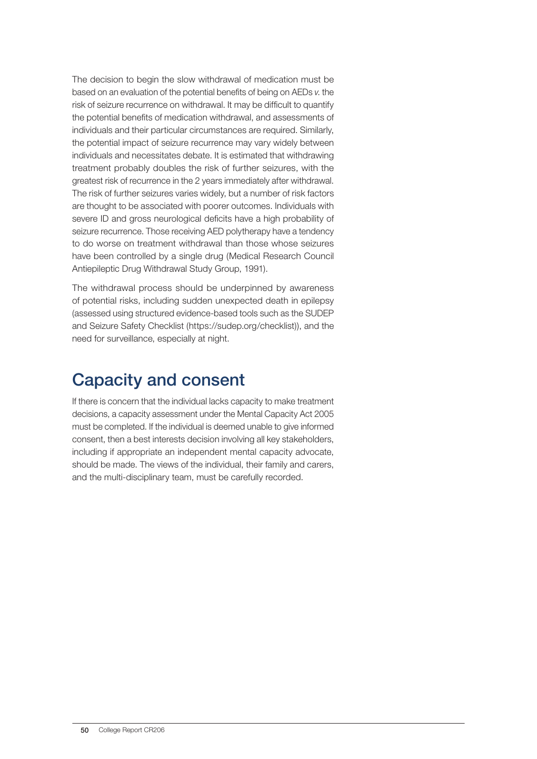The decision to begin the slow withdrawal of medication must be based on an evaluation of the potential benefits of being on AEDs *v.* the risk of seizure recurrence on withdrawal. It may be difficult to quantify the potential benefits of medication withdrawal, and assessments of individuals and their particular circumstances are required. Similarly, the potential impact of seizure recurrence may vary widely between individuals and necessitates debate. It is estimated that withdrawing treatment probably doubles the risk of further seizures, with the greatest risk of recurrence in the 2 years immediately after withdrawal. The risk of further seizures varies widely, but a number of risk factors are thought to be associated with poorer outcomes. Individuals with severe ID and gross neurological deficits have a high probability of seizure recurrence. Those receiving AED polytherapy have a tendency to do worse on treatment withdrawal than those whose seizures have been controlled by a single drug (Medical Research Council Antiepileptic Drug Withdrawal Study Group, 1991).

The withdrawal process should be underpinned by awareness of potential risks, including sudden unexpected death in epilepsy (assessed using structured evidence-based tools such as the SUDEP and Seizure Safety Checklist (https://sudep.org/checklist)), and the need for surveillance, especially at night.

## Capacity and consent

If there is concern that the individual lacks capacity to make treatment decisions, a capacity assessment under the Mental Capacity Act 2005 must be completed. If the individual is deemed unable to give informed consent, then a best interests decision involving all key stakeholders, including if appropriate an independent mental capacity advocate, should be made. The views of the individual, their family and carers, and the multi-disciplinary team, must be carefully recorded.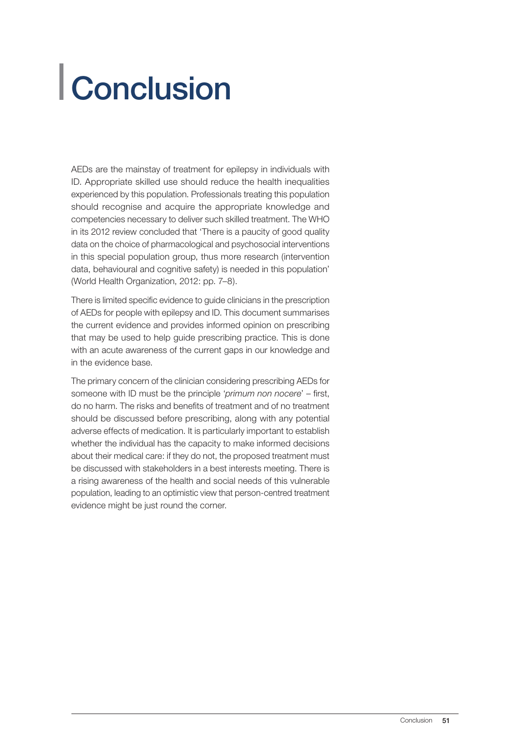# Conclusion

AEDs are the mainstay of treatment for epilepsy in individuals with ID. Appropriate skilled use should reduce the health inequalities experienced by this population. Professionals treating this population should recognise and acquire the appropriate knowledge and competencies necessary to deliver such skilled treatment. The WHO in its 2012 review concluded that 'There is a paucity of good quality data on the choice of pharmacological and psychosocial interventions in this special population group, thus more research (intervention data, behavioural and cognitive safety) is needed in this population' (World Health Organization, 2012: pp. 7–8).

There is limited specific evidence to guide clinicians in the prescription of AEDs for people with epilepsy and ID. This document summarises the current evidence and provides informed opinion on prescribing that may be used to help guide prescribing practice. This is done with an acute awareness of the current gaps in our knowledge and in the evidence base.

The primary concern of the clinician considering prescribing AEDs for someone with ID must be the principle '*primum non nocere*' – first, do no harm. The risks and benefits of treatment and of no treatment should be discussed before prescribing, along with any potential adverse effects of medication. It is particularly important to establish whether the individual has the capacity to make informed decisions about their medical care: if they do not, the proposed treatment must be discussed with stakeholders in a best interests meeting. There is a rising awareness of the health and social needs of this vulnerable population, leading to an optimistic view that person-centred treatment evidence might be just round the corner.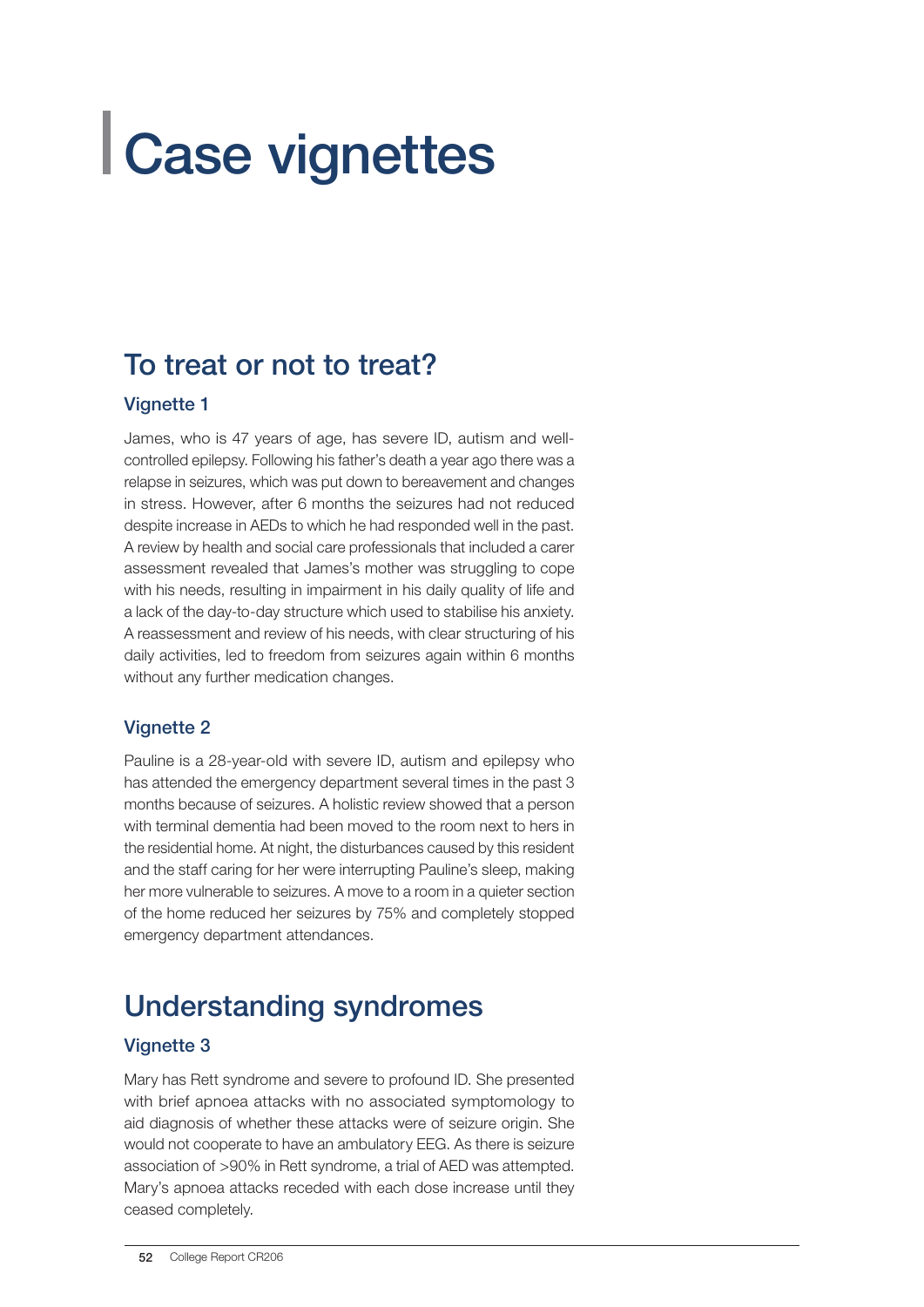# Case vignettes

## To treat or not to treat?

### Vignette 1

James, who is 47 years of age, has severe ID, autism and well-controlled epilepsy. Following his father's death a year ago there was a relapse in seizures, which was put down to bereavement and changes in stress. However, after 6 months the seizures had not reduced despite increase in AEDs to which he had responded well in the past. A review by health and social care professionals that included a carer assessment revealed that James's mother was struggling to cope with his needs, resulting in impairment in his daily quality of life and a lack of the day-to-day structure which used to stabilise his anxiety. A reassessment and review of his needs, with clear structuring of his daily activities, led to freedom from seizures again within 6 months without any further medication changes.

### Vignette 2

Pauline is a 28-year-old with severe ID, autism and epilepsy who has attended the emergency department several times in the past 3 months because of seizures. A holistic review showed that a person with terminal dementia had been moved to the room next to hers in the residential home. At night, the disturbances caused by this resident and the staff caring for her were interrupting Pauline's sleep, making her more vulnerable to seizures. A move to a room in a quieter section of the home reduced her seizures by 75% and completely stopped emergency department attendances.

## Understanding syndromes

### Vignette 3

Mary has Rett syndrome and severe to profound ID. She presented with brief apnoea attacks with no associated symptomology to aid diagnosis of whether these attacks were of seizure origin. She would not cooperate to have an ambulatory EEG. As there is seizure association of >90% in Rett syndrome, a trial of AED was attempted. Mary's apnoea attacks receded with each dose increase until they ceased completely.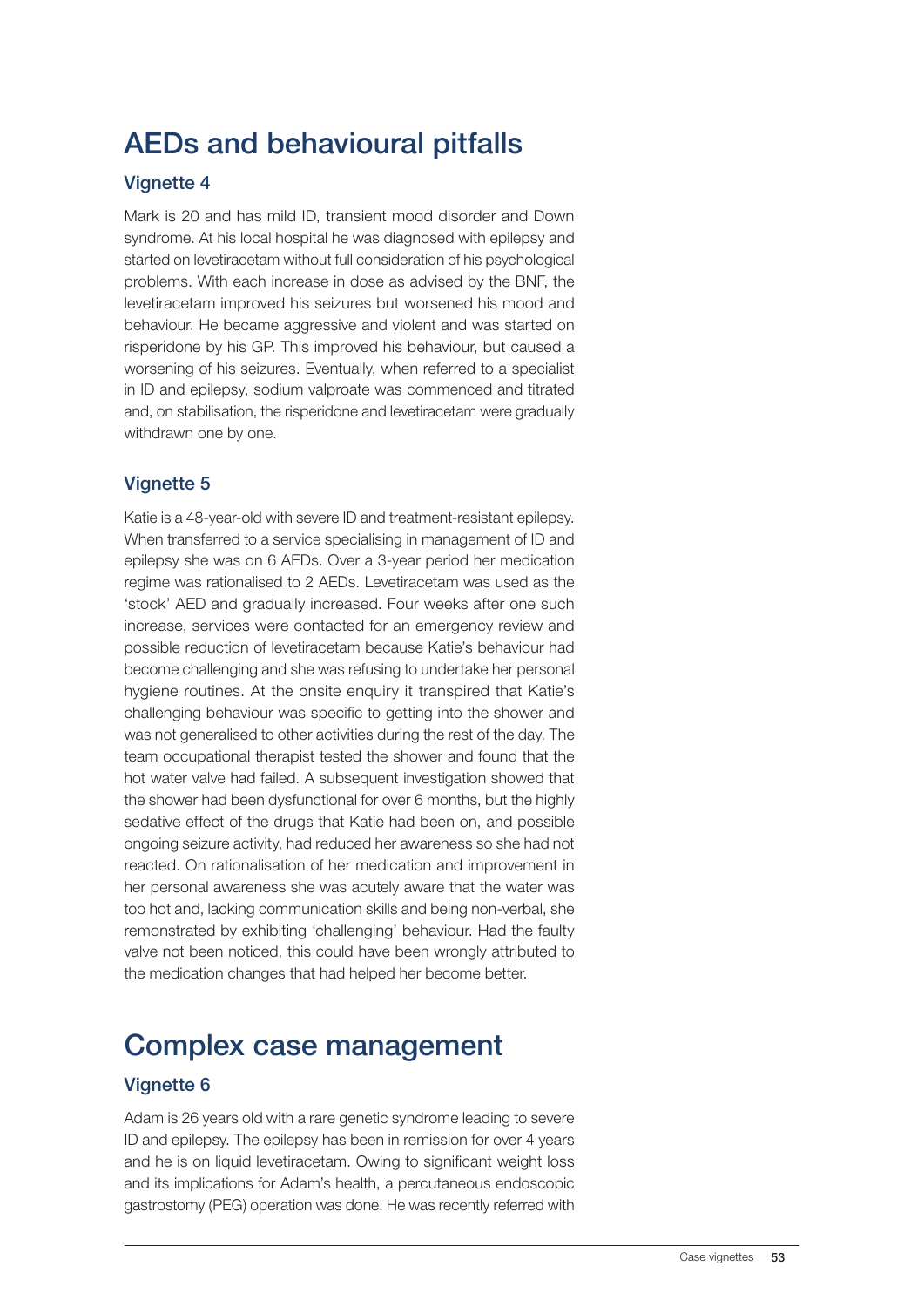# AEDs and behavioural pitfalls

## Vignette 4

Mark is 20 and has mild ID, transient mood disorder and Down syndrome. At his local hospital he was diagnosed with epilepsy and started on levetiracetam without full consideration of his psychological problems. With each increase in dose as advised by the BNF, the levetiracetam improved his seizures but worsened his mood and behaviour. He became aggressive and violent and was started on risperidone by his GP. This improved his behaviour, but caused a worsening of his seizures. Eventually, when referred to a specialist in ID and epilepsy, sodium valproate was commenced and titrated and, on stabilisation, the risperidone and levetiracetam were gradually withdrawn one by one.

## Vignette 5

Katie is a 48-year-old with severe ID and treatment-resistant epilepsy. When transferred to a service specialising in management of ID and epilepsy she was on 6 AEDs. Over a 3-year period her medication regime was rationalised to 2 AEDs. Levetiracetam was used as the 'stock' AED and gradually increased. Four weeks after one such increase, services were contacted for an emergency review and possible reduction of levetiracetam because Katie's behaviour had become challenging and she was refusing to undertake her personal hygiene routines. At the onsite enquiry it transpired that Katie's challenging behaviour was specific to getting into the shower and was not generalised to other activities during the rest of the day. The team occupational therapist tested the shower and found that the hot water valve had failed. A subsequent investigation showed that the shower had been dysfunctional for over 6 months, but the highly sedative effect of the drugs that Katie had been on, and possible ongoing seizure activity, had reduced her awareness so she had not reacted. On rationalisation of her medication and improvement in her personal awareness she was acutely aware that the water was too hot and, lacking communication skills and being non-verbal, she remonstrated by exhibiting 'challenging' behaviour. Had the faulty valve not been noticed, this could have been wrongly attributed to the medication changes that had helped her become better.

# Complex case management

## Vignette 6

Adam is 26 years old with a rare genetic syndrome leading to severe ID and epilepsy. The epilepsy has been in remission for over 4 years and he is on liquid levetiracetam. Owing to significant weight loss and its implications for Adam's health, a percutaneous endoscopic gastrostomy (PEG) operation was done. He was recently referred with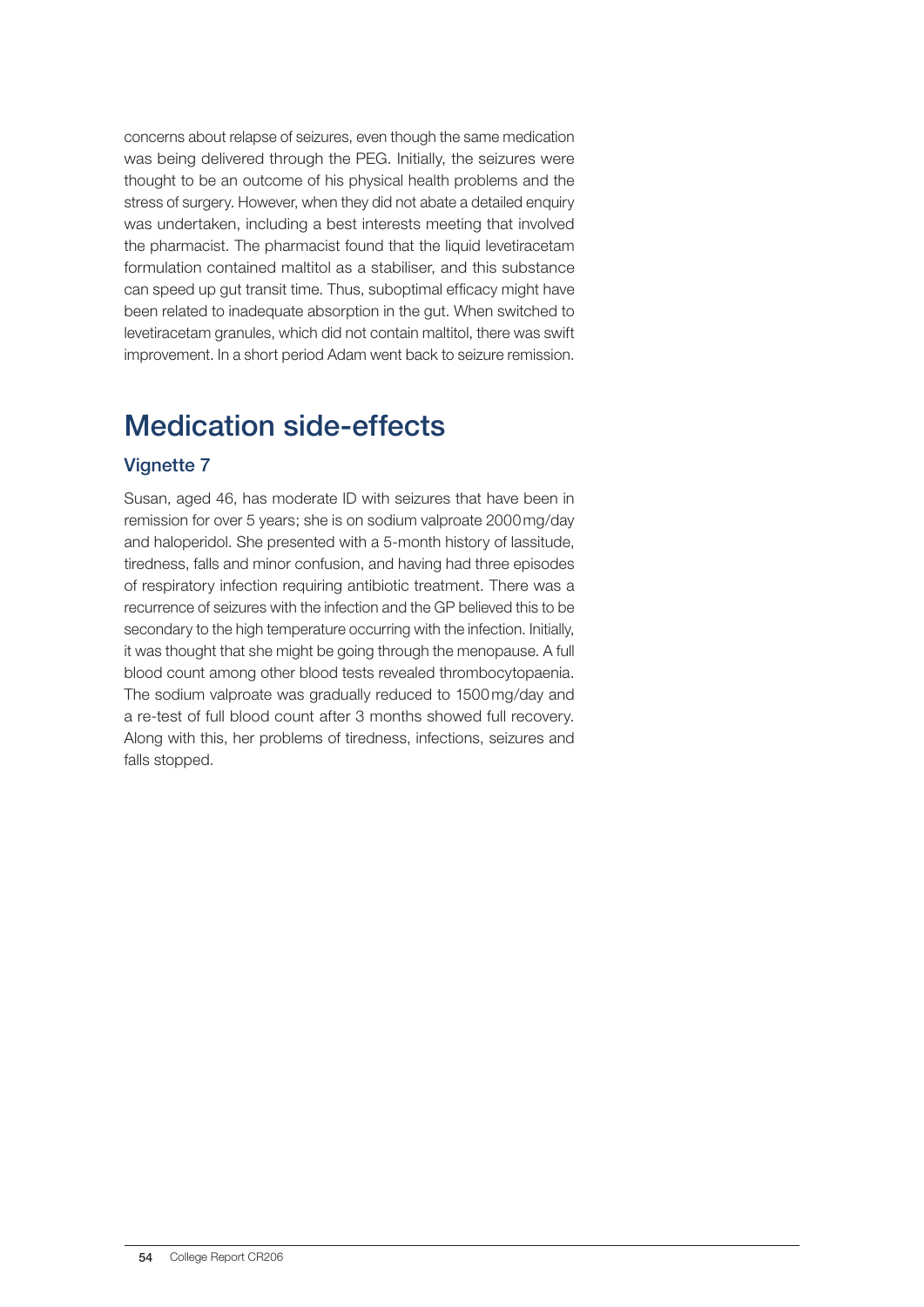concerns about relapse of seizures, even though the same medication was being delivered through the PEG. Initially, the seizures were thought to be an outcome of his physical health problems and the stress of surgery. However, when they did not abate a detailed enquiry was undertaken, including a best interests meeting that involved the pharmacist. The pharmacist found that the liquid levetiracetam formulation contained maltitol as a stabiliser, and this substance can speed up gut transit time. Thus, suboptimal efficacy might have been related to inadequate absorption in the gut. When switched to levetiracetam granules, which did not contain maltitol, there was swift improvement. In a short period Adam went back to seizure remission.

## Medication side-effects

### Vignette 7

Susan, aged 46, has moderate ID with seizures that have been in remission for over 5 years; she is on sodium valproate 2000 mg/day and haloperidol. She presented with a 5-month history of lassitude, tiredness, falls and minor confusion, and having had three episodes of respiratory infection requiring antibiotic treatment. There was a recurrence of seizures with the infection and the GP believed this to be secondary to the high temperature occurring with the infection. Initially, it was thought that she might be going through the menopause. A full blood count among other blood tests revealed thrombocytopaenia. The sodium valproate was gradually reduced to 1500 mg/day and a re-test of full blood count after 3 months showed full recovery. Along with this, her problems of tiredness, infections, seizures and falls stopped.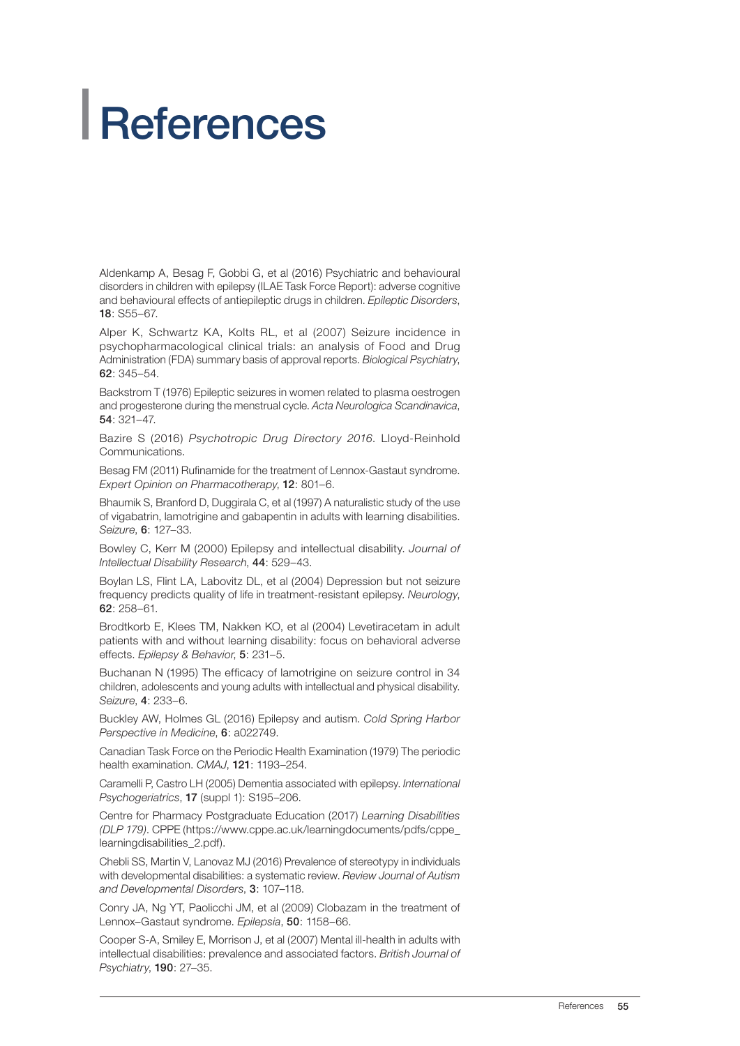# References

Aldenkamp A, Besag F, Gobbi G, et al (2016) Psychiatric and behavioural disorders in children with epilepsy (ILAE Task Force Report): adverse cognitive and behavioural effects of antiepileptic drugs in children. *Epileptic Disorders*, **18**: S55–67.

Alper K, Schwartz KA, Kolts RL, et al (2007) Seizure incidence in psychopharmacological clinical trials: an analysis of Food and Drug Administration (FDA) summary basis of approval reports. *Biological Psychiatry*, **62**: 345–54.

Backstrom T (1976) Epileptic seizures in women related to plasma oestrogen and progesterone during the menstrual cycle. *Acta Neurologica Scandinavica*, **54**: 321–47.

Bazire S (2016) *Psychotropic Drug Directory 2016*. Lloyd-Reinhold Communications.

Besag FM (2011) Rufinamide for the treatment of Lennox-Gastaut syndrome. *Expert Opinion on Pharmacotherapy*, **12**: 801–6.

Bhaumik S, Branford D, Duggirala C, et al (1997) A naturalistic study of the use of vigabatrin, lamotrigine and gabapentin in adults with learning disabilities. *Seizure*, **6**: 127–33.

Bowley C, Kerr M (2000) Epilepsy and intellectual disability. *Journal of Intellectual Disability Research*, **44**: 529–43.

Boylan LS, Flint LA, Labovitz DL, et al (2004) Depression but not seizure frequency predicts quality of life in treatment-resistant epilepsy. *Neurology*, **62**: 258–61.

Brodtkorb E, Klees TM, Nakken KO, et al (2004) Levetiracetam in adult patients with and without learning disability: focus on behavioral adverse effects. *Epilepsy & Behavior*, **5**: 231–5.

Buchanan N (1995) The efficacy of lamotrigine on seizure control in 34 children, adolescents and young adults with intellectual and physical disability. *Seizure*, **4**: 233–6.

Buckley AW, Holmes GL (2016) Epilepsy and autism. *Cold Spring Harbor Perspective in Medicine*, **6**: a022749.

Canadian Task Force on the Periodic Health Examination (1979) The periodic health examination. *CMAJ*, **121**: 1193–254.

Caramelli P, Castro LH (2005) Dementia associated with epilepsy. *International Psychogeriatrics*, **17** (suppl 1): S195–206.

Centre for Pharmacy Postgraduate Education (2017) *Learning Disabilities (DLP 179)*. CPPE (https://www.cppe.ac.uk/learningdocuments/pdfs/cppe_learningdisabilities_2.pdf).

Chebli SS, Martin V, Lanovaz MJ (2016) Prevalence of stereotypy in individuals with developmental disabilities: a systematic review. *Review Journal of Autism and Developmental Disorders*, **3**: 107–118.

Conry JA, Ng YT, Paolicchi JM, et al (2009) Clobazam in the treatment of Lennox–Gastaut syndrome. *Epilepsia*, **50**: 1158–66.

Cooper S-A, Smiley E, Morrison J, et al (2007) Mental ill-health in adults with intellectual disabilities: prevalence and associated factors. *British Journal of Psychiatry*, **190**: 27–35.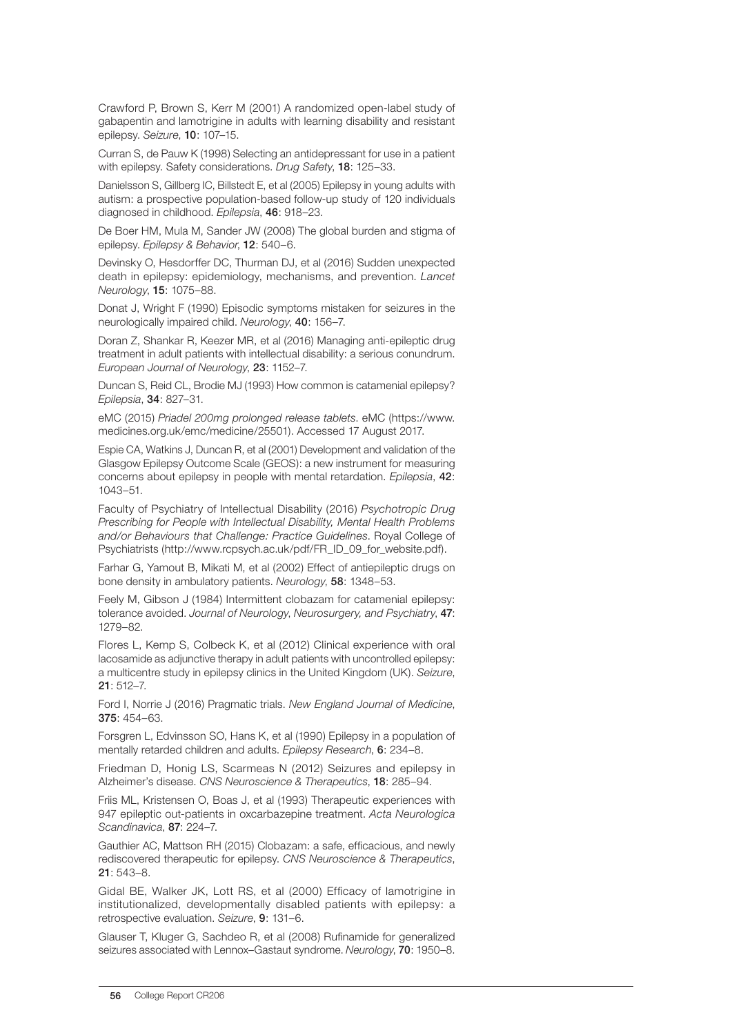Crawford P, Brown S, Kerr M (2001) A randomized open-label study of gabapentin and lamotrigine in adults with learning disability and resistant epilepsy. *Seizure*, **10**: 107–15.

Curran S, de Pauw K (1998) Selecting an antidepressant for use in a patient with epilepsy. Safety considerations. *Drug Safety*, **18**: 125–33.

Danielsson S, Gillberg IC, Billstedt E, et al (2005) Epilepsy in young adults with autism: a prospective population-based follow-up study of 120 individuals diagnosed in childhood. *Epilepsia*, **46**: 918–23.

De Boer HM, Mula M, Sander JW (2008) The global burden and stigma of epilepsy. *Epilepsy & Behavior*, **12**: 540–6.

Devinsky O, Hesdorffer DC, Thurman DJ, et al (2016) Sudden unexpected death in epilepsy: epidemiology, mechanisms, and prevention. *Lancet Neurology*, **15**: 1075–88.

Donat J, Wright F (1990) Episodic symptoms mistaken for seizures in the neurologically impaired child. *Neurology*, **40**: 156–7.

Doran Z, Shankar R, Keezer MR, et al (2016) Managing anti-epileptic drug treatment in adult patients with intellectual disability: a serious conundrum. *European Journal of Neurology*, **23**: 1152–7.

Duncan S, Reid CL, Brodie MJ (1993) How common is catamenial epilepsy? *Epilepsia*, **34**: 827–31.

eMC (2015) *Priadel 200mg prolonged release tablets*. eMC (https://www.medicines.org.uk/emc/medicine/25501). Accessed 17 August 2017.

Espie CA, Watkins J, Duncan R, et al (2001) Development and validation of the Glasgow Epilepsy Outcome Scale (GEOS): a new instrument for measuring concerns about epilepsy in people with mental retardation. *Epilepsia*, **42**: 1043–51.

Faculty of Psychiatry of Intellectual Disability (2016) *Psychotropic Drug Prescribing for People with Intellectual Disability, Mental Health Problems and/or Behaviours that Challenge: Practice Guidelines*. Royal College of Psychiatrists (http://www.rcpsych.ac.uk/pdf/FR_ID_09_for_website.pdf).

Farhar G, Yamout B, Mikati M, et al (2002) Effect of antiepileptic drugs on bone density in ambulatory patients. *Neurology*, **58**: 1348–53.

Feely M, Gibson J (1984) Intermittent clobazam for catamenial epilepsy: tolerance avoided. *Journal of Neurology, Neurosurgery, and Psychiatry*, **47**: 1279–82.

Flores L, Kemp S, Colbeck K, et al (2012) Clinical experience with oral lacosamide as adjunctive therapy in adult patients with uncontrolled epilepsy: a multicentre study in epilepsy clinics in the United Kingdom (UK). *Seizure*, **21**: 512–7.

Ford I, Norrie J (2016) Pragmatic trials. *New England Journal of Medicine*, **375**: 454–63.

Forsgren L, Edvinsson SO, Hans K, et al (1990) Epilepsy in a population of mentally retarded children and adults. *Epilepsy Research*, **6**: 234–8.

Friedman D, Honig LS, Scarmeas N (2012) Seizures and epilepsy in Alzheimer's disease. *CNS Neuroscience & Therapeutics*, **18**: 285–94.

Friis ML, Kristensen O, Boas J, et al (1993) Therapeutic experiences with 947 epileptic out-patients in oxcarbazepine treatment. *Acta Neurologica Scandinavica*, **87**: 224–7.

Gauthier AC, Mattson RH (2015) Clobazam: a safe, efficacious, and newly rediscovered therapeutic for epilepsy. *CNS Neuroscience & Therapeutics*, **21**: 543–8.

Gidal BE, Walker JK, Lott RS, et al (2000) Efficacy of lamotrigine in institutionalized, developmentally disabled patients with epilepsy: a retrospective evaluation. *Seizure*, **9**: 131–6.

Glauser T, Kluger G, Sachdeo R, et al (2008) Rufinamide for generalized seizures associated with Lennox–Gastaut syndrome. *Neurology*, **70**: 1950–8.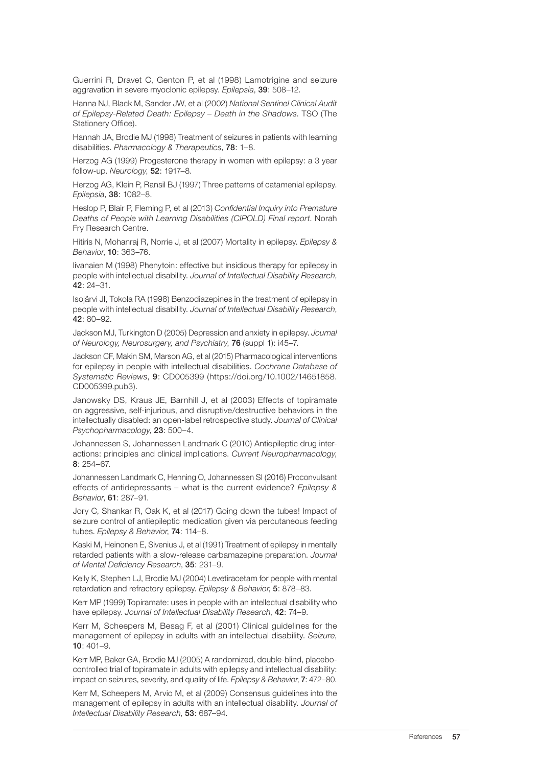Guerrini R, Dravet C, Genton P, et al (1998) Lamotrigine and seizure aggravation in severe myoclonic epilepsy. *Epilepsia*, **39**: 508–12.

Hanna NJ, Black M, Sander JW, et al (2002) *National Sentinel Clinical Audit of Epilepsy-Related Death: Epilepsy – Death in the Shadows*. TSO (The Stationery Office).

Hannah JA, Brodie MJ (1998) Treatment of seizures in patients with learning disabilities. *Pharmacology & Therapeutics*, **78**: 1–8.

Herzog AG (1999) Progesterone therapy in women with epilepsy: a 3 year follow-up. *Neurology*, **52**: 1917–8.

Herzog AG, Klein P, Ransil BJ (1997) Three patterns of catamenial epilepsy. *Epilepsia*, **38**: 1082–8.

Heslop P, Blair P, Fleming P, et al (2013) *Confidential Inquiry into Premature Deaths of People with Learning Disabilities (CIPOLD) Final report*. Norah Fry Research Centre.

Hitiris N, Mohanraj R, Norrie J, et al (2007) Mortality in epilepsy. *Epilepsy & Behavior*, **10**: 363–76.

Iivanaien M (1998) Phenytoin: effective but insidious therapy for epilepsy in people with intellectual disability. *Journal of Intellectual Disability Research*, **42**: 24–31.

Isojärvi JI, Tokola RA (1998) Benzodiazepines in the treatment of epilepsy in people with intellectual disability. *Journal of Intellectual Disability Research*, **42**: 80–92.

Jackson MJ, Turkington D (2005) Depression and anxiety in epilepsy. *Journal of Neurology, Neurosurgery, and Psychiatry*, **76** (suppl 1): i45–7.

Jackson CF, Makin SM, Marson AG, et al (2015) Pharmacological interventions for epilepsy in people with intellectual disabilities. *Cochrane Database of Systematic Reviews*, **9**: CD005399 (https://doi.org/10.1002/14651858.CD005399.pub3).

Janowsky DS, Kraus JE, Barnhill J, et al (2003) Effects of topiramate on aggressive, self-injurious, and disruptive/destructive behaviors in the intellectually disabled: an open-label retrospective study. *Journal of Clinical Psychopharmacology*, **23**: 500–4.

Johannessen S, Johannessen Landmark C (2010) Antiepileptic drug interactions: principles and clinical implications. *Current Neuropharmacology*, **8**: 254–67.

Johannessen Landmark C, Henning O, Johannessen SI (2016) Proconvulsant effects of antidepressants – what is the current evidence? *Epilepsy & Behavior*, **61**: 287–91.

Jory C, Shankar R, Oak K, et al (2017) Going down the tubes! Impact of seizure control of antiepileptic medication given via percutaneous feeding tubes. *Epilepsy & Behavior*, **74**: 114–8.

Kaski M, Heinonen E, Sivenius J, et al (1991) Treatment of epilepsy in mentally retarded patients with a slow-release carbamazepine preparation. *Journal of Mental Deficiency Research*, **35**: 231–9.

Kelly K, Stephen LJ, Brodie MJ (2004) Levetiracetam for people with mental retardation and refractory epilepsy. *Epilepsy & Behavior*, **5**: 878–83.

Kerr MP (1999) Topiramate: uses in people with an intellectual disability who have epilepsy. *Journal of Intellectual Disability Research*, **42**: 74–9.

Kerr M, Scheepers M, Besag F, et al (2001) Clinical guidelines for the management of epilepsy in adults with an intellectual disability. *Seizure*, **10**: 401–9.

Kerr MP, Baker GA, Brodie MJ (2005) A randomized, double-blind, placebo-controlled trial of topiramate in adults with epilepsy and intellectual disability: impact on seizures, severity, and quality of life. *Epilepsy & Behavior*, **7**: 472–80.

Kerr M, Scheepers M, Arvio M, et al (2009) Consensus guidelines into the management of epilepsy in adults with an intellectual disability. *Journal of Intellectual Disability Research*, **53**: 687–94.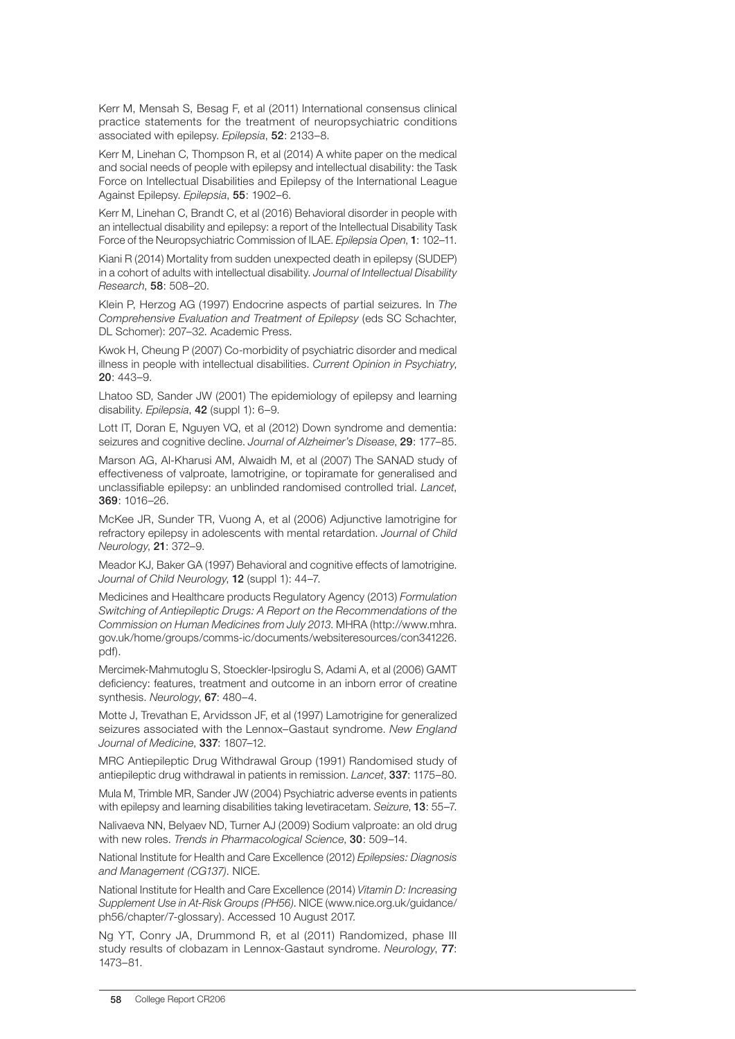Kerr M, Mensah S, Besag F, et al (2011) International consensus clinical practice statements for the treatment of neuropsychiatric conditions associated with epilepsy. *Epilepsia*, **52**: 2133–8.

Kerr M, Linehan C, Thompson R, et al (2014) A white paper on the medical and social needs of people with epilepsy and intellectual disability: the Task Force on Intellectual Disabilities and Epilepsy of the International League Against Epilepsy. *Epilepsia*, **55**: 1902–6.

Kerr M, Linehan C, Brandt C, et al (2016) Behavioral disorder in people with an intellectual disability and epilepsy: a report of the Intellectual Disability Task Force of the Neuropsychiatric Commission of ILAE. *Epilepsia Open*, **1**: 102–11.

Kiani R (2014) Mortality from sudden unexpected death in epilepsy (SUDEP) in a cohort of adults with intellectual disability. *Journal of Intellectual Disability Research*, **58**: 508–20.

Klein P, Herzog AG (1997) Endocrine aspects of partial seizures. In *The Comprehensive Evaluation and Treatment of Epilepsy* (eds SC Schachter, DL Schomer): 207–32. Academic Press.

Kwok H, Cheung P (2007) Co-morbidity of psychiatric disorder and medical illness in people with intellectual disabilities. *Current Opinion in Psychiatry*, **20**: 443–9.

Lhatoo SD, Sander JW (2001) The epidemiology of epilepsy and learning disability. *Epilepsia*, **42** (suppl 1): 6–9.

Lott IT, Doran E, Nguyen VQ, et al (2012) Down syndrome and dementia: seizures and cognitive decline. *Journal of Alzheimer's Disease*, **29**: 177–85.

Marson AG, Al-Kharusi AM, Alwaidh M, et al (2007) The SANAD study of effectiveness of valproate, lamotrigine, or topiramate for generalised and unclassifiable epilepsy: an unblinded randomised controlled trial. *Lancet*, **369**: 1016–26.

McKee JR, Sunder TR, Vuong A, et al (2006) Adjunctive lamotrigine for refractory epilepsy in adolescents with mental retardation. *Journal of Child Neurology*, **21**: 372–9.

Meador KJ, Baker GA (1997) Behavioral and cognitive effects of lamotrigine. *Journal of Child Neurology*, **12** (suppl 1): 44–7.

Medicines and Healthcare products Regulatory Agency (2013) *Formulation Switching of Antiepileptic Drugs: A Report on the Recommendations of the Commission on Human Medicines from July 2013*. MHRA (http://www.mhra.gov.uk/home/groups/comms-ic/documents/websiteresources/con341226.pdf).

Mercimek-Mahmutoglu S, Stoeckler-Ipsiroglu S, Adami A, et al (2006) GAMT deficiency: features, treatment and outcome in an inborn error of creatine synthesis. *Neurology*, **67**: 480–4.

Motte J, Trevathan E, Arvidsson JF, et al (1997) Lamotrigine for generalized seizures associated with the Lennox–Gastaut syndrome. *New England Journal of Medicine*, **337**: 1807–12.

MRC Antiepileptic Drug Withdrawal Group (1991) Randomised study of antiepileptic drug withdrawal in patients in remission. *Lancet*, **337**: 1175–80.

Mula M, Trimble MR, Sander JW (2004) Psychiatric adverse events in patients with epilepsy and learning disabilities taking levetiracetam. *Seizure*, **13**: 55–7.

Nalivaeva NN, Belyaev ND, Turner AJ (2009) Sodium valproate: an old drug with new roles. *Trends in Pharmacological Science*, **30**: 509–14.

National Institute for Health and Care Excellence (2012) *Epilepsies: Diagnosis and Management (CG137)*. NICE.

National Institute for Health and Care Excellence (2014) *Vitamin D: Increasing Supplement Use in At-Risk Groups (PH56)*. NICE (www.nice.org.uk/guidance/ph56/chapter/7-glossary). Accessed 10 August 2017.

Ng YT, Conry JA, Drummond R, et al (2011) Randomized, phase III study results of clobazam in Lennox-Gastaut syndrome. *Neurology*, **77**: 1473–81.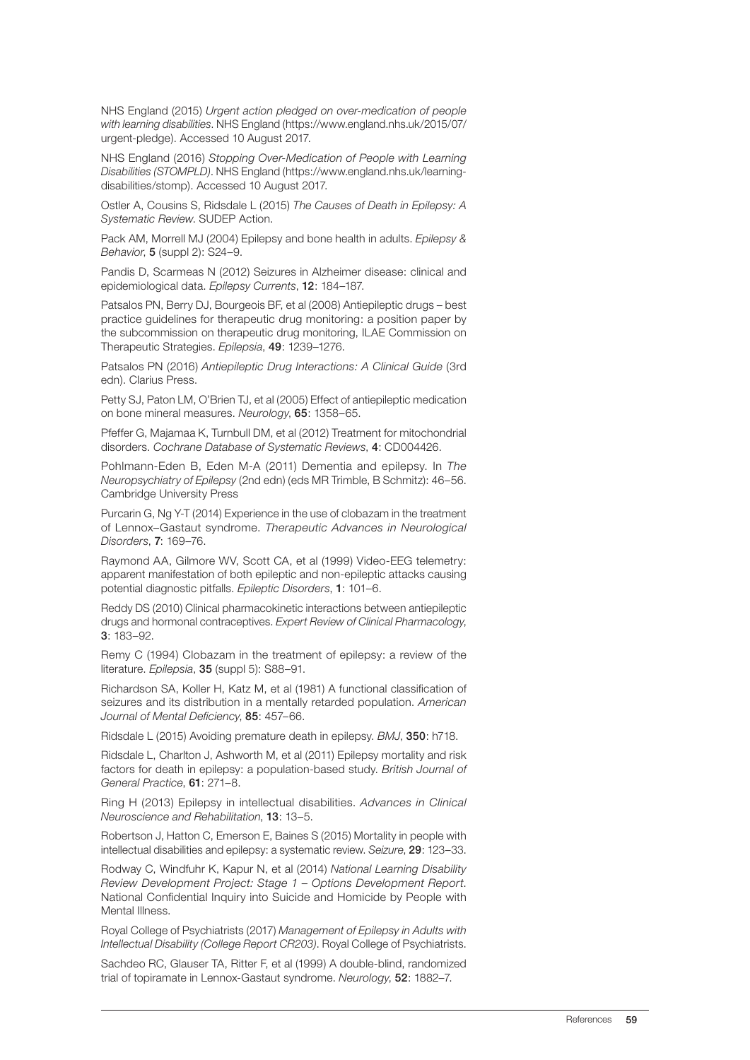NHS England (2015) *Urgent action pledged on over-medication of people with learning disabilities*. NHS England (https://www.england.nhs.uk/2015/07/urgent-pledge). Accessed 10 August 2017.

NHS England (2016) *Stopping Over-Medication of People with Learning Disabilities (STOMPLD)*. NHS England (https://www.england.nhs.uk/learning-disabilities/stomp). Accessed 10 August 2017.

Ostler A, Cousins S, Ridsdale L (2015) *The Causes of Death in Epilepsy: A Systematic Review*. SUDEP Action.

Pack AM, Morrell MJ (2004) Epilepsy and bone health in adults. *Epilepsy & Behavior*, **5** (suppl 2): S24–9.

Pandis D, Scarmeas N (2012) Seizures in Alzheimer disease: clinical and epidemiological data. *Epilepsy Currents*, **12**: 184–187.

Patsalos PN, Berry DJ, Bourgeois BF, et al (2008) Antiepileptic drugs – best practice guidelines for therapeutic drug monitoring: a position paper by the subcommission on therapeutic drug monitoring, ILAE Commission on Therapeutic Strategies. *Epilepsia*, **49**: 1239–1276.

Patsalos PN (2016) *Antiepileptic Drug Interactions: A Clinical Guide* (3rd edn). Clarius Press.

Petty SJ, Paton LM, O'Brien TJ, et al (2005) Effect of antiepileptic medication on bone mineral measures. *Neurology*, **65**: 1358–65.

Pfeffer G, Majamaa K, Turnbull DM, et al (2012) Treatment for mitochondrial disorders. *Cochrane Database of Systematic Reviews*, **4**: CD004426.

Pohlmann-Eden B, Eden M-A (2011) Dementia and epilepsy. In *The Neuropsychiatry of Epilepsy* (2nd edn) (eds MR Trimble, B Schmitz): 46–56. Cambridge University Press

Purcarin G, Ng Y-T (2014) Experience in the use of clobazam in the treatment of Lennox–Gastaut syndrome. *Therapeutic Advances in Neurological Disorders*, **7**: 169–76.

Raymond AA, Gilmore WV, Scott CA, et al (1999) Video-EEG telemetry: apparent manifestation of both epileptic and non-epileptic attacks causing potential diagnostic pitfalls. *Epileptic Disorders*, **1**: 101–6.

Reddy DS (2010) Clinical pharmacokinetic interactions between antiepileptic drugs and hormonal contraceptives. *Expert Review of Clinical Pharmacology*, **3**: 183–92.

Remy C (1994) Clobazam in the treatment of epilepsy: a review of the literature. *Epilepsia*, **35** (suppl 5): S88–91.

Richardson SA, Koller H, Katz M, et al (1981) A functional classification of seizures and its distribution in a mentally retarded population. *American Journal of Mental Deficiency*, **85**: 457–66.

Ridsdale L (2015) Avoiding premature death in epilepsy. *BMJ*, **350**: h718.

Ridsdale L, Charlton J, Ashworth M, et al (2011) Epilepsy mortality and risk factors for death in epilepsy: a population-based study. *British Journal of General Practice*, **61**: 271–8.

Ring H (2013) Epilepsy in intellectual disabilities. *Advances in Clinical Neuroscience and Rehabilitation*, **13**: 13–5.

Robertson J, Hatton C, Emerson E, Baines S (2015) Mortality in people with intellectual disabilities and epilepsy: a systematic review. *Seizure*, **29**: 123–33.

Rodway C, Windfuhr K, Kapur N, et al (2014) *National Learning Disability Review Development Project: Stage 1 – Options Development Report*. National Confidential Inquiry into Suicide and Homicide by People with Mental Illness.

Royal College of Psychiatrists (2017) *Management of Epilepsy in Adults with Intellectual Disability (College Report CR203)*. Royal College of Psychiatrists.

Sachdeo RC, Glauser TA, Ritter F, et al (1999) A double-blind, randomized trial of topiramate in Lennox-Gastaut syndrome. *Neurology*, **52**: 1882–7.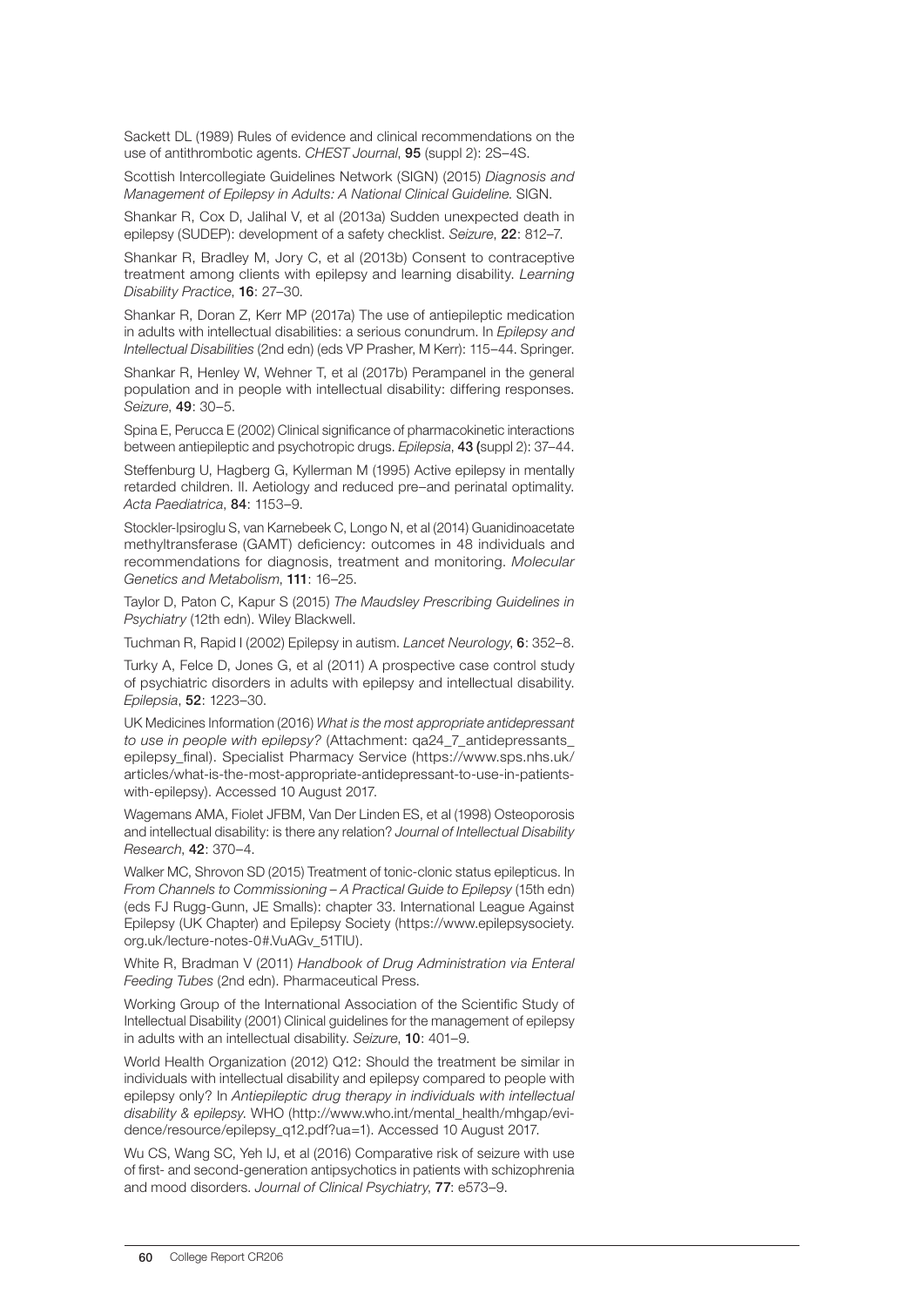Sackett DL (1989) Rules of evidence and clinical recommendations on the use of antithrombotic agents. *CHEST Journal*, **95** (suppl 2): 2S–4S.

Scottish Intercollegiate Guidelines Network (SIGN) (2015) *Diagnosis and Management of Epilepsy in Adults: A National Clinical Guideline.* SIGN.

Shankar R, Cox D, Jalihal V, et al (2013a) Sudden unexpected death in epilepsy (SUDEP): development of a safety checklist. *Seizure*, **22**: 812–7.

Shankar R, Bradley M, Jory C, et al (2013b) Consent to contraceptive treatment among clients with epilepsy and learning disability. *Learning Disability Practice*, **16**: 27–30.

Shankar R, Doran Z, Kerr MP (2017a) The use of antiepileptic medication in adults with intellectual disabilities: a serious conundrum. In *Epilepsy and Intellectual Disabilities* (2nd edn) (eds VP Prasher, M Kerr): 115–44. Springer.

Shankar R, Henley W, Wehner T, et al (2017b) Perampanel in the general population and in people with intellectual disability: differing responses. *Seizure*, **49**: 30–5.

Spina E, Perucca E (2002) Clinical significance of pharmacokinetic interactions between antiepileptic and psychotropic drugs. *Epilepsia*, **43 (**suppl 2): 37–44.

Steffenburg U, Hagberg G, Kyllerman M (1995) Active epilepsy in mentally retarded children. II. Aetiology and reduced pre–and perinatal optimality. *Acta Paediatrica*, **84**: 1153–9.

Stockler-Ipsiroglu S, van Karnebeek C, Longo N, et al (2014) Guanidinoacetate methyltransferase (GAMT) deficiency: outcomes in 48 individuals and recommendations for diagnosis, treatment and monitoring. *Molecular Genetics and Metabolism*, **111**: 16–25.

Taylor D, Paton C, Kapur S (2015) *The Maudsley Prescribing Guidelines in Psychiatry* (12th edn). Wiley Blackwell.

Tuchman R, Rapid I (2002) Epilepsy in autism. *Lancet Neurology*, **6**: 352–8.

Turky A, Felce D, Jones G, et al (2011) A prospective case control study of psychiatric disorders in adults with epilepsy and intellectual disability. *Epilepsia*, **52**: 1223–30.

UK Medicines Information (2016) *What is the most appropriate antidepressant to use in people with epilepsy?* (Attachment: qa24_7_antidepressants_epilepsy_final). Specialist Pharmacy Service (https://www.sps.nhs.uk/articles/what-is-the-most-appropriate-antidepressant-to-use-in-patients-with-epilepsy). Accessed 10 August 2017.

Wagemans AMA, Fiolet JFBM, Van Der Linden ES, et al (1998) Osteoporosis and intellectual disability: is there any relation? *Journal of Intellectual Disability Research*, **42**: 370–4.

Walker MC, Shrovon SD (2015) Treatment of tonic-clonic status epilepticus. In *From Channels to Commissioning – A Practical Guide to Epilepsy* (15th edn) (eds FJ Rugg-Gunn, JE Smalls): chapter 33. International League Against Epilepsy (UK Chapter) and Epilepsy Society (https://www.epilepsysociety.org.uk/lecture-notes-0#.VuAGv_51TIU).

White R, Bradman V (2011) *Handbook of Drug Administration via Enteral Feeding Tubes* (2nd edn). Pharmaceutical Press.

Working Group of the International Association of the Scientific Study of Intellectual Disability (2001) Clinical guidelines for the management of epilepsy in adults with an intellectual disability. *Seizure*, **10**: 401–9.

World Health Organization (2012) Q12: Should the treatment be similar in individuals with intellectual disability and epilepsy compared to people with epilepsy only? In *Antiepileptic drug therapy in individuals with intellectual disability & epilepsy.* WHO (http://www.who.int/mental_health/mhgap/evidence/resource/epilepsy_q12.pdf?ua=1). Accessed 10 August 2017.

Wu CS, Wang SC, Yeh IJ, et al (2016) Comparative risk of seizure with use of first- and second-generation antipsychotics in patients with schizophrenia and mood disorders. *Journal of Clinical Psychiatry*, **77**: e573–9.